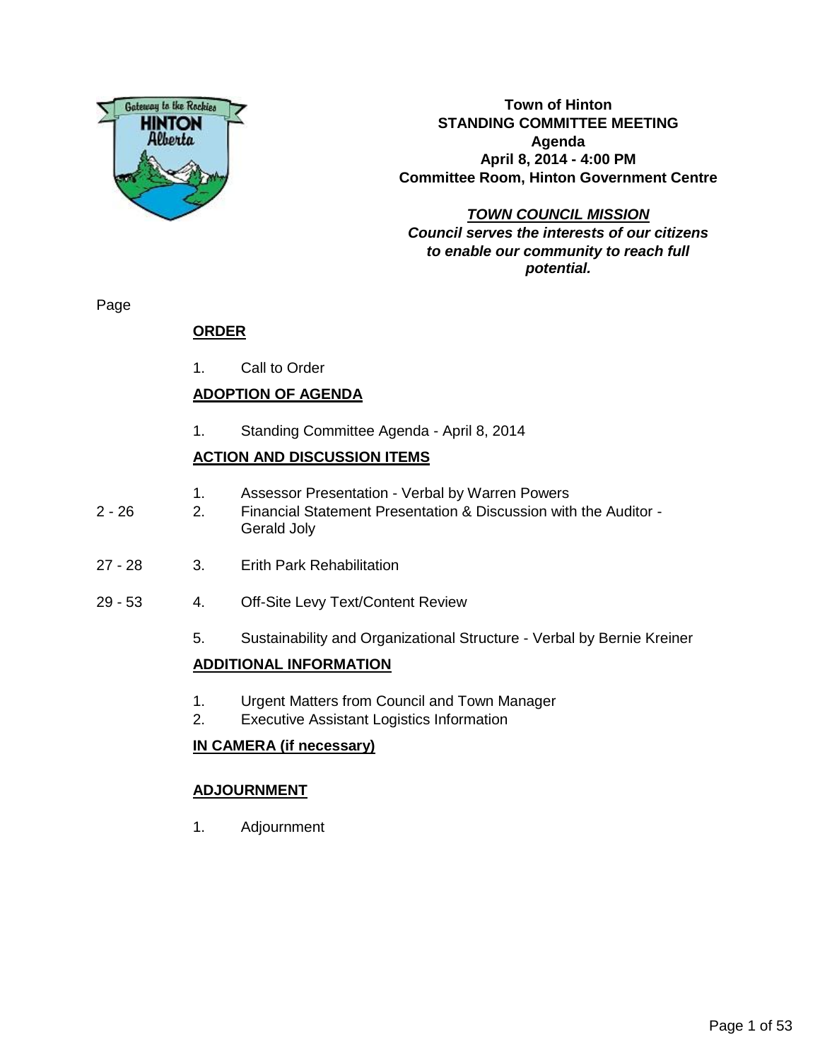**Town of Hinton**
**STANDING COMMITTEE MEETING**
**Agenda**
**April 8, 2014 - 4:00 PM**
**Committee Room, Hinton Government Centre**

***TOWN COUNCIL MISSION***
***Council serves the interests of our citizens to enable our community to reach full potential.***

Page

## ORDER

1. Call to Order

## ADOPTION OF AGENDA

1. Standing Committee Agenda - April 8, 2014

## ACTION AND DISCUSSION ITEMS

| Page | | |
|---|---|---|
| | 1. | Assessor Presentation - Verbal by Warren Powers |
| 2 - 26 | 2. | Financial Statement Presentation & Discussion with the Auditor - Gerald Joly |
| 27 - 28 | 3. | Erith Park Rehabilitation |
| 29 - 53 | 4. | Off-Site Levy Text/Content Review |
| | 5. | Sustainability and Organizational Structure - Verbal by Bernie Kreiner |

## ADDITIONAL INFORMATION

1. Urgent Matters from Council and Town Manager
2. Executive Assistant Logistics Information

## IN CAMERA (if necessary)

## ADJOURNMENT

1. Adjournment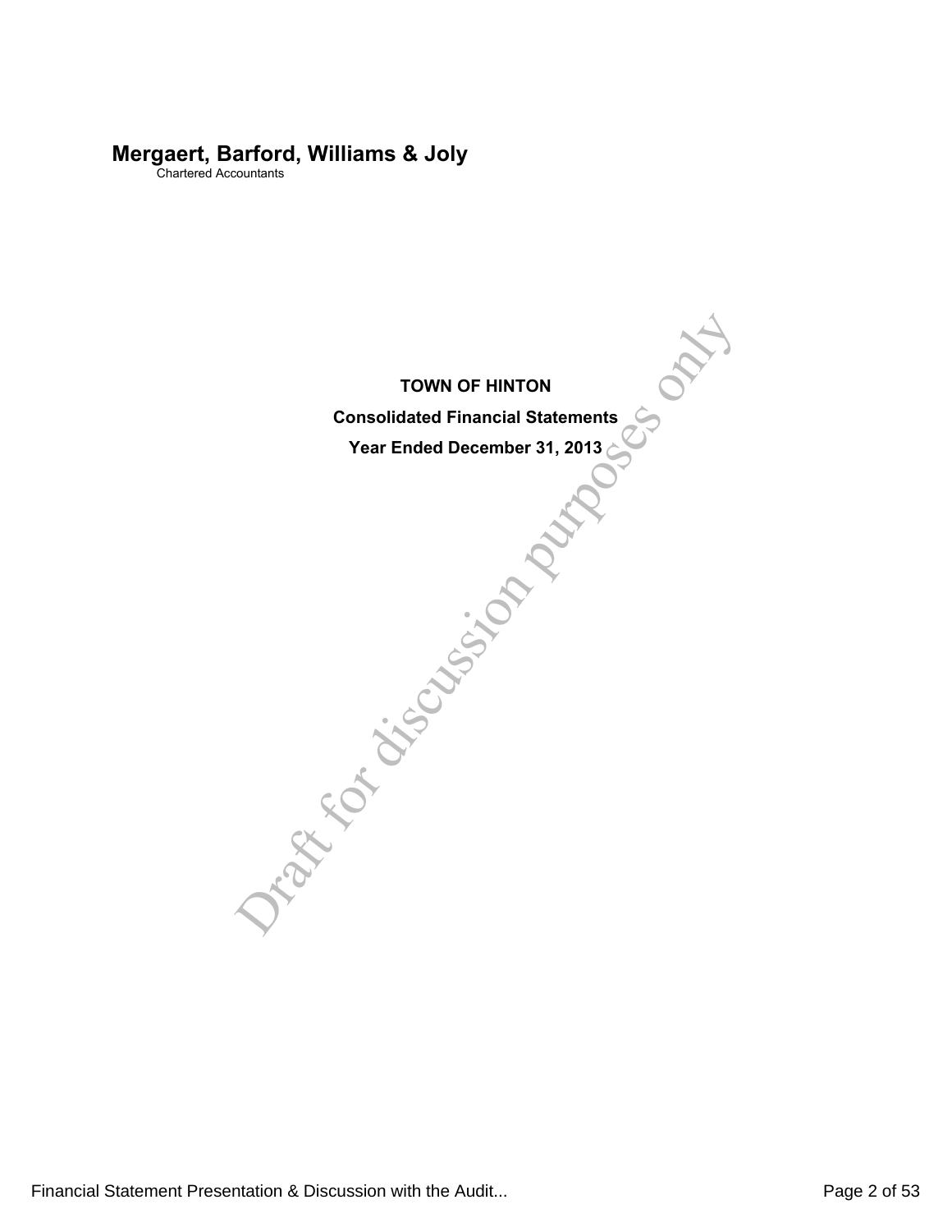**Mergaert, Barford, Williams & Joly**
Chartered Accountants

# TOWN OF HINTON

## Consolidated Financial Statements

## Year Ended December 31, 2013

Draft for discussion purposes only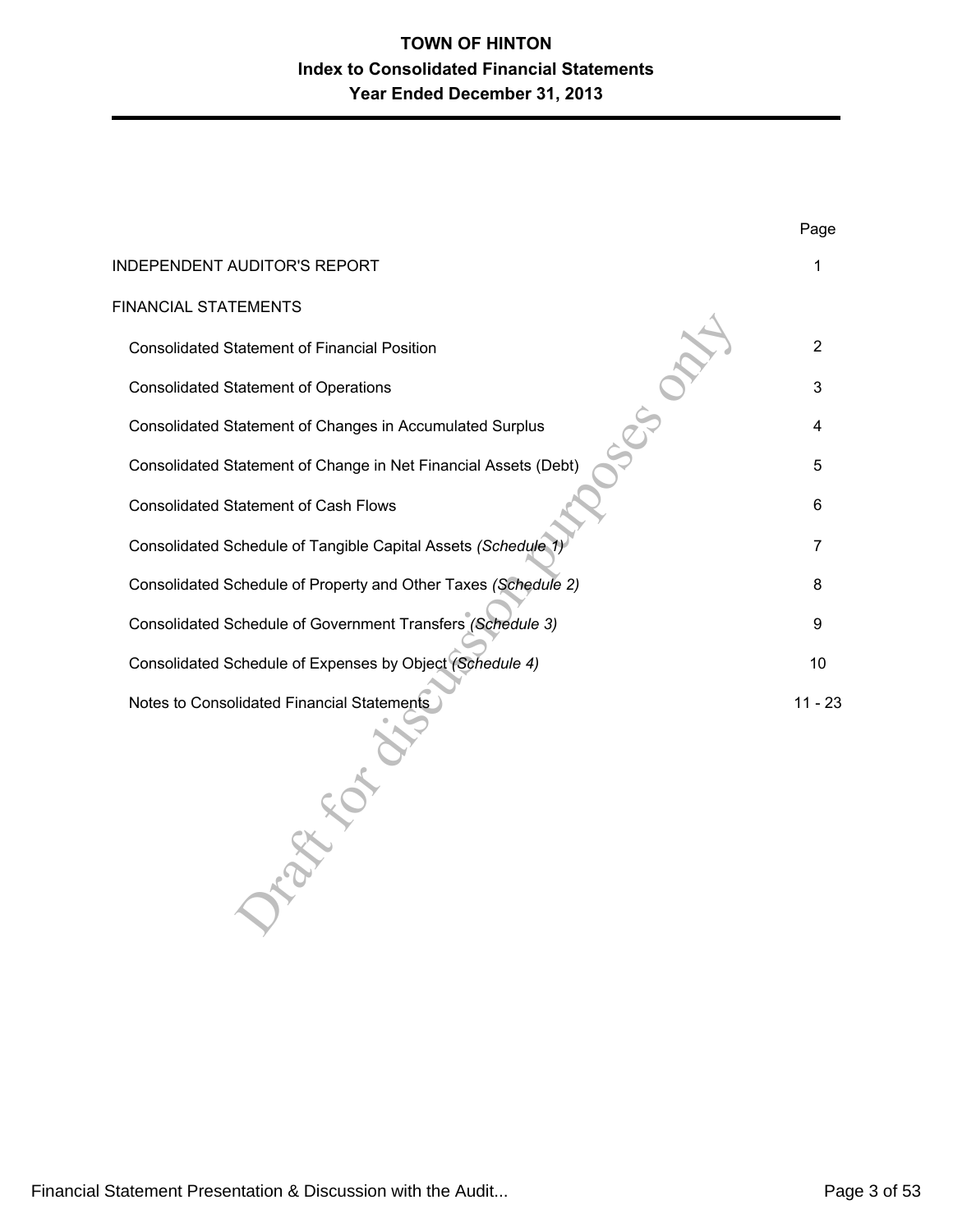# TOWN OF HINTON
## Index to Consolidated Financial Statements
## Year Ended December 31, 2013

| | Page |
|---|---|
| INDEPENDENT AUDITOR'S REPORT | 1 |
| FINANCIAL STATEMENTS | |
| Consolidated Statement of Financial Position | 2 |
| Consolidated Statement of Operations | 3 |
| Consolidated Statement of Changes in Accumulated Surplus | 4 |
| Consolidated Statement of Change in Net Financial Assets (Debt) | 5 |
| Consolidated Statement of Cash Flows | 6 |
| Consolidated Schedule of Tangible Capital Assets *(Schedule 1)* | 7 |
| Consolidated Schedule of Property and Other Taxes *(Schedule 2)* | 8 |
| Consolidated Schedule of Government Transfers *(Schedule 3)* | 9 |
| Consolidated Schedule of Expenses by Object *(Schedule 4)* | 10 |
| Notes to Consolidated Financial Statements | 11 - 23 |

Draft for discussion purposes only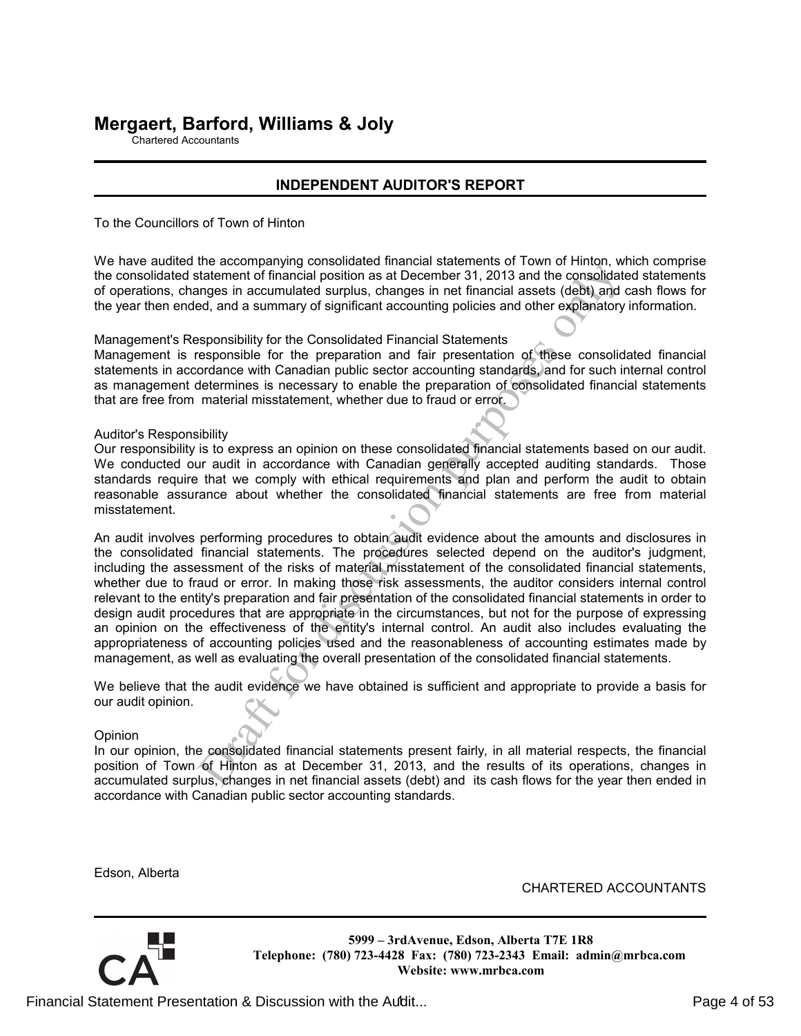# Mergaert, Barford, Williams & Joly

Chartered Accountants

## INDEPENDENT AUDITOR'S REPORT

To the Councillors of Town of Hinton

We have audited the accompanying consolidated financial statements of Town of Hinton, which comprise the consolidated statement of financial position as at December 31, 2013 and the consolidated statements of operations, changes in accumulated surplus, changes in net financial assets (debt) and cash flows for the year then ended, and a summary of significant accounting policies and other explanatory information.

Management's Responsibility for the Consolidated Financial Statements

Management is responsible for the preparation and fair presentation of these consolidated financial statements in accordance with Canadian public sector accounting standards, and for such internal control as management determines is necessary to enable the preparation of consolidated financial statements that are free from material misstatement, whether due to fraud or error.

Auditor's Responsibility

Our responsibility is to express an opinion on these consolidated financial statements based on our audit. We conducted our audit in accordance with Canadian generally accepted auditing standards. Those standards require that we comply with ethical requirements and plan and perform the audit to obtain reasonable assurance about whether the consolidated financial statements are free from material misstatement.

An audit involves performing procedures to obtain audit evidence about the amounts and disclosures in the consolidated financial statements. The procedures selected depend on the auditor's judgment, including the assessment of the risks of material misstatement of the consolidated financial statements, whether due to fraud or error. In making those risk assessments, the auditor considers internal control relevant to the entity's preparation and fair presentation of the consolidated financial statements in order to design audit procedures that are appropriate in the circumstances, but not for the purpose of expressing an opinion on the effectiveness of the entity's internal control. An audit also includes evaluating the appropriateness of accounting policies used and the reasonableness of accounting estimates made by management, as well as evaluating the overall presentation of the consolidated financial statements.

We believe that the audit evidence we have obtained is sufficient and appropriate to provide a basis for our audit opinion.

Opinion

In our opinion, the consolidated financial statements present fairly, in all material respects, the financial position of Town of Hinton as at December 31, 2013, and the results of its operations, changes in accumulated surplus, changes in net financial assets (debt) and its cash flows for the year then ended in accordance with Canadian public sector accounting standards.

Edson, Alberta

CHARTERED ACCOUNTANTS

Draft for discussion purposes only

**5999 – 3rdAvenue, Edson, Alberta T7E 1R8**
**Telephone: (780) 723-4428 Fax: (780) 723-2343 Email: admin@mrbca.com**
**Website: www.mrbca.com**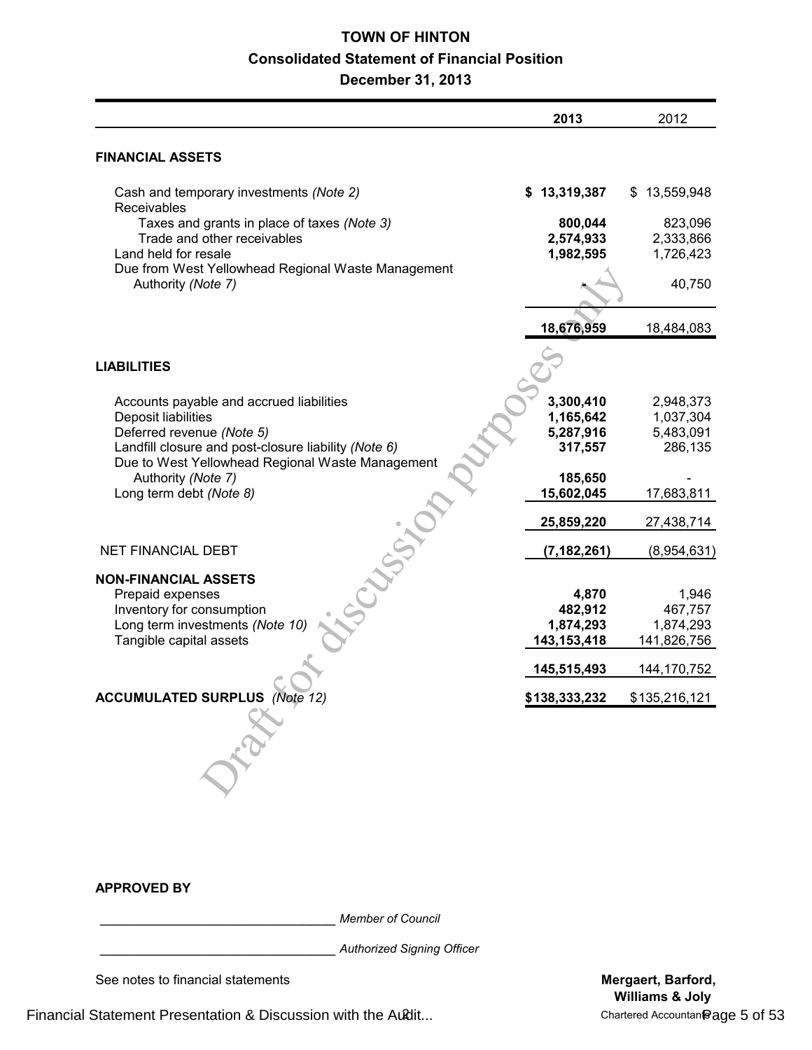# TOWN OF HINTON

## Consolidated Statement of Financial Position

## December 31, 2013

| | 2013 | 2012 |
|---|---|---|
| **FINANCIAL ASSETS** | | |
| Cash and temporary investments *(Note 2)* | **$ 13,319,387** | $ 13,559,948 |
| Receivables | | |
| Taxes and grants in place of taxes *(Note 3)* | **800,044** | 823,096 |
| Trade and other receivables | **2,574,933** | 2,333,866 |
| Land held for resale | **1,982,595** | 1,726,423 |
| Due from West Yellowhead Regional Waste Management Authority *(Note 7)* | **-** | 40,750 |
| | **18,676,959** | 18,484,083 |
| **LIABILITIES** | | |
| Accounts payable and accrued liabilities | **3,300,410** | 2,948,373 |
| Deposit liabilities | **1,165,642** | 1,037,304 |
| Deferred revenue *(Note 5)* | **5,287,916** | 5,483,091 |
| Landfill closure and post-closure liability *(Note 6)* | **317,557** | 286,135 |
| Due to West Yellowhead Regional Waste Management Authority *(Note 7)* | **185,650** | - |
| Long term debt *(Note 8)* | **15,602,045** | 17,683,811 |
| | **25,859,220** | 27,438,714 |
| NET FINANCIAL DEBT | **(7,182,261)** | (8,954,631) |
| **NON-FINANCIAL ASSETS** | | |
| Prepaid expenses | **4,870** | 1,946 |
| Inventory for consumption | **482,912** | 467,757 |
| Long term investments *(Note 10)* | **1,874,293** | 1,874,293 |
| Tangible capital assets | **143,153,418** | 141,826,756 |
| | **145,515,493** | 144,170,752 |
| **ACCUMULATED SURPLUS** *(Note 12)* | **$138,333,232** | $135,216,121 |

Draft for discussion purposes only

**APPROVED BY**

________________________________ *Member of Council*

________________________________ *Authorized Signing Officer*

See notes to financial statements

**Mergaert, Barford, Williams & Joly**
Chartered Accountants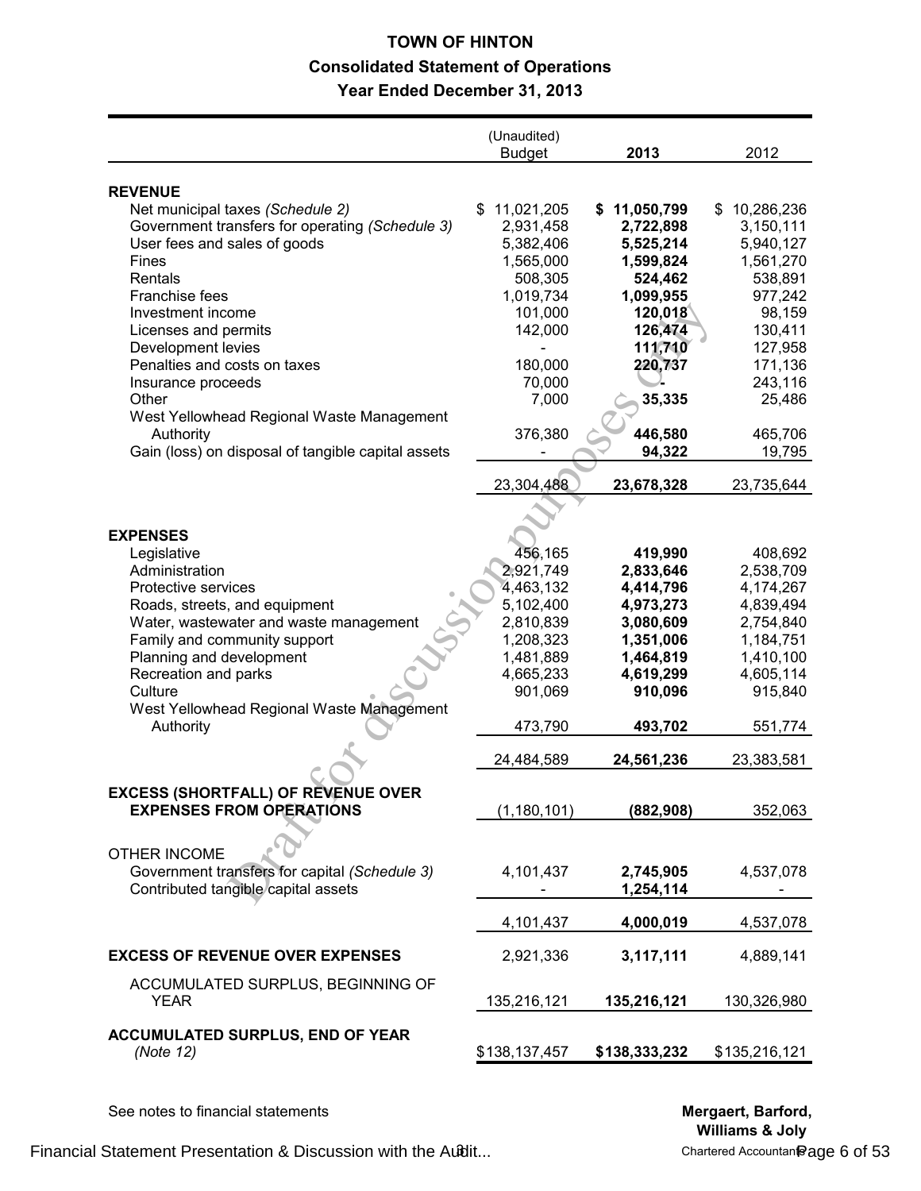# TOWN OF HINTON

## Consolidated Statement of Operations

### Year Ended December 31, 2013

| | (Unaudited) Budget | **2013** | 2012 |
|---|---|---|---|
| **REVENUE** | | | |
| Net municipal taxes *(Schedule 2)* | $ 11,021,205 | **$ 11,050,799** | $ 10,286,236 |
| Government transfers for operating *(Schedule 3)* | 2,931,458 | **2,722,898** | 3,150,111 |
| User fees and sales of goods | 5,382,406 | **5,525,214** | 5,940,127 |
| Fines | 1,565,000 | **1,599,824** | 1,561,270 |
| Rentals | 508,305 | **524,462** | 538,891 |
| Franchise fees | 1,019,734 | **1,099,955** | 977,242 |
| Investment income | 101,000 | **120,018** | 98,159 |
| Licenses and permits | 142,000 | **126,474** | 130,411 |
| Development levies | - | **111,710** | 127,958 |
| Penalties and costs on taxes | 180,000 | **220,737** | 171,136 |
| Insurance proceeds | 70,000 | **-** | 243,116 |
| Other | 7,000 | **35,335** | 25,486 |
| West Yellowhead Regional Waste Management Authority | 376,380 | **446,580** | 465,706 |
| Gain (loss) on disposal of tangible capital assets | - | **94,322** | 19,795 |
| | 23,304,488 | **23,678,328** | 23,735,644 |
| **EXPENSES** | | | |
| Legislative | 456,165 | **419,990** | 408,692 |
| Administration | 2,921,749 | **2,833,646** | 2,538,709 |
| Protective services | 4,463,132 | **4,414,796** | 4,174,267 |
| Roads, streets, and equipment | 5,102,400 | **4,973,273** | 4,839,494 |
| Water, wastewater and waste management | 2,810,839 | **3,080,609** | 2,754,840 |
| Family and community support | 1,208,323 | **1,351,006** | 1,184,751 |
| Planning and development | 1,481,889 | **1,464,819** | 1,410,100 |
| Recreation and parks | 4,665,233 | **4,619,299** | 4,605,114 |
| Culture | 901,069 | **910,096** | 915,840 |
| West Yellowhead Regional Waste Management Authority | 473,790 | **493,702** | 551,774 |
| | 24,484,589 | **24,561,236** | 23,383,581 |
| **EXCESS (SHORTFALL) OF REVENUE OVER EXPENSES FROM OPERATIONS** | (1,180,101) | **(882,908)** | 352,063 |
| OTHER INCOME | | | |
| Government transfers for capital *(Schedule 3)* | 4,101,437 | **2,745,905** | 4,537,078 |
| Contributed tangible capital assets | - | **1,254,114** | - |
| | 4,101,437 | **4,000,019** | 4,537,078 |
| **EXCESS OF REVENUE OVER EXPENSES** | 2,921,336 | **3,117,111** | 4,889,141 |
| ACCUMULATED SURPLUS, BEGINNING OF YEAR | 135,216,121 | **135,216,121** | 130,326,980 |
| **ACCUMULATED SURPLUS, END OF YEAR** *(Note 12)* | $138,137,457 | **$138,333,232** | $135,216,121 |

See notes to financial statements

**Mergaert, Barford, Williams & Joly**
Chartered Accountants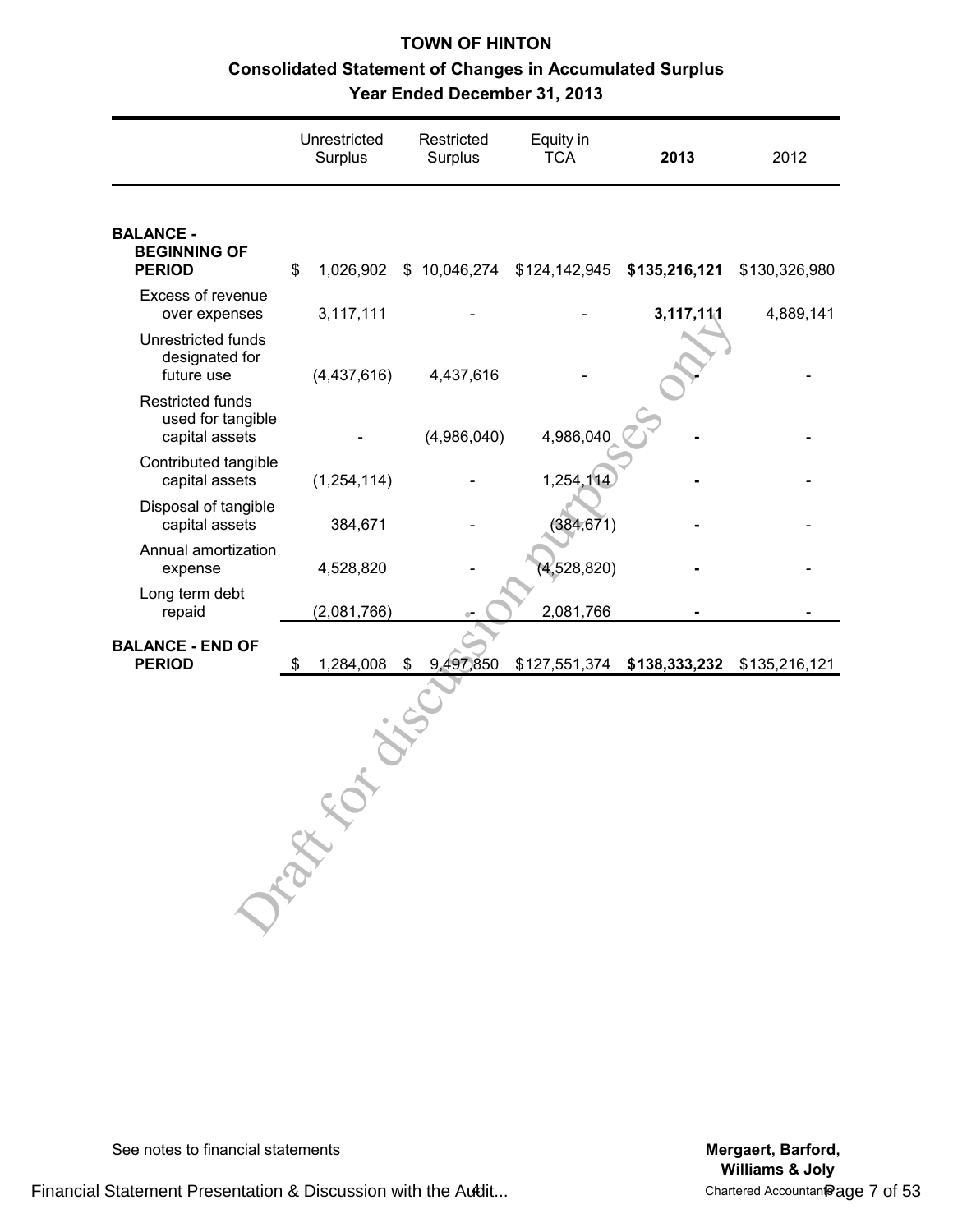# TOWN OF HINTON

## Consolidated Statement of Changes in Accumulated Surplus

### Year Ended December 31, 2013

| | Unrestricted Surplus | Restricted Surplus | Equity in TCA | **2013** | 2012 |
|---|---|---|---|---|---|
| **BALANCE - BEGINNING OF PERIOD** | $ 1,026,902 | $ 10,046,274 | $124,142,945 | **$135,216,121** | $130,326,980 |
| Excess of revenue over expenses | 3,117,111 | - | - | **3,117,111** | 4,889,141 |
| Unrestricted funds designated for future use | (4,437,616) | 4,437,616 | - | **-** | - |
| Restricted funds used for tangible capital assets | - | (4,986,040) | 4,986,040 | **-** | - |
| Contributed tangible capital assets | (1,254,114) | - | 1,254,114 | **-** | - |
| Disposal of tangible capital assets | 384,671 | - | (384,671) | **-** | - |
| Annual amortization expense | 4,528,820 | - | (4,528,820) | **-** | - |
| Long term debt repaid | (2,081,766) | - | 2,081,766 | **-** | - |
| **BALANCE - END OF PERIOD** | $ 1,284,008 | $ 9,497,850 | $127,551,374 | **$138,333,232** | $135,216,121 |

Draft for discussion purposes only

See notes to financial statements

**Mergaert, Barford, Williams & Joly**
Chartered Accountants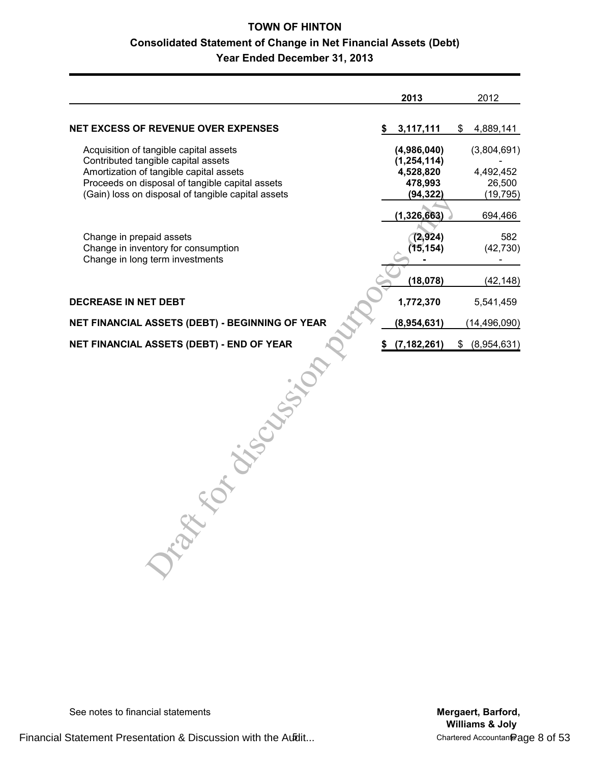# TOWN OF HINTON

## Consolidated Statement of Change in Net Financial Assets (Debt)

### Year Ended December 31, 2013

| | 2013 | 2012 |
|---|---|---|
| **NET EXCESS OF REVENUE OVER EXPENSES** | **$ 3,117,111** | $ 4,889,141 |
| Acquisition of tangible capital assets | **(4,986,040)** | (3,804,691) |
| Contributed tangible capital assets | **(1,254,114)** | - |
| Amortization of tangible capital assets | **4,528,820** | 4,492,452 |
| Proceeds on disposal of tangible capital assets | **478,993** | 26,500 |
| (Gain) loss on disposal of tangible capital assets | **(94,322)** | (19,795) |
| | **(1,326,663)** | 694,466 |
| Change in prepaid assets | **(2,924)** | 582 |
| Change in inventory for consumption | **(15,154)** | (42,730) |
| Change in long term investments | **-** | - |
| | **(18,078)** | (42,148) |
| **DECREASE IN NET DEBT** | **1,772,370** | 5,541,459 |
| **NET FINANCIAL ASSETS (DEBT) - BEGINNING OF YEAR** | **(8,954,631)** | (14,496,090) |
| **NET FINANCIAL ASSETS (DEBT) - END OF YEAR** | **$ (7,182,261)** | $ (8,954,631) |

Draft for discussion purposes only

See notes to financial statements

**Mergaert, Barford, Williams & Joly**
Chartered Accountants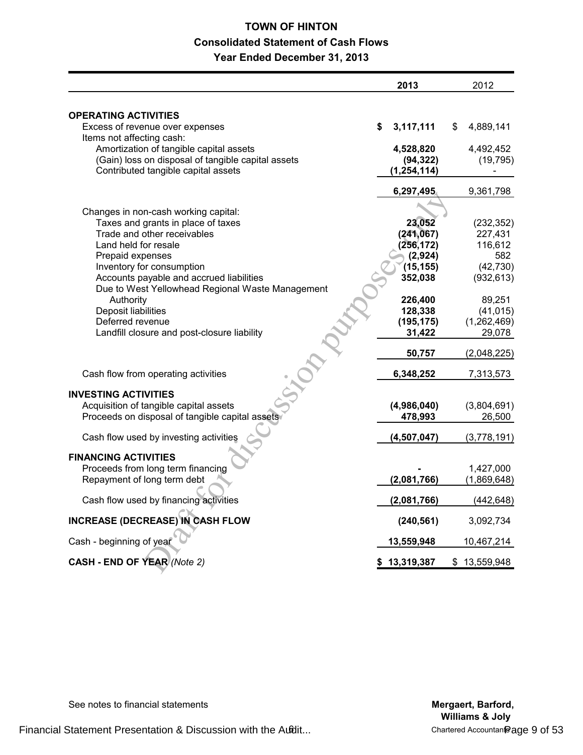# TOWN OF HINTON

## Consolidated Statement of Cash Flows

### Year Ended December 31, 2013

| | 2013 | 2012 |
|---|---|---|
| **OPERATING ACTIVITIES** | | |
| Excess of revenue over expenses | **$ 3,117,111** | $ 4,889,141 |
| Items not affecting cash: | | |
| Amortization of tangible capital assets | **4,528,820** | 4,492,452 |
| (Gain) loss on disposal of tangible capital assets | **(94,322)** | (19,795) |
| Contributed tangible capital assets | **(1,254,114)** | - |
| | **6,297,495** | 9,361,798 |
| Changes in non-cash working capital: | | |
| Taxes and grants in place of taxes | **23,052** | (232,352) |
| Trade and other receivables | **(241,067)** | 227,431 |
| Land held for resale | **(256,172)** | 116,612 |
| Prepaid expenses | **(2,924)** | 582 |
| Inventory for consumption | **(15,155)** | (42,730) |
| Accounts payable and accrued liabilities | **352,038** | (932,613) |
| Due to West Yellowhead Regional Waste Management Authority | **226,400** | 89,251 |
| Deposit liabilities | **128,338** | (41,015) |
| Deferred revenue | **(195,175)** | (1,262,469) |
| Landfill closure and post-closure liability | **31,422** | 29,078 |
| | **50,757** | (2,048,225) |
| Cash flow from operating activities | **6,348,252** | 7,313,573 |
| **INVESTING ACTIVITIES** | | |
| Acquisition of tangible capital assets | **(4,986,040)** | (3,804,691) |
| Proceeds on disposal of tangible capital assets | **478,993** | 26,500 |
| Cash flow used by investing activities | **(4,507,047)** | (3,778,191) |
| **FINANCING ACTIVITIES** | | |
| Proceeds from long term financing | **-** | 1,427,000 |
| Repayment of long term debt | **(2,081,766)** | (1,869,648) |
| Cash flow used by financing activities | **(2,081,766)** | (442,648) |
| **INCREASE (DECREASE) IN CASH FLOW** | **(240,561)** | 3,092,734 |
| Cash - beginning of year | **13,559,948** | 10,467,214 |
| **CASH - END OF YEAR** *(Note 2)* | **$ 13,319,387** | $ 13,559,948 |

Draft for discussion purposes only

See notes to financial statements

**Mergaert, Barford, Williams & Joly**
Chartered Accountants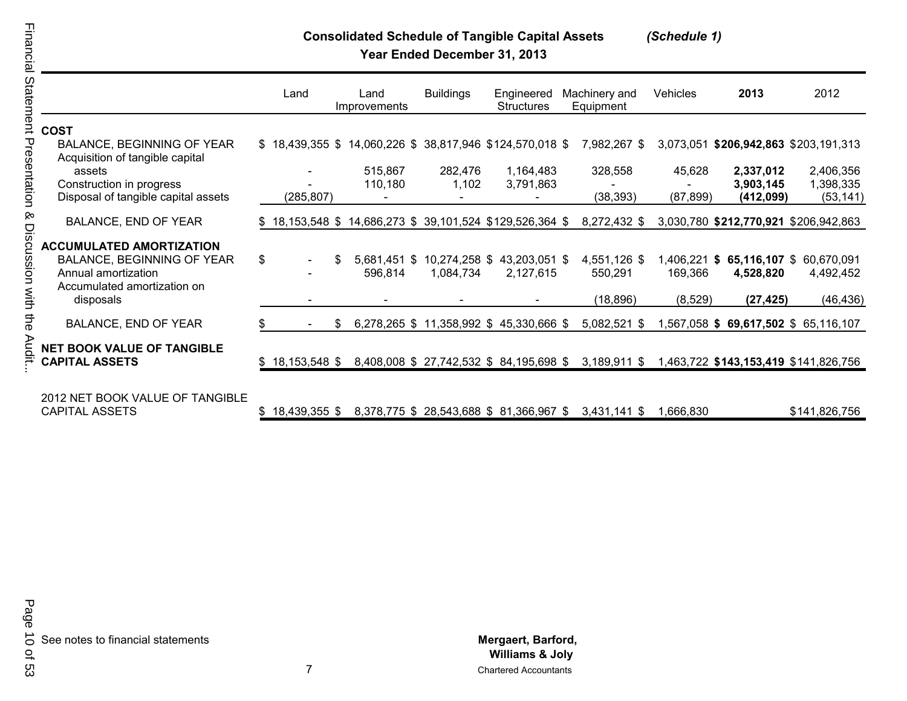## Consolidated Schedule of Tangible Capital Assets *(Schedule 1)*

**Year Ended December 31, 2013**

| | Land | Land Improvements | Buildings | Engineered Structures | Machinery and Equipment | Vehicles | **2013** | 2012 |
|---|---|---|---|---|---|---|---|---|
| **COST** | | | | | | | | |
| BALANCE, BEGINNING OF YEAR | $ 18,439,355 | $ 14,060,226 | $ 38,817,946 | $124,570,018 | $ 7,982,267 | $ 3,073,051 | **$206,942,863** | $203,191,313 |
| Acquisition of tangible capital assets | - | 515,867 | 282,476 | 1,164,483 | 328,558 | 45,628 | **2,337,012** | 2,406,356 |
| Construction in progress | - | 110,180 | 1,102 | 3,791,863 | - | - | **3,903,145** | 1,398,335 |
| Disposal of tangible capital assets | (285,807) | - | - | - | (38,393) | (87,899) | **(412,099)** | (53,141) |
| BALANCE, END OF YEAR | $ 18,153,548 | $ 14,686,273 | $ 39,101,524 | $129,526,364 | $ 8,272,432 | $ 3,030,780 | **$212,770,921** | $206,942,863 |
| **ACCUMULATED AMORTIZATION** | | | | | | | | |
| BALANCE, BEGINNING OF YEAR | $ - | $ 5,681,451 | $ 10,274,258 | $ 43,203,051 | $ 4,551,126 | $ 1,406,221 | **$ 65,116,107** | $ 60,670,091 |
| Annual amortization | - | 596,814 | 1,084,734 | 2,127,615 | 550,291 | 169,366 | **4,528,820** | 4,492,452 |
| Accumulated amortization on disposals | - | - | - | - | (18,896) | (8,529) | **(27,425)** | (46,436) |
| BALANCE, END OF YEAR | $ - | $ 6,278,265 | $ 11,358,992 | $ 45,330,666 | $ 5,082,521 | $ 1,567,058 | **$ 69,617,502** | $ 65,116,107 |
| **NET BOOK VALUE OF TANGIBLE CAPITAL ASSETS** | $ 18,153,548 | $ 8,408,008 | $ 27,742,532 | $ 84,195,698 | $ 3,189,911 | $ 1,463,722 | **$143,153,419** | $141,826,756 |
| 2012 NET BOOK VALUE OF TANGIBLE CAPITAL ASSETS | $ 18,439,355 | $ 8,378,775 | $ 28,543,688 | $ 81,366,967 | $ 3,431,141 | $ 1,666,830 | | $141,826,756 |

See notes to financial statements

**Mergaert, Barford, Williams & Joly**
Chartered Accountants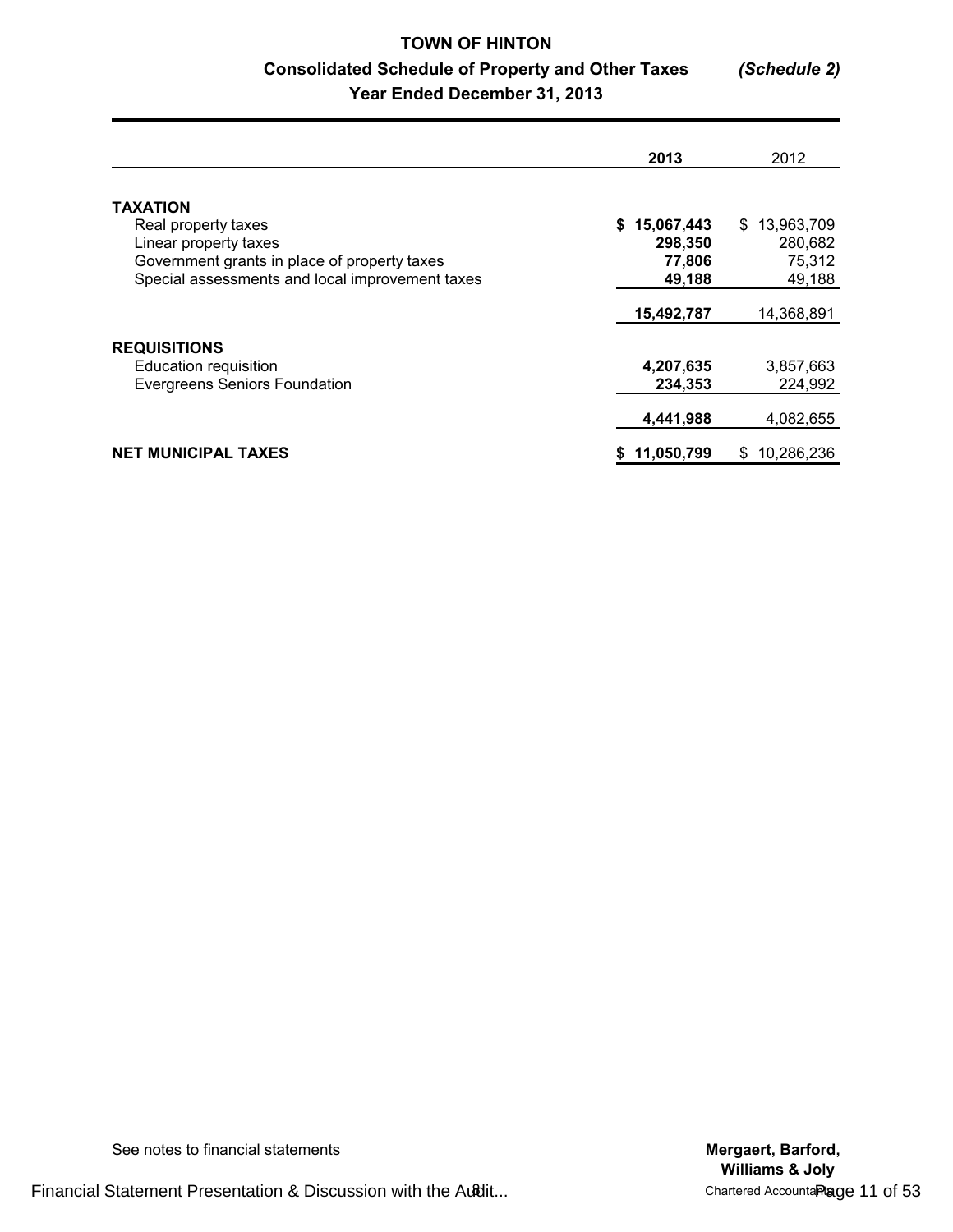# TOWN OF HINTON

## Consolidated Schedule of Property and Other Taxes *(Schedule 2)*

### Year Ended December 31, 2013

| | 2013 | 2012 |
|---|---|---|
| **TAXATION** | | |
| Real property taxes | **$ 15,067,443** | $ 13,963,709 |
| Linear property taxes | **298,350** | 280,682 |
| Government grants in place of property taxes | **77,806** | 75,312 |
| Special assessments and local improvement taxes | **49,188** | 49,188 |
| | **15,492,787** | 14,368,891 |
| **REQUISITIONS** | | |
| Education requisition | **4,207,635** | 3,857,663 |
| Evergreens Seniors Foundation | **234,353** | 224,992 |
| | **4,441,988** | 4,082,655 |
| **NET MUNICIPAL TAXES** | **$ 11,050,799** | $ 10,286,236 |

See notes to financial statements

**Mergaert, Barford, Williams & Joly**
Chartered Accountants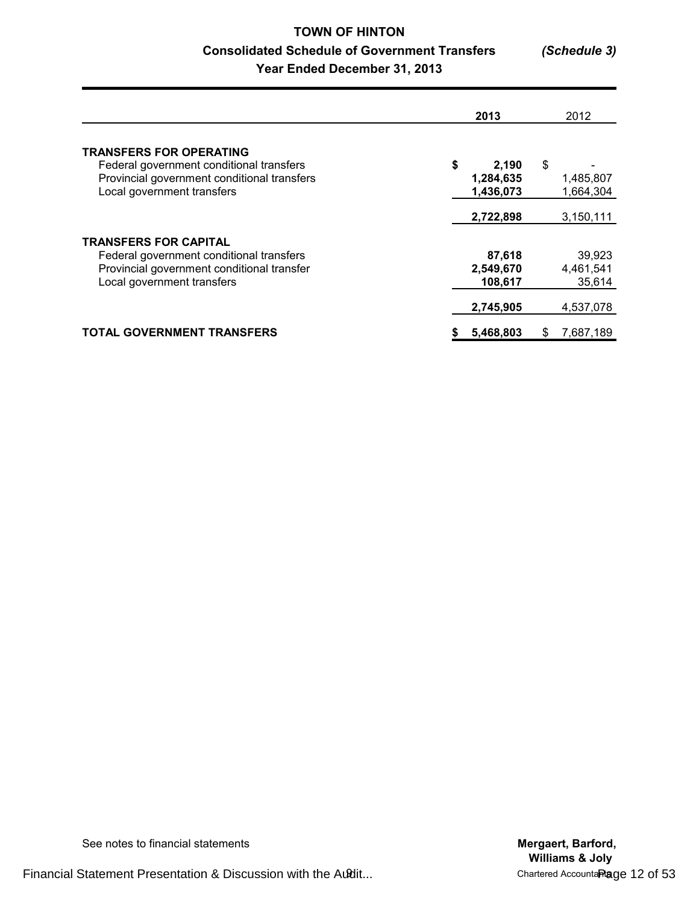**TOWN OF HINTON**

**Consolidated Schedule of Government Transfers** *(Schedule 3)*

**Year Ended December 31, 2013**

| | **2013** | 2012 |
|---|---|---|
| **TRANSFERS FOR OPERATING** | | |
| Federal government conditional transfers | **$ 2,190** | $ - |
| Provincial government conditional transfers | **1,284,635** | 1,485,807 |
| Local government transfers | **1,436,073** | 1,664,304 |
| | **2,722,898** | 3,150,111 |
| **TRANSFERS FOR CAPITAL** | | |
| Federal government conditional transfers | **87,618** | 39,923 |
| Provincial government conditional transfer | **2,549,670** | 4,461,541 |
| Local government transfers | **108,617** | 35,614 |
| | **2,745,905** | 4,537,078 |
| **TOTAL GOVERNMENT TRANSFERS** | **$ 5,468,803** | $ 7,687,189 |

See notes to financial statements

**Mergaert, Barford, Williams & Joly**
Chartered Accountants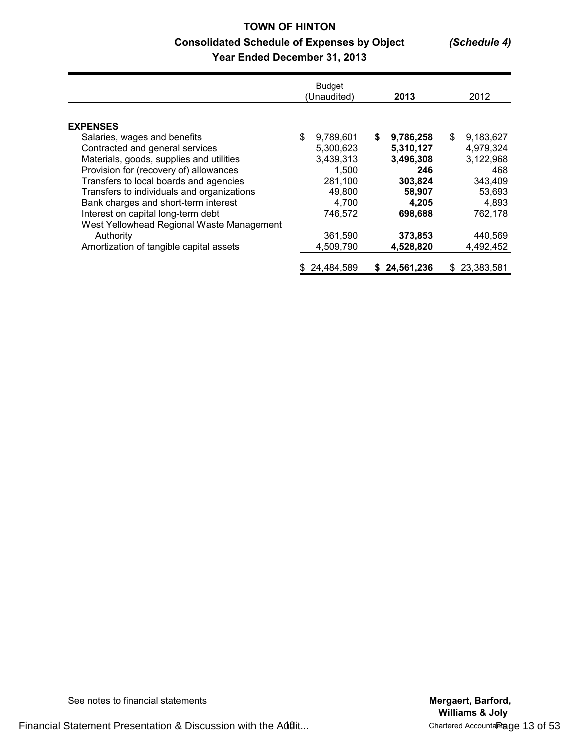# TOWN OF HINTON

## Consolidated Schedule of Expenses by Object *(Schedule 4)*

### Year Ended December 31, 2013

| | Budget (Unaudited) | **2013** | 2012 |
|---|---|---|---|
| **EXPENSES** | | | |
| Salaries, wages and benefits | $ 9,789,601 | **$ 9,786,258** | $ 9,183,627 |
| Contracted and general services | 5,300,623 | **5,310,127** | 4,979,324 |
| Materials, goods, supplies and utilities | 3,439,313 | **3,496,308** | 3,122,968 |
| Provision for (recovery of) allowances | 1,500 | **246** | 468 |
| Transfers to local boards and agencies | 281,100 | **303,824** | 343,409 |
| Transfers to individuals and organizations | 49,800 | **58,907** | 53,693 |
| Bank charges and short-term interest | 4,700 | **4,205** | 4,893 |
| Interest on capital long-term debt | 746,572 | **698,688** | 762,178 |
| West Yellowhead Regional Waste Management Authority | 361,590 | **373,853** | 440,569 |
| Amortization of tangible capital assets | 4,509,790 | **4,528,820** | 4,492,452 |
| | $ 24,484,589 | **$ 24,561,236** | $ 23,383,581 |

See notes to financial statements

**Mergaert, Barford, Williams & Joly**
Chartered Accountants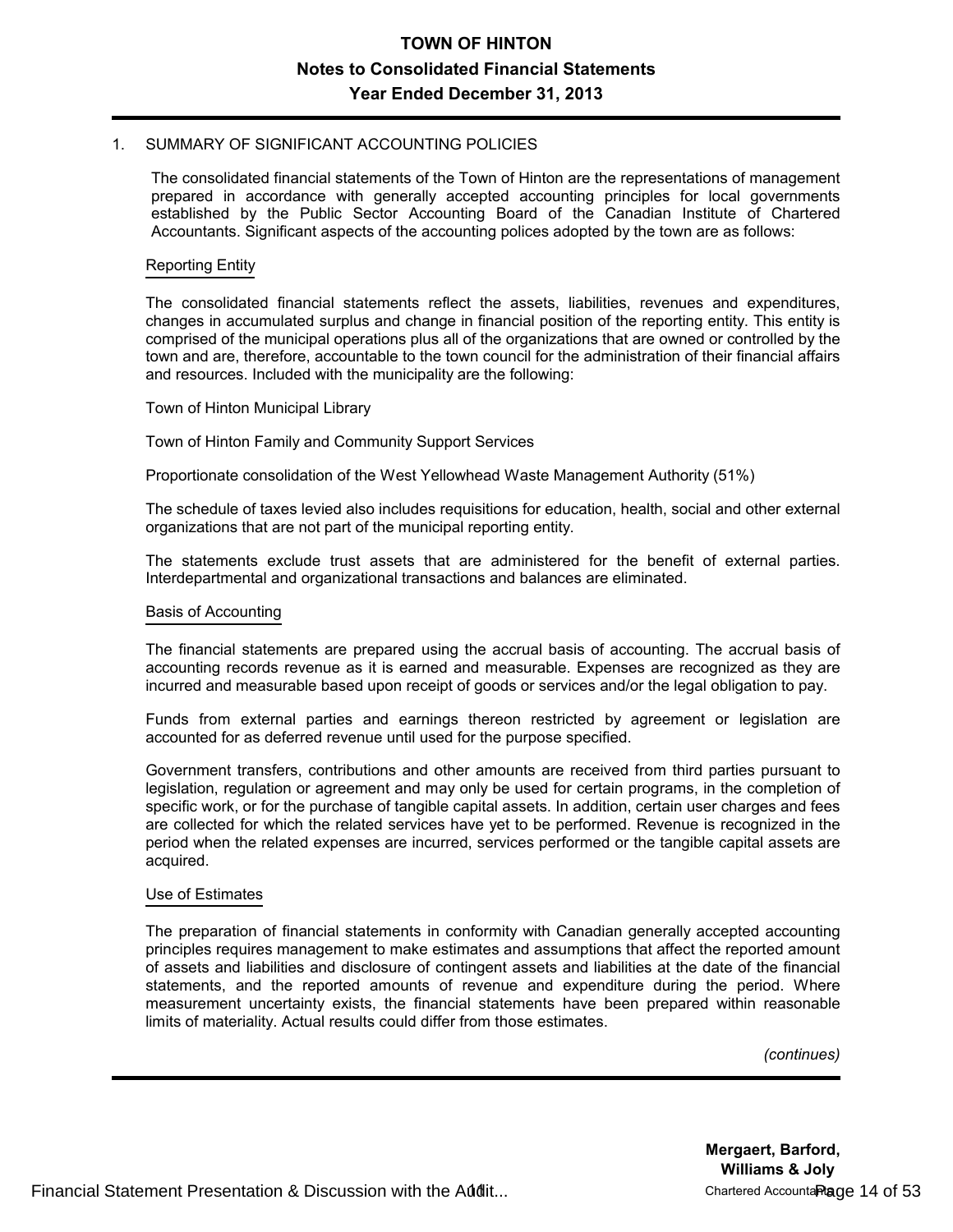# TOWN OF HINTON
## Notes to Consolidated Financial Statements
## Year Ended December 31, 2013

1. SUMMARY OF SIGNIFICANT ACCOUNTING POLICIES

The consolidated financial statements of the Town of Hinton are the representations of management prepared in accordance with generally accepted accounting principles for local governments established by the Public Sector Accounting Board of the Canadian Institute of Chartered Accountants. Significant aspects of the accounting polices adopted by the town are as follows:

### Reporting Entity

The consolidated financial statements reflect the assets, liabilities, revenues and expenditures, changes in accumulated surplus and change in financial position of the reporting entity. This entity is comprised of the municipal operations plus all of the organizations that are owned or controlled by the town and are, therefore, accountable to the town council for the administration of their financial affairs and resources. Included with the municipality are the following:

Town of Hinton Municipal Library

Town of Hinton Family and Community Support Services

Proportionate consolidation of the West Yellowhead Waste Management Authority (51%)

The schedule of taxes levied also includes requisitions for education, health, social and other external organizations that are not part of the municipal reporting entity.

The statements exclude trust assets that are administered for the benefit of external parties. Interdepartmental and organizational transactions and balances are eliminated.

### Basis of Accounting

The financial statements are prepared using the accrual basis of accounting. The accrual basis of accounting records revenue as it is earned and measurable. Expenses are recognized as they are incurred and measurable based upon receipt of goods or services and/or the legal obligation to pay.

Funds from external parties and earnings thereon restricted by agreement or legislation are accounted for as deferred revenue until used for the purpose specified.

Government transfers, contributions and other amounts are received from third parties pursuant to legislation, regulation or agreement and may only be used for certain programs, in the completion of specific work, or for the purchase of tangible capital assets. In addition, certain user charges and fees are collected for which the related services have yet to be performed. Revenue is recognized in the period when the related expenses are incurred, services performed or the tangible capital assets are acquired.

### Use of Estimates

The preparation of financial statements in conformity with Canadian generally accepted accounting principles requires management to make estimates and assumptions that affect the reported amount of assets and liabilities and disclosure of contingent assets and liabilities at the date of the financial statements, and the reported amounts of revenue and expenditure during the period. Where measurement uncertainty exists, the financial statements have been prepared within reasonable limits of materiality. Actual results could differ from those estimates.

*(continues)*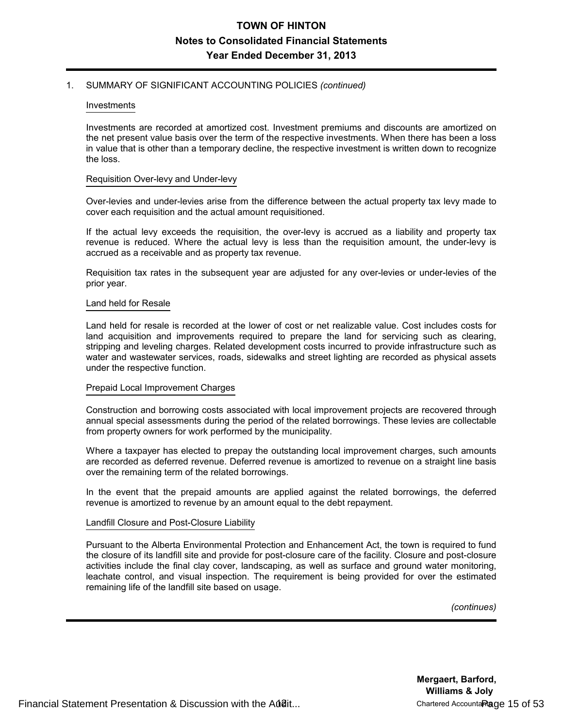1. SUMMARY OF SIGNIFICANT ACCOUNTING POLICIES *(continued)*

### Investments

Investments are recorded at amortized cost. Investment premiums and discounts are amortized on the net present value basis over the term of the respective investments. When there has been a loss in value that is other than a temporary decline, the respective investment is written down to recognize the loss.

### Requisition Over-levy and Under-levy

Over-levies and under-levies arise from the difference between the actual property tax levy made to cover each requisition and the actual amount requisitioned.

If the actual levy exceeds the requisition, the over-levy is accrued as a liability and property tax revenue is reduced. Where the actual levy is less than the requisition amount, the under-levy is accrued as a receivable and as property tax revenue.

Requisition tax rates in the subsequent year are adjusted for any over-levies or under-levies of the prior year.

### Land held for Resale

Land held for resale is recorded at the lower of cost or net realizable value. Cost includes costs for land acquisition and improvements required to prepare the land for servicing such as clearing, stripping and leveling charges. Related development costs incurred to provide infrastructure such as water and wastewater services, roads, sidewalks and street lighting are recorded as physical assets under the respective function.

### Prepaid Local Improvement Charges

Construction and borrowing costs associated with local improvement projects are recovered through annual special assessments during the period of the related borrowings. These levies are collectable from property owners for work performed by the municipality.

Where a taxpayer has elected to prepay the outstanding local improvement charges, such amounts are recorded as deferred revenue. Deferred revenue is amortized to revenue on a straight line basis over the remaining term of the related borrowings.

In the event that the prepaid amounts are applied against the related borrowings, the deferred revenue is amortized to revenue by an amount equal to the debt repayment.

### Landfill Closure and Post-Closure Liability

Pursuant to the Alberta Environmental Protection and Enhancement Act, the town is required to fund the closure of its landfill site and provide for post-closure care of the facility. Closure and post-closure activities include the final clay cover, landscaping, as well as surface and ground water monitoring, leachate control, and visual inspection. The requirement is being provided for over the estimated remaining life of the landfill site based on usage.

*(continues)*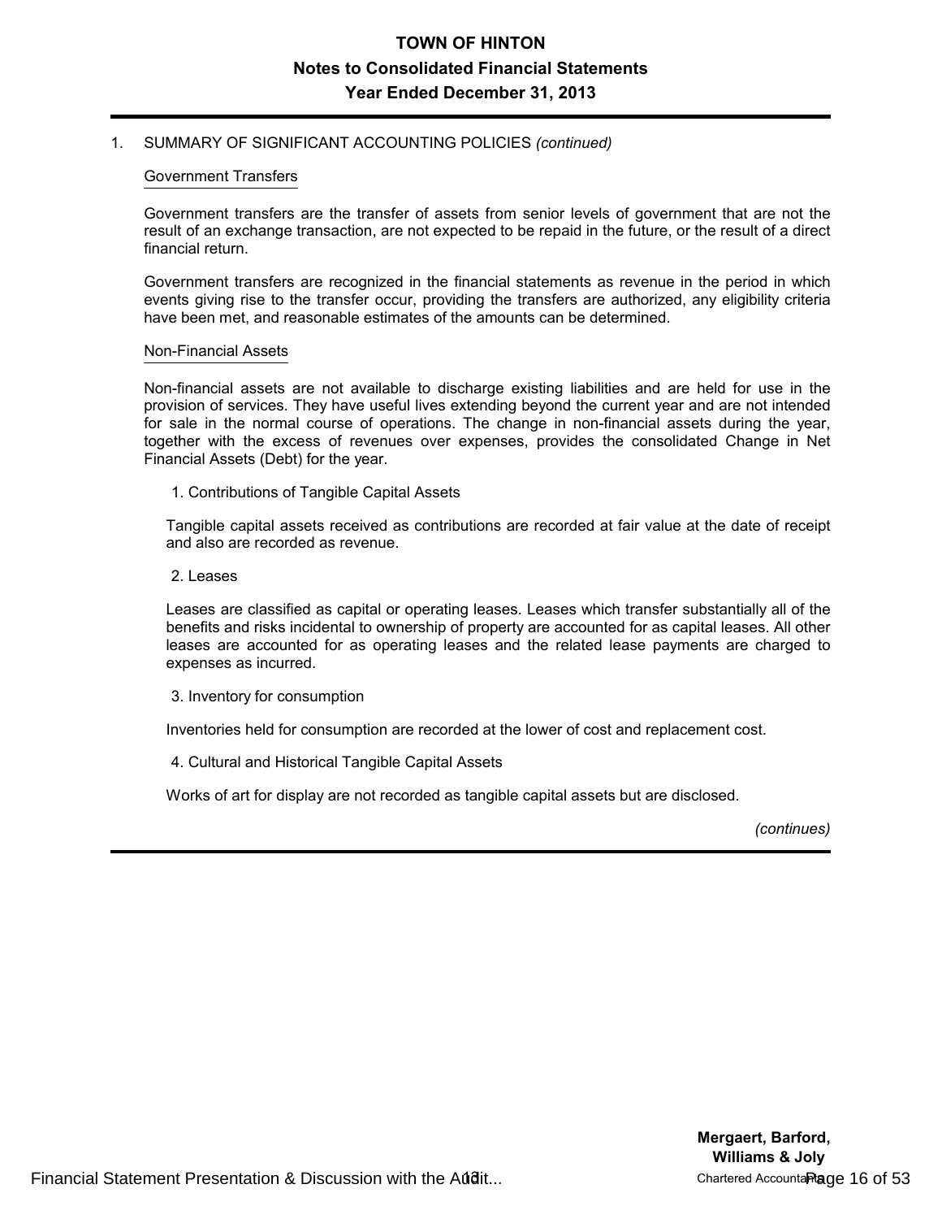# TOWN OF HINTON

## Notes to Consolidated Financial Statements

## Year Ended December 31, 2013

1. SUMMARY OF SIGNIFICANT ACCOUNTING POLICIES *(continued)*

### Government Transfers

Government transfers are the transfer of assets from senior levels of government that are not the result of an exchange transaction, are not expected to be repaid in the future, or the result of a direct financial return.

Government transfers are recognized in the financial statements as revenue in the period in which events giving rise to the transfer occur, providing the transfers are authorized, any eligibility criteria have been met, and reasonable estimates of the amounts can be determined.

### Non-Financial Assets

Non-financial assets are not available to discharge existing liabilities and are held for use in the provision of services. They have useful lives extending beyond the current year and are not intended for sale in the normal course of operations. The change in non-financial assets during the year, together with the excess of revenues over expenses, provides the consolidated Change in Net Financial Assets (Debt) for the year.

1. Contributions of Tangible Capital Assets

Tangible capital assets received as contributions are recorded at fair value at the date of receipt and also are recorded as revenue.

2. Leases

Leases are classified as capital or operating leases. Leases which transfer substantially all of the benefits and risks incidental to ownership of property are accounted for as capital leases. All other leases are accounted for as operating leases and the related lease payments are charged to expenses as incurred.

3. Inventory for consumption

Inventories held for consumption are recorded at the lower of cost and replacement cost.

4. Cultural and Historical Tangible Capital Assets

Works of art for display are not recorded as tangible capital assets but are disclosed.

*(continues)*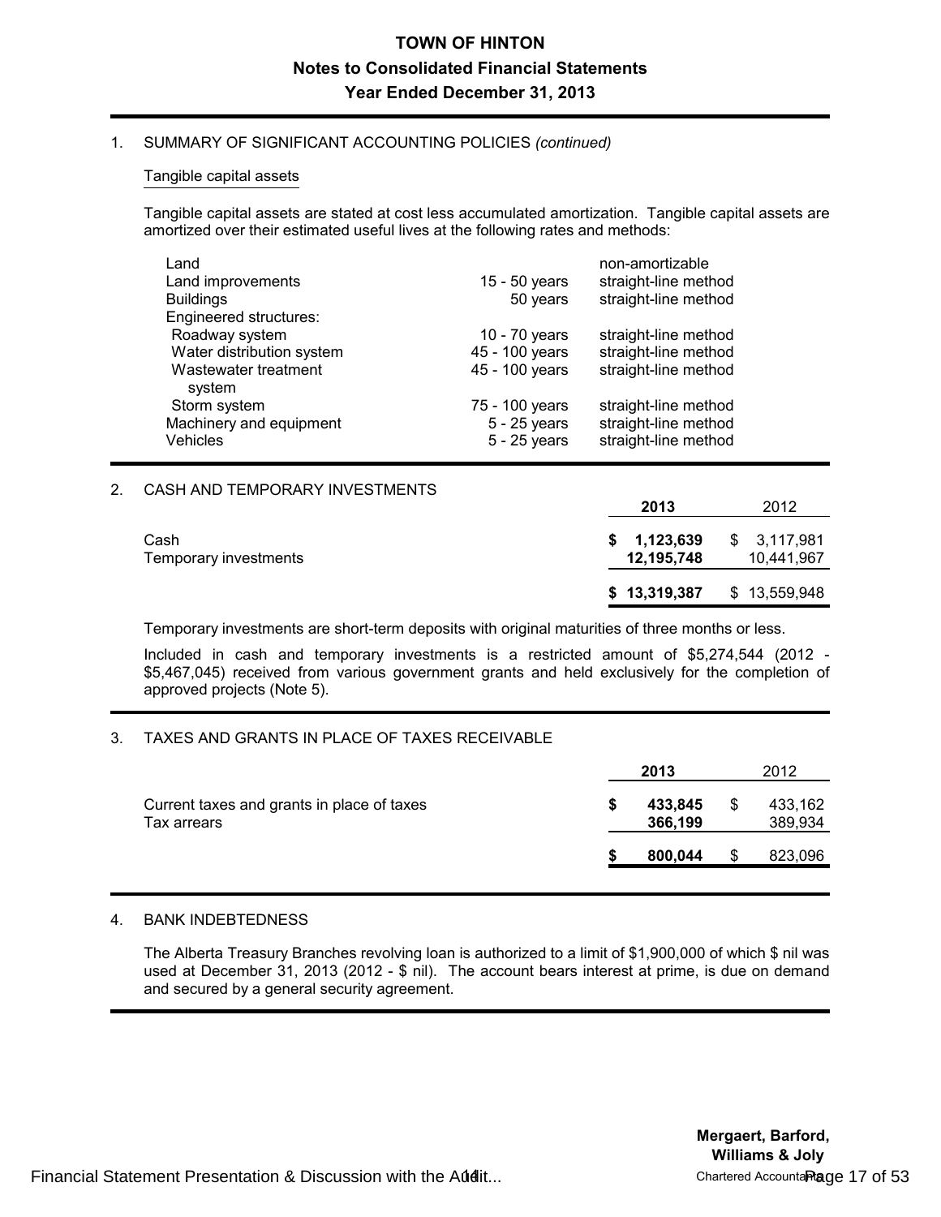# TOWN OF HINTON
## Notes to Consolidated Financial Statements
### Year Ended December 31, 2013

1. SUMMARY OF SIGNIFICANT ACCOUNTING POLICIES *(continued)*

Tangible capital assets

Tangible capital assets are stated at cost less accumulated amortization. Tangible capital assets are amortized over their estimated useful lives at the following rates and methods:

| | | |
|---|---|---|
| Land | | non-amortizable |
| Land improvements | 15 - 50 years | straight-line method |
| Buildings | 50 years | straight-line method |
| Engineered structures: | | |
| Roadway system | 10 - 70 years | straight-line method |
| Water distribution system | 45 - 100 years | straight-line method |
| Wastewater treatment system | 45 - 100 years | straight-line method |
| Storm system | 75 - 100 years | straight-line method |
| Machinery and equipment | 5 - 25 years | straight-line method |
| Vehicles | 5 - 25 years | straight-line method |

2. CASH AND TEMPORARY INVESTMENTS

| | **2013** | 2012 |
|---|---|---|
| Cash | **$ 1,123,639** | $ 3,117,981 |
| Temporary investments | **12,195,748** | 10,441,967 |
| | **$ 13,319,387** | $ 13,559,948 |

Temporary investments are short-term deposits with original maturities of three months or less.

Included in cash and temporary investments is a restricted amount of $5,274,544 (2012 - $5,467,045) received from various government grants and held exclusively for the completion of approved projects (Note 5).

3. TAXES AND GRANTS IN PLACE OF TAXES RECEIVABLE

| | **2013** | 2012 |
|---|---|---|
| Current taxes and grants in place of taxes | **$ 433,845** | $ 433,162 |
| Tax arrears | **366,199** | 389,934 |
| | **$ 800,044** | $ 823,096 |

4. BANK INDEBTEDNESS

The Alberta Treasury Branches revolving loan is authorized to a limit of $1,900,000 of which $ nil was used at December 31, 2013 (2012 - $ nil). The account bears interest at prime, is due on demand and secured by a general security agreement.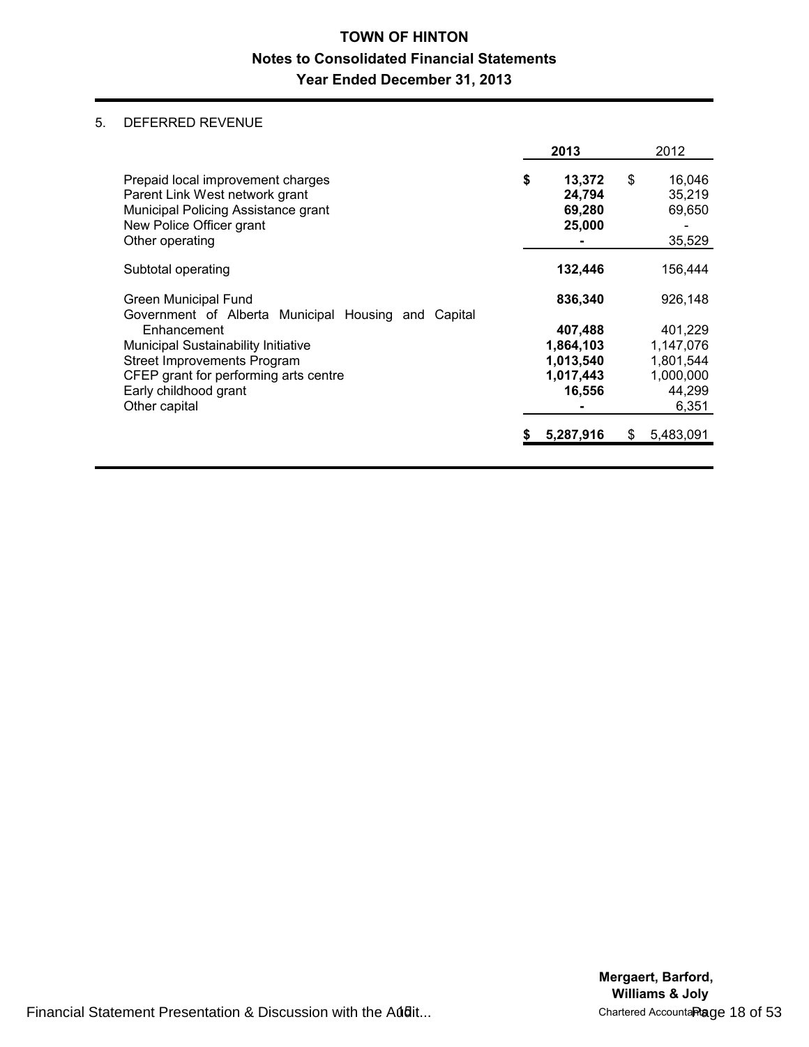# TOWN OF HINTON

## Notes to Consolidated Financial Statements

## Year Ended December 31, 2013

### 5. DEFERRED REVENUE

| | 2013 | 2012 |
|---|---|---|
| Prepaid local improvement charges | **$ 13,372** | $ 16,046 |
| Parent Link West network grant | **24,794** | 35,219 |
| Municipal Policing Assistance grant | **69,280** | 69,650 |
| New Police Officer grant | **25,000** | - |
| Other operating | **-** | 35,529 |
| Subtotal operating | **132,446** | 156,444 |
| Green Municipal Fund | **836,340** | 926,148 |
| Government of Alberta Municipal Housing and Capital Enhancement | **407,488** | 401,229 |
| Municipal Sustainability Initiative | **1,864,103** | 1,147,076 |
| Street Improvements Program | **1,013,540** | 1,801,544 |
| CFEP grant for performing arts centre | **1,017,443** | 1,000,000 |
| Early childhood grant | **16,556** | 44,299 |
| Other capital | **-** | 6,351 |
| | **$ 5,287,916** | $ 5,483,091 |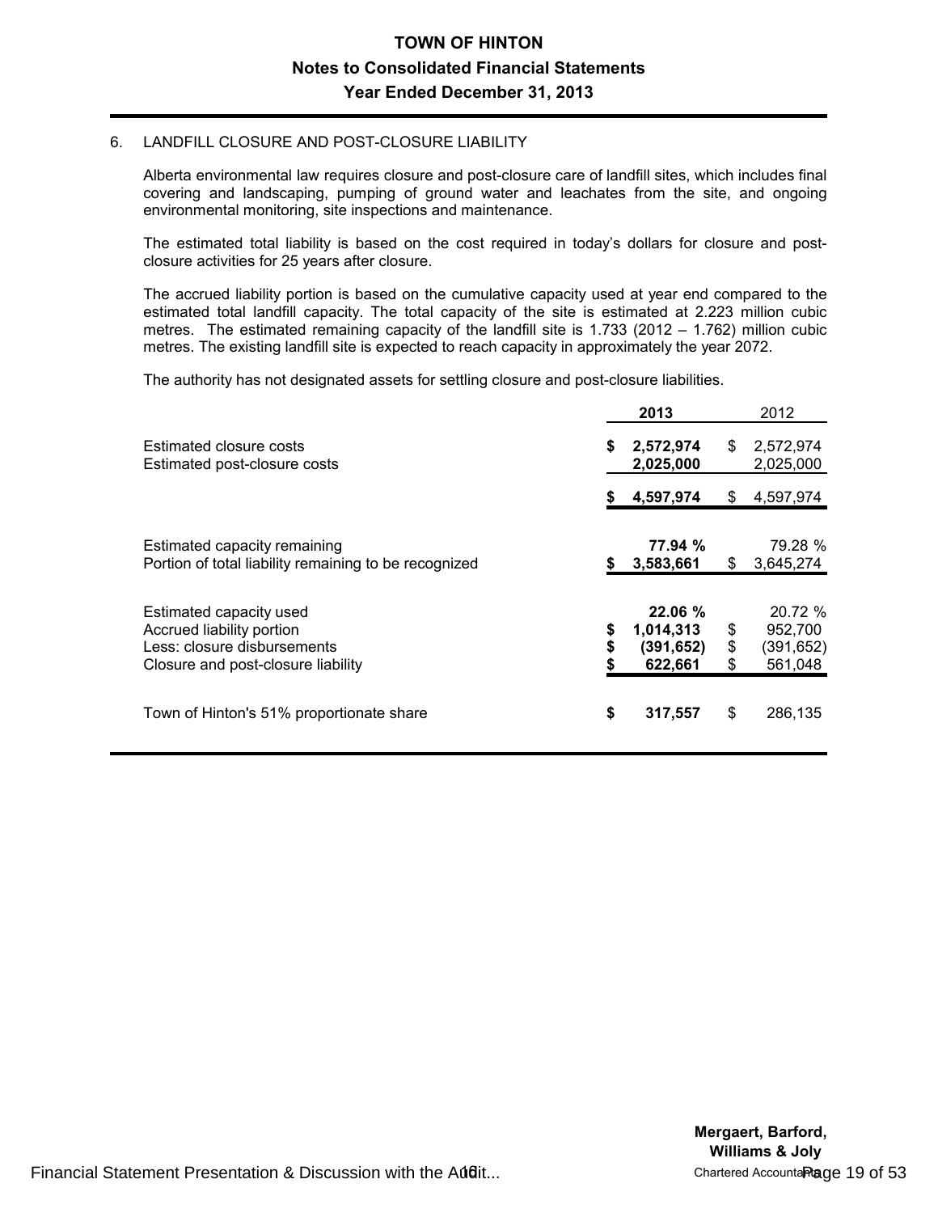# TOWN OF HINTON
## Notes to Consolidated Financial Statements
### Year Ended December 31, 2013

6. LANDFILL CLOSURE AND POST-CLOSURE LIABILITY

Alberta environmental law requires closure and post-closure care of landfill sites, which includes final covering and landscaping, pumping of ground water and leachates from the site, and ongoing environmental monitoring, site inspections and maintenance.

The estimated total liability is based on the cost required in today's dollars for closure and post-closure activities for 25 years after closure.

The accrued liability portion is based on the cumulative capacity used at year end compared to the estimated total landfill capacity. The total capacity of the site is estimated at 2.223 million cubic metres. The estimated remaining capacity of the landfill site is 1.733 (2012 – 1.762) million cubic metres. The existing landfill site is expected to reach capacity in approximately the year 2072.

The authority has not designated assets for settling closure and post-closure liabilities.

| | **2013** | 2012 |
|---|---|---|
| Estimated closure costs | **$ 2,572,974** | $ 2,572,974 |
| Estimated post-closure costs | **2,025,000** | 2,025,000 |
| | **$ 4,597,974** | $ 4,597,974 |
| Estimated capacity remaining | **77.94 %** | 79.28 % |
| Portion of total liability remaining to be recognized | **$ 3,583,661** | $ 3,645,274 |
| Estimated capacity used | **22.06 %** | 20.72 % |
| Accrued liability portion | **$ 1,014,313** | $ 952,700 |
| Less: closure disbursements | **$ (391,652)** | $ (391,652) |
| Closure and post-closure liability | **$ 622,661** | $ 561,048 |
| Town of Hinton's 51% proportionate share | **$ 317,557** | $ 286,135 |

**Mergaert, Barford, Williams & Joly**
Chartered Accountants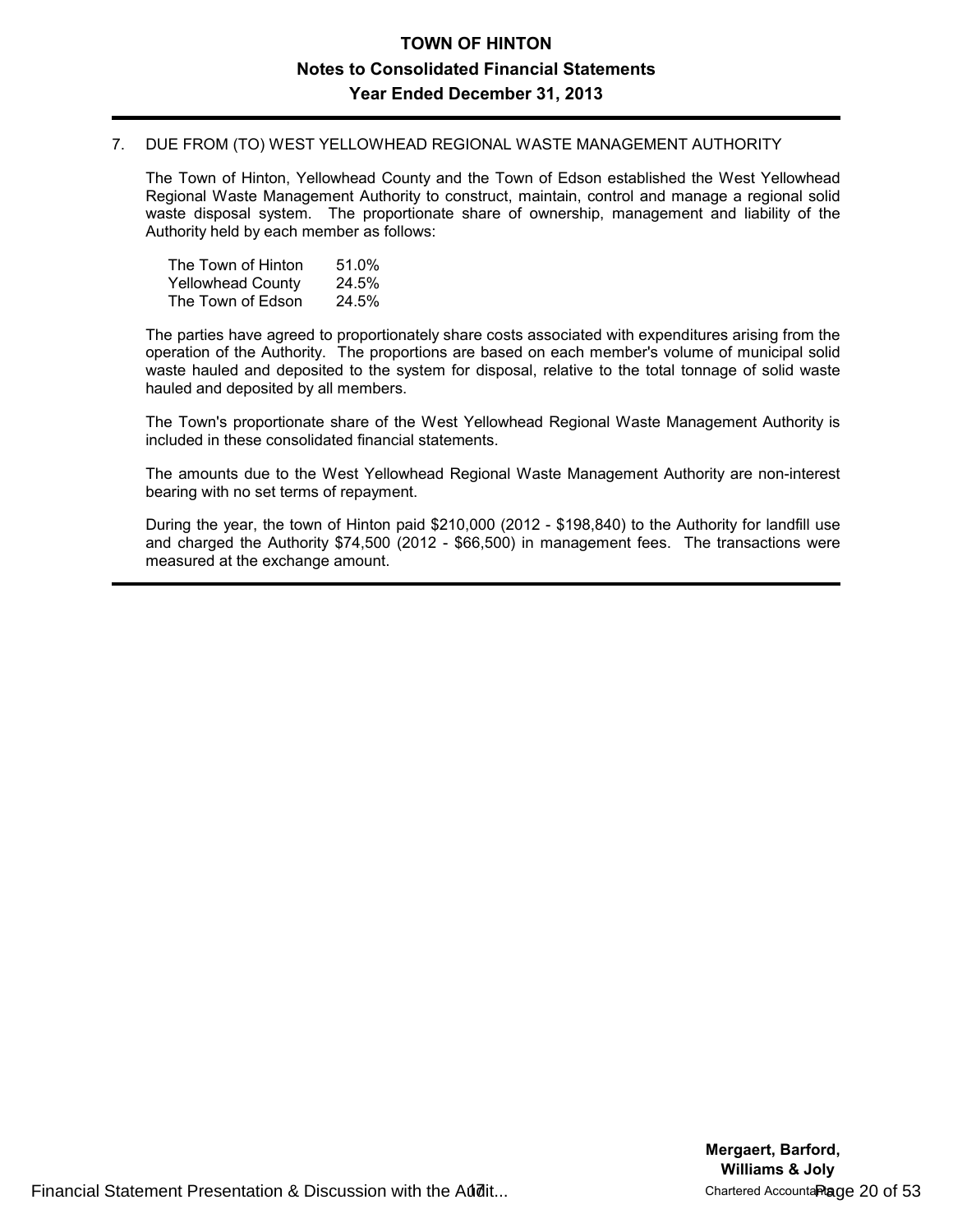# TOWN OF HINTON

## Notes to Consolidated Financial Statements

## Year Ended December 31, 2013

7. DUE FROM (TO) WEST YELLOWHEAD REGIONAL WASTE MANAGEMENT AUTHORITY

The Town of Hinton, Yellowhead County and the Town of Edson established the West Yellowhead Regional Waste Management Authority to construct, maintain, control and manage a regional solid waste disposal system. The proportionate share of ownership, management and liability of the Authority held by each member as follows:

| | |
|---|---|
| The Town of Hinton | 51.0% |
| Yellowhead County | 24.5% |
| The Town of Edson | 24.5% |

The parties have agreed to proportionately share costs associated with expenditures arising from the operation of the Authority. The proportions are based on each member's volume of municipal solid waste hauled and deposited to the system for disposal, relative to the total tonnage of solid waste hauled and deposited by all members.

The Town's proportionate share of the West Yellowhead Regional Waste Management Authority is included in these consolidated financial statements.

The amounts due to the West Yellowhead Regional Waste Management Authority are non-interest bearing with no set terms of repayment.

During the year, the town of Hinton paid $210,000 (2012 - $198,840) to the Authority for landfill use and charged the Authority $74,500 (2012 - $66,500) in management fees. The transactions were measured at the exchange amount.

**Mergaert, Barford, Williams & Joly**
Chartered Accountants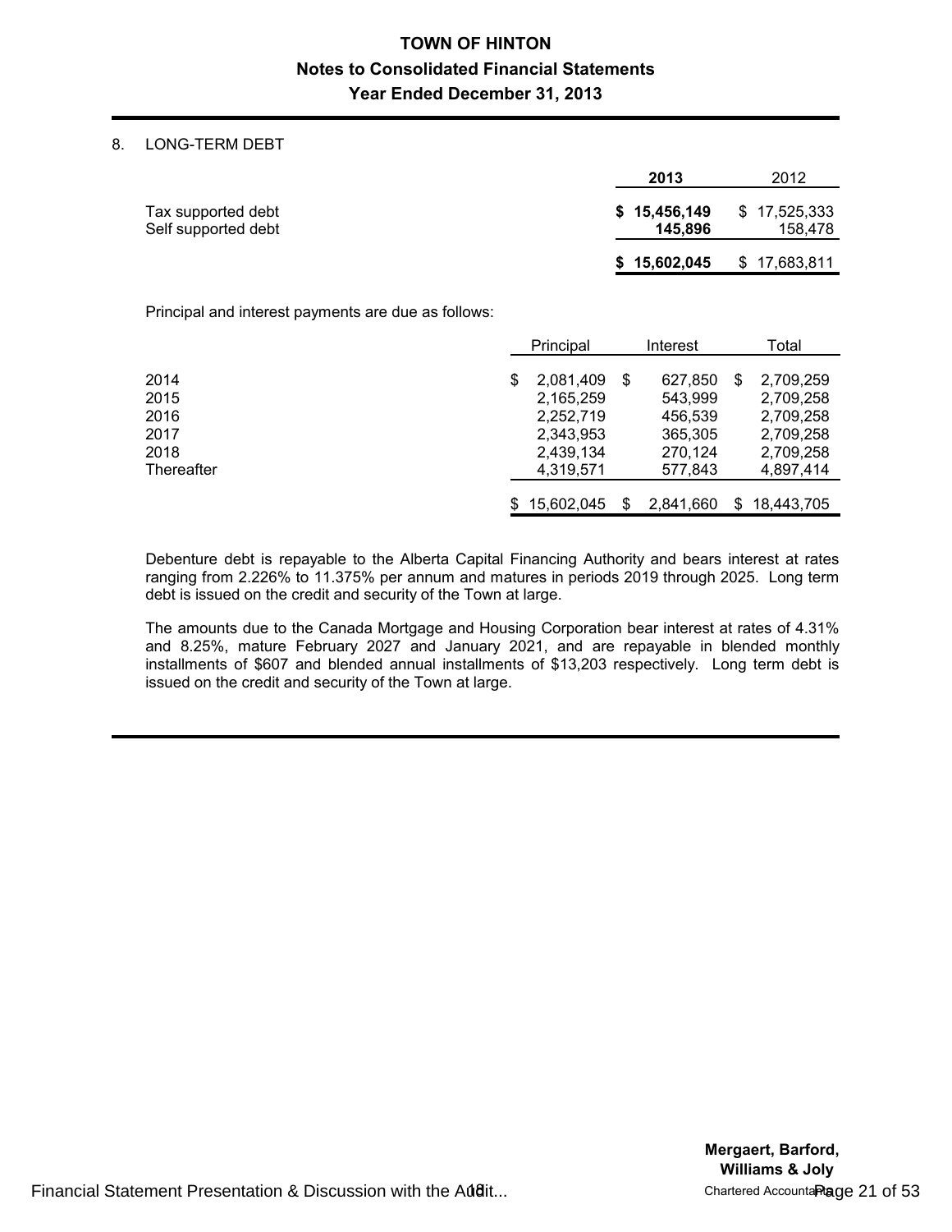# TOWN OF HINTON

## Notes to Consolidated Financial Statements

## Year Ended December 31, 2013

8. LONG-TERM DEBT

| | **2013** | 2012 |
|---|---|---|
| Tax supported debt | **$ 15,456,149** | $ 17,525,333 |
| Self supported debt | **145,896** | 158,478 |
| | **$ 15,602,045** | $ 17,683,811 |

Principal and interest payments are due as follows:

| | Principal | Interest | Total |
|---|---|---|---|
| 2014 | $ 2,081,409 | $ 627,850 | $ 2,709,259 |
| 2015 | 2,165,259 | 543,999 | 2,709,258 |
| 2016 | 2,252,719 | 456,539 | 2,709,258 |
| 2017 | 2,343,953 | 365,305 | 2,709,258 |
| 2018 | 2,439,134 | 270,124 | 2,709,258 |
| Thereafter | 4,319,571 | 577,843 | 4,897,414 |
| | $ 15,602,045 | $ 2,841,660 | $ 18,443,705 |

Debenture debt is repayable to the Alberta Capital Financing Authority and bears interest at rates ranging from 2.226% to 11.375% per annum and matures in periods 2019 through 2025. Long term debt is issued on the credit and security of the Town at large.

The amounts due to the Canada Mortgage and Housing Corporation bear interest at rates of 4.31% and 8.25%, mature February 2027 and January 2021, and are repayable in blended monthly installments of $607 and blended annual installments of $13,203 respectively. Long term debt is issued on the credit and security of the Town at large.

**Mergaert, Barford, Williams & Joly**
Chartered Accountants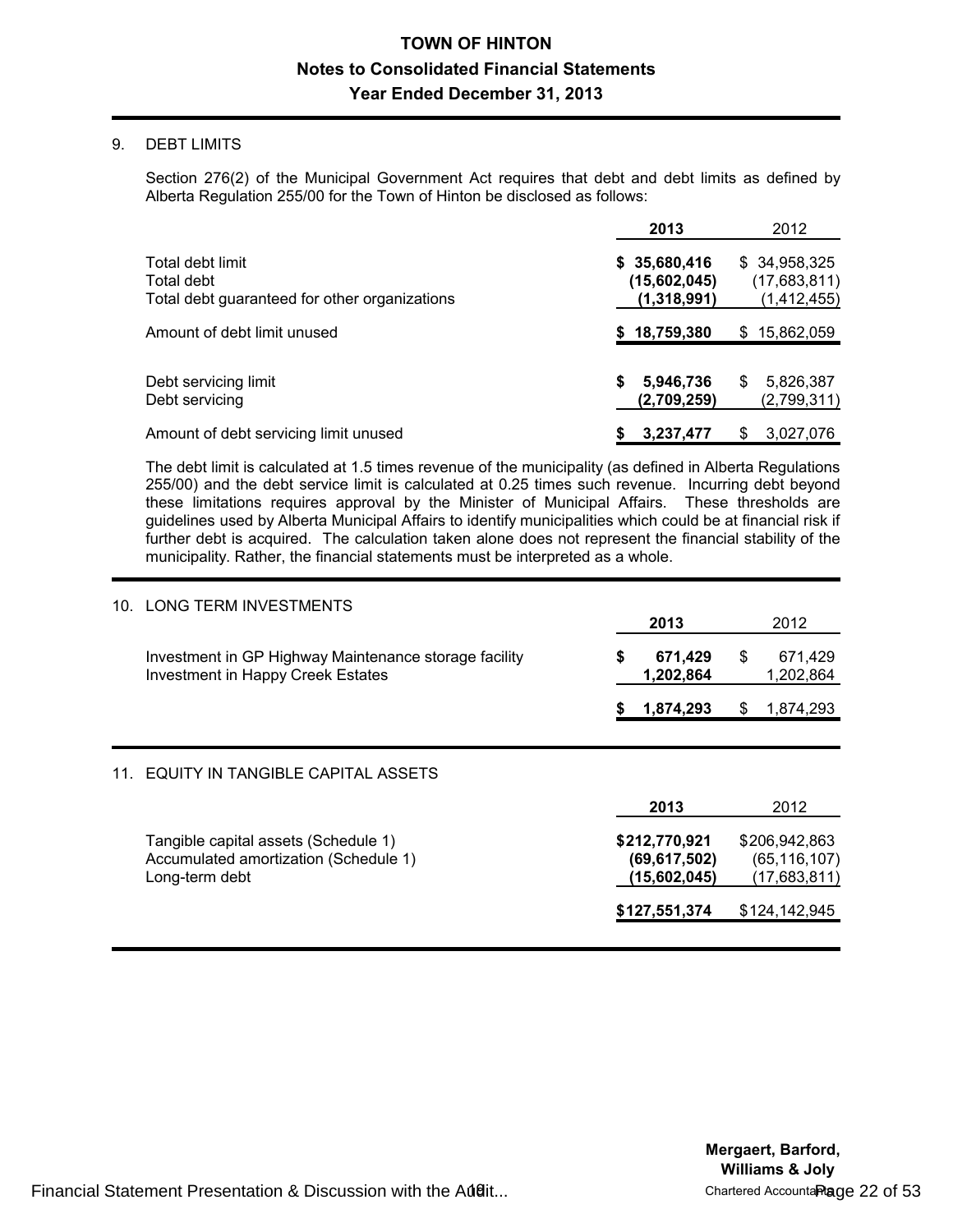# TOWN OF HINTON

## Notes to Consolidated Financial Statements

## Year Ended December 31, 2013

### 9. DEBT LIMITS

Section 276(2) of the Municipal Government Act requires that debt and debt limits as defined by Alberta Regulation 255/00 for the Town of Hinton be disclosed as follows:

| | 2013 | 2012 |
|---|---|---|
| Total debt limit | $ 35,680,416 | $ 34,958,325 |
| Total debt | (15,602,045) | (17,683,811) |
| Total debt guaranteed for other organizations | (1,318,991) | (1,412,455) |
| Amount of debt limit unused | $ 18,759,380 | $ 15,862,059 |
| Debt servicing limit | $ 5,946,736 | $ 5,826,387 |
| Debt servicing | (2,709,259) | (2,799,311) |
| Amount of debt servicing limit unused | $ 3,237,477 | $ 3,027,076 |

The debt limit is calculated at 1.5 times revenue of the municipality (as defined in Alberta Regulations 255/00) and the debt service limit is calculated at 0.25 times such revenue. Incurring debt beyond these limitations requires approval by the Minister of Municipal Affairs. These thresholds are guidelines used by Alberta Municipal Affairs to identify municipalities which could be at financial risk if further debt is acquired. The calculation taken alone does not represent the financial stability of the municipality. Rather, the financial statements must be interpreted as a whole.

### 10. LONG TERM INVESTMENTS

| | 2013 | 2012 |
|---|---|---|
| Investment in GP Highway Maintenance storage facility | $ 671,429 | $ 671,429 |
| Investment in Happy Creek Estates | 1,202,864 | 1,202,864 |
| | $ 1,874,293 | $ 1,874,293 |

### 11. EQUITY IN TANGIBLE CAPITAL ASSETS

| | 2013 | 2012 |
|---|---|---|
| Tangible capital assets (Schedule 1) | $212,770,921 | $206,942,863 |
| Accumulated amortization (Schedule 1) | (69,617,502) | (65,116,107) |
| Long-term debt | (15,602,045) | (17,683,811) |
| | $127,551,374 | $124,142,945 |

**Mergaert, Barford, Williams & Joly**
Chartered Accountants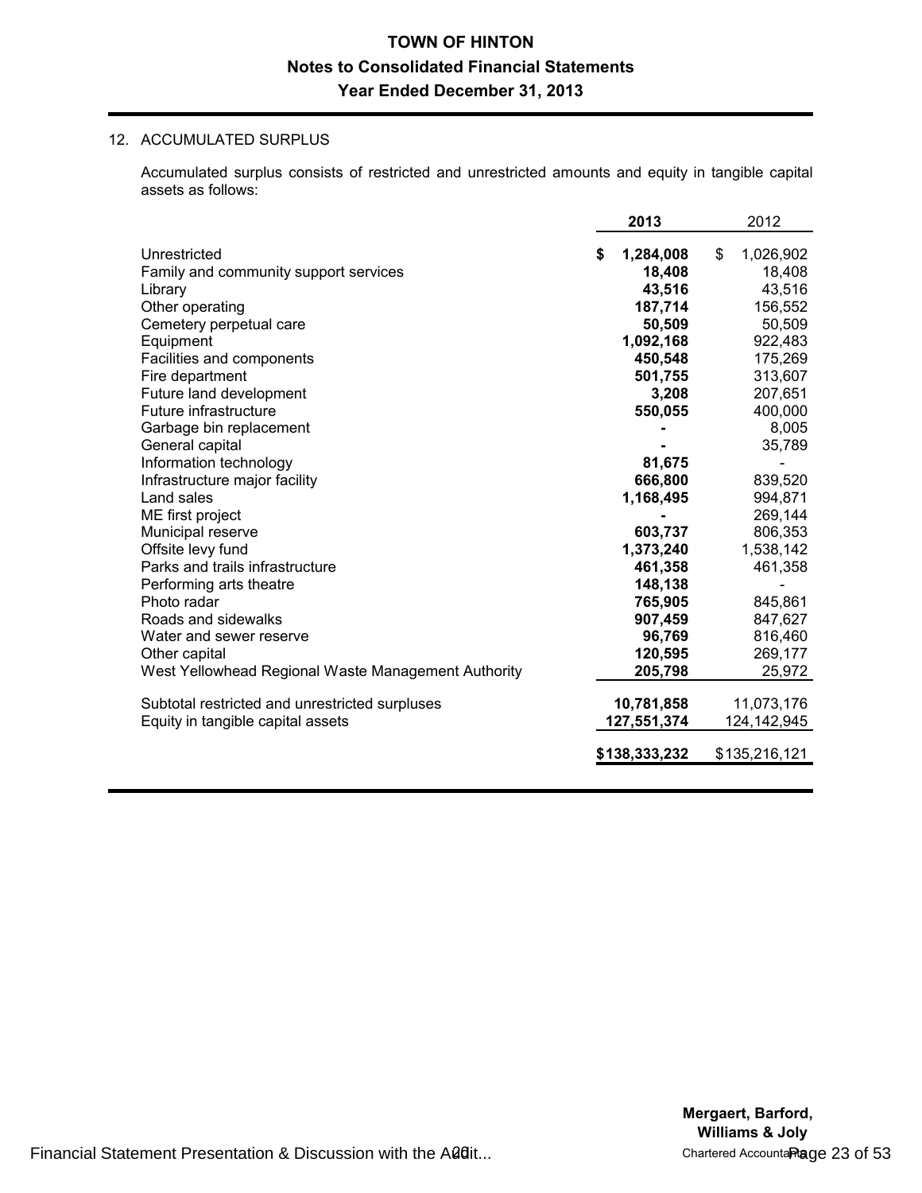# TOWN OF HINTON

## Notes to Consolidated Financial Statements

## Year Ended December 31, 2013

### 12. ACCUMULATED SURPLUS

Accumulated surplus consists of restricted and unrestricted amounts and equity in tangible capital assets as follows:

| | 2013 | 2012 |
|---|---|---|
| Unrestricted | $ 1,284,008 | $ 1,026,902 |
| Family and community support services | 18,408 | 18,408 |
| Library | 43,516 | 43,516 |
| Other operating | 187,714 | 156,552 |
| Cemetery perpetual care | 50,509 | 50,509 |
| Equipment | 1,092,168 | 922,483 |
| Facilities and components | 450,548 | 175,269 |
| Fire department | 501,755 | 313,607 |
| Future land development | 3,208 | 207,651 |
| Future infrastructure | 550,055 | 400,000 |
| Garbage bin replacement | - | 8,005 |
| General capital | - | 35,789 |
| Information technology | 81,675 | - |
| Infrastructure major facility | 666,800 | 839,520 |
| Land sales | 1,168,495 | 994,871 |
| ME first project | - | 269,144 |
| Municipal reserve | 603,737 | 806,353 |
| Offsite levy fund | 1,373,240 | 1,538,142 |
| Parks and trails infrastructure | 461,358 | 461,358 |
| Performing arts theatre | 148,138 | - |
| Photo radar | 765,905 | 845,861 |
| Roads and sidewalks | 907,459 | 847,627 |
| Water and sewer reserve | 96,769 | 816,460 |
| Other capital | 120,595 | 269,177 |
| West Yellowhead Regional Waste Management Authority | 205,798 | 25,972 |
| Subtotal restricted and unrestricted surpluses | 10,781,858 | 11,073,176 |
| Equity in tangible capital assets | 127,551,374 | 124,142,945 |
| | $138,333,232 | $135,216,121 |

Mergaert, Barford, Williams & Joly
Chartered Accountants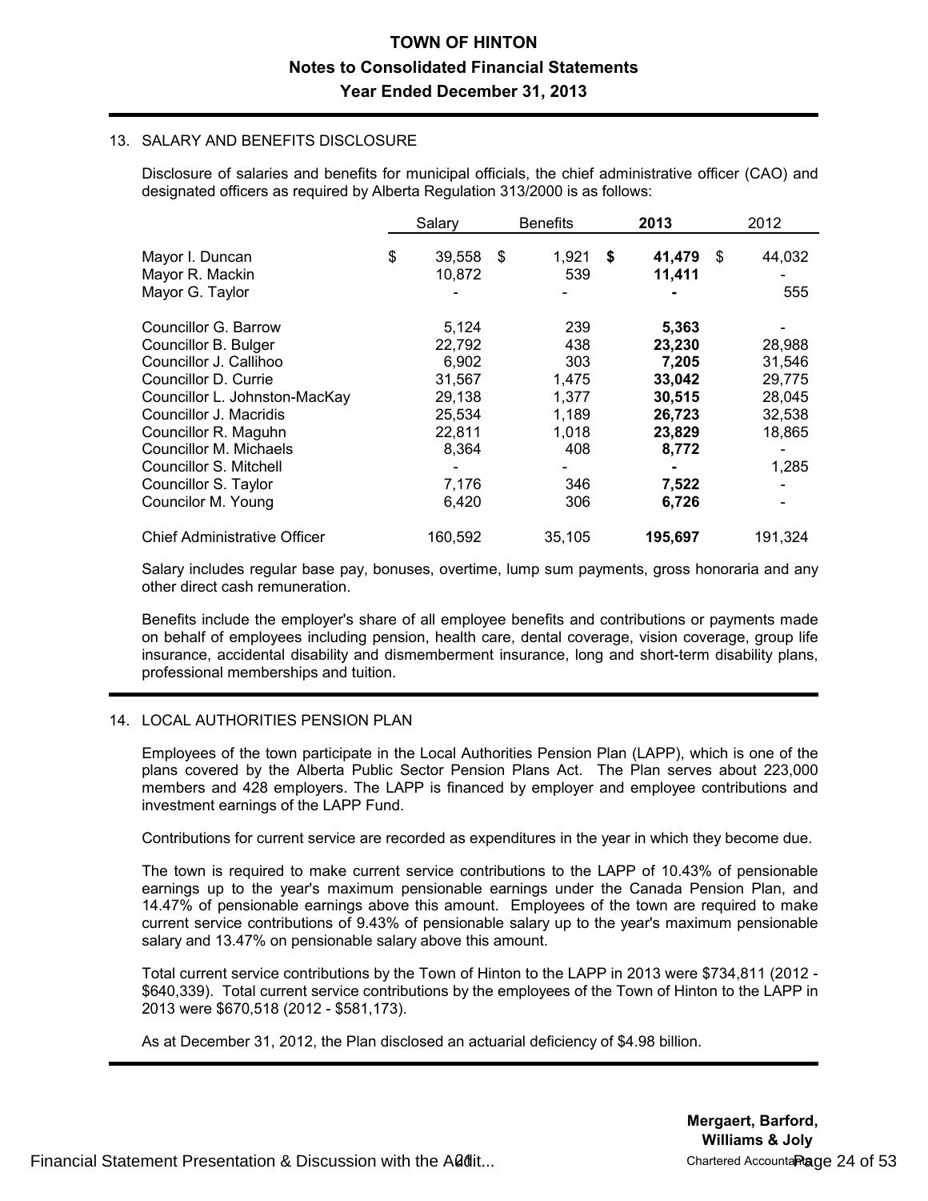# TOWN OF HINTON

## Notes to Consolidated Financial Statements

## Year Ended December 31, 2013

### 13. SALARY AND BENEFITS DISCLOSURE

Disclosure of salaries and benefits for municipal officials, the chief administrative officer (CAO) and designated officers as required by Alberta Regulation 313/2000 is as follows:

| | Salary | Benefits | **2013** | 2012 |
|---|---|---|---|---|
| Mayor I. Duncan | $ 39,558 | $ 1,921 | **$ 41,479** | $ 44,032 |
| Mayor R. Mackin | 10,872 | 539 | **11,411** | - |
| Mayor G. Taylor | - | - | **-** | 555 |
| Councillor G. Barrow | 5,124 | 239 | **5,363** | - |
| Councillor B. Bulger | 22,792 | 438 | **23,230** | 28,988 |
| Councillor J. Callihoo | 6,902 | 303 | **7,205** | 31,546 |
| Councillor D. Currie | 31,567 | 1,475 | **33,042** | 29,775 |
| Councillor L. Johnston-MacKay | 29,138 | 1,377 | **30,515** | 28,045 |
| Councillor J. Macridis | 25,534 | 1,189 | **26,723** | 32,538 |
| Councillor R. Maguhn | 22,811 | 1,018 | **23,829** | 18,865 |
| Councillor M. Michaels | 8,364 | 408 | **8,772** | - |
| Councillor S. Mitchell | - | - | **-** | 1,285 |
| Councillor S. Taylor | 7,176 | 346 | **7,522** | - |
| Councilor M. Young | 6,420 | 306 | **6,726** | - |
| Chief Administrative Officer | 160,592 | 35,105 | **195,697** | 191,324 |

Salary includes regular base pay, bonuses, overtime, lump sum payments, gross honoraria and any other direct cash remuneration.

Benefits include the employer's share of all employee benefits and contributions or payments made on behalf of employees including pension, health care, dental coverage, vision coverage, group life insurance, accidental disability and dismemberment insurance, long and short-term disability plans, professional memberships and tuition.

### 14. LOCAL AUTHORITIES PENSION PLAN

Employees of the town participate in the Local Authorities Pension Plan (LAPP), which is one of the plans covered by the Alberta Public Sector Pension Plans Act. The Plan serves about 223,000 members and 428 employers. The LAPP is financed by employer and employee contributions and investment earnings of the LAPP Fund.

Contributions for current service are recorded as expenditures in the year in which they become due.

The town is required to make current service contributions to the LAPP of 10.43% of pensionable earnings up to the year's maximum pensionable earnings under the Canada Pension Plan, and 14.47% of pensionable earnings above this amount. Employees of the town are required to make current service contributions of 9.43% of pensionable salary up to the year's maximum pensionable salary and 13.47% on pensionable salary above this amount.

Total current service contributions by the Town of Hinton to the LAPP in 2013 were $734,811 (2012 - $640,339). Total current service contributions by the employees of the Town of Hinton to the LAPP in 2013 were $670,518 (2012 - $581,173).

As at December 31, 2012, the Plan disclosed an actuarial deficiency of $4.98 billion.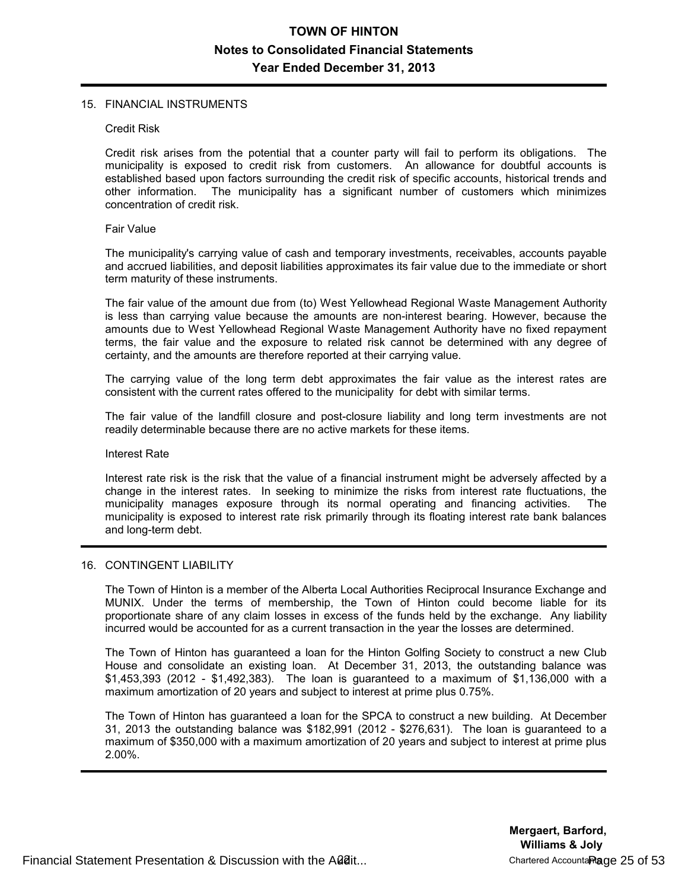## 15. FINANCIAL INSTRUMENTS

### Credit Risk

Credit risk arises from the potential that a counter party will fail to perform its obligations. The municipality is exposed to credit risk from customers. An allowance for doubtful accounts is established based upon factors surrounding the credit risk of specific accounts, historical trends and other information. The municipality has a significant number of customers which minimizes concentration of credit risk.

### Fair Value

The municipality's carrying value of cash and temporary investments, receivables, accounts payable and accrued liabilities, and deposit liabilities approximates its fair value due to the immediate or short term maturity of these instruments.

The fair value of the amount due from (to) West Yellowhead Regional Waste Management Authority is less than carrying value because the amounts are non-interest bearing. However, because the amounts due to West Yellowhead Regional Waste Management Authority have no fixed repayment terms, the fair value and the exposure to related risk cannot be determined with any degree of certainty, and the amounts are therefore reported at their carrying value.

The carrying value of the long term debt approximates the fair value as the interest rates are consistent with the current rates offered to the municipality for debt with similar terms.

The fair value of the landfill closure and post-closure liability and long term investments are not readily determinable because there are no active markets for these items.

### Interest Rate

Interest rate risk is the risk that the value of a financial instrument might be adversely affected by a change in the interest rates. In seeking to minimize the risks from interest rate fluctuations, the municipality manages exposure through its normal operating and financing activities. The municipality is exposed to interest rate risk primarily through its floating interest rate bank balances and long-term debt.

## 16. CONTINGENT LIABILITY

The Town of Hinton is a member of the Alberta Local Authorities Reciprocal Insurance Exchange and MUNIX. Under the terms of membership, the Town of Hinton could become liable for its proportionate share of any claim losses in excess of the funds held by the exchange. Any liability incurred would be accounted for as a current transaction in the year the losses are determined.

The Town of Hinton has guaranteed a loan for the Hinton Golfing Society to construct a new Club House and consolidate an existing loan. At December 31, 2013, the outstanding balance was $1,453,393 (2012 - $1,492,383). The loan is guaranteed to a maximum of $1,136,000 with a maximum amortization of 20 years and subject to interest at prime plus 0.75%.

The Town of Hinton has guaranteed a loan for the SPCA to construct a new building. At December 31, 2013 the outstanding balance was $182,991 (2012 - $276,631). The loan is guaranteed to a maximum of $350,000 with a maximum amortization of 20 years and subject to interest at prime plus 2.00%.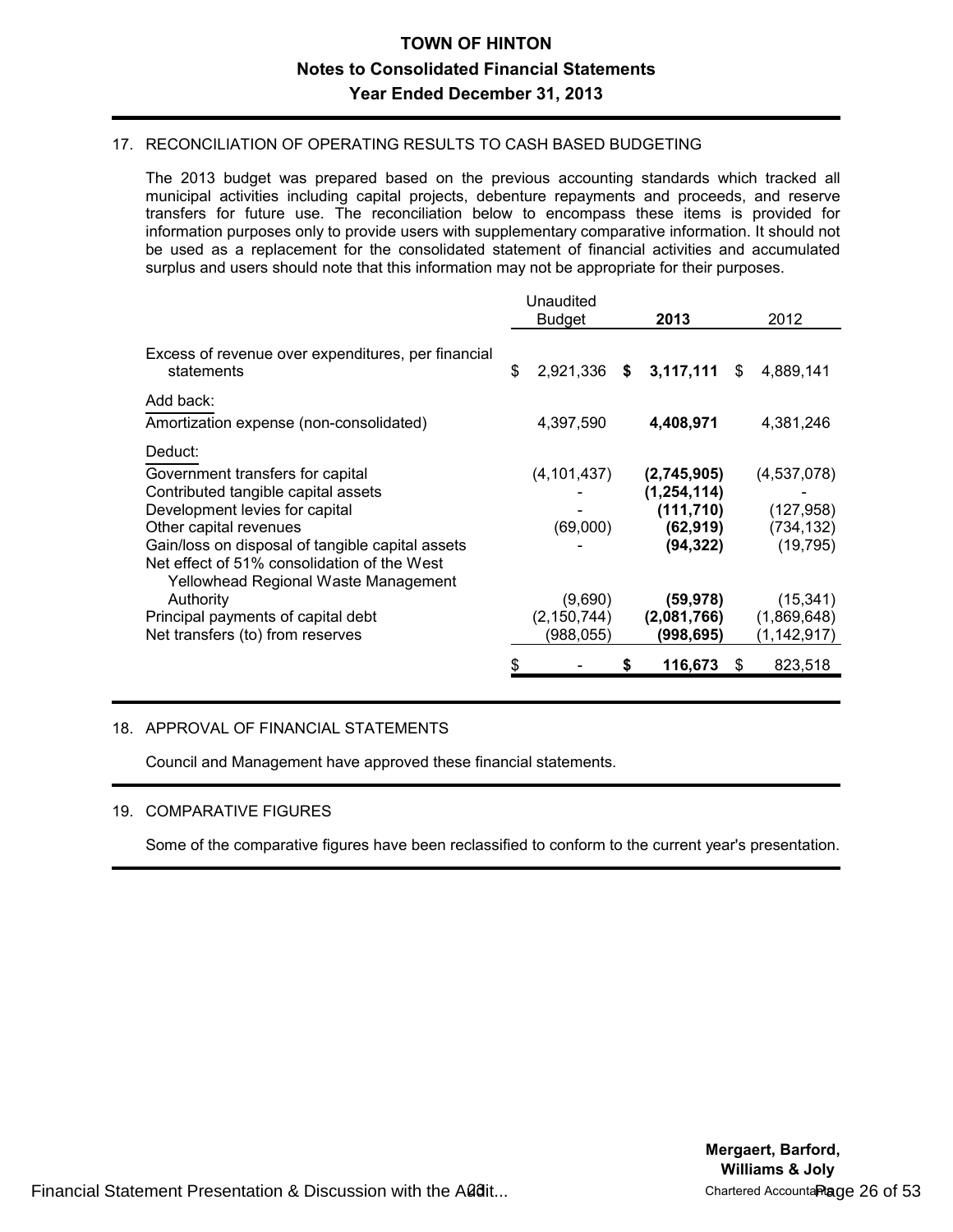# TOWN OF HINTON

## Notes to Consolidated Financial Statements

## Year Ended December 31, 2013

### 17. RECONCILIATION OF OPERATING RESULTS TO CASH BASED BUDGETING

The 2013 budget was prepared based on the previous accounting standards which tracked all municipal activities including capital projects, debenture repayments and proceeds, and reserve transfers for future use. The reconciliation below to encompass these items is provided for information purposes only to provide users with supplementary comparative information. It should not be used as a replacement for the consolidated statement of financial activities and accumulated surplus and users should note that this information may not be appropriate for their purposes.

| | Unaudited Budget | **2013** | 2012 |
|---|---|---|---|
| Excess of revenue over expenditures, per financial statements | $ 2,921,336 | **$ 3,117,111** | $ 4,889,141 |
| Add back: | | | |
| Amortization expense (non-consolidated) | 4,397,590 | **4,408,971** | 4,381,246 |
| Deduct: | | | |
| Government transfers for capital | (4,101,437) | **(2,745,905)** | (4,537,078) |
| Contributed tangible capital assets | - | **(1,254,114)** | - |
| Development levies for capital | - | **(111,710)** | (127,958) |
| Other capital revenues | (69,000) | **(62,919)** | (734,132) |
| Gain/loss on disposal of tangible capital assets | - | **(94,322)** | (19,795) |
| Net effect of 51% consolidation of the West Yellowhead Regional Waste Management Authority | (9,690) | **(59,978)** | (15,341) |
| Principal payments of capital debt | (2,150,744) | **(2,081,766)** | (1,869,648) |
| Net transfers (to) from reserves | (988,055) | **(998,695)** | (1,142,917) |
| | $ - | **$ 116,673** | $ 823,518 |

### 18. APPROVAL OF FINANCIAL STATEMENTS

Council and Management have approved these financial statements.

### 19. COMPARATIVE FIGURES

Some of the comparative figures have been reclassified to conform to the current year's presentation.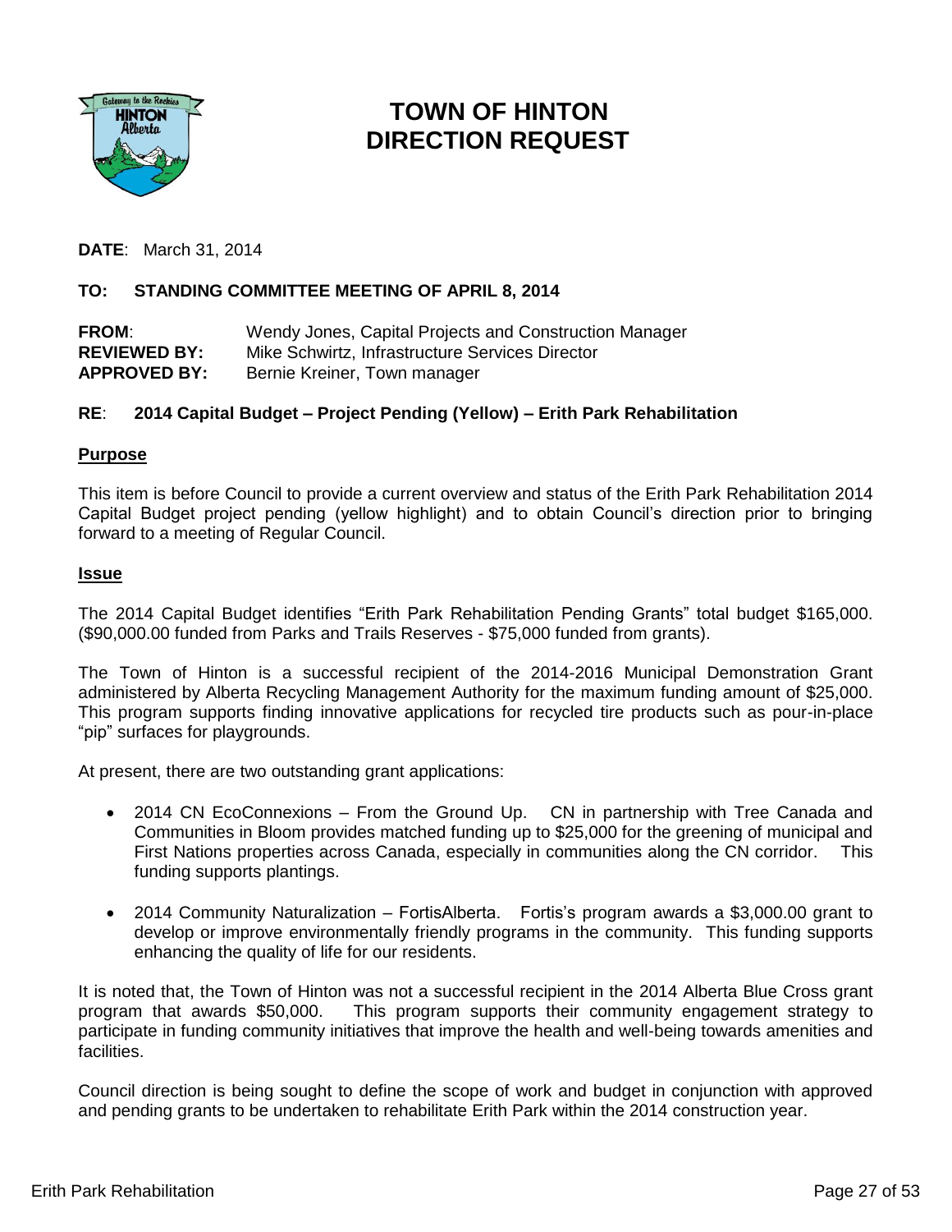# TOWN OF HINTON
# DIRECTION REQUEST

**DATE**: March 31, 2014

**TO: STANDING COMMITTEE MEETING OF APRIL 8, 2014**

**FROM**: Wendy Jones, Capital Projects and Construction Manager
**REVIEWED BY:** Mike Schwirtz, Infrastructure Services Director
**APPROVED BY:** Bernie Kreiner, Town manager

**RE**: **2014 Capital Budget – Project Pending (Yellow) – Erith Park Rehabilitation**

## Purpose

This item is before Council to provide a current overview and status of the Erith Park Rehabilitation 2014 Capital Budget project pending (yellow highlight) and to obtain Council's direction prior to bringing forward to a meeting of Regular Council.

## Issue

The 2014 Capital Budget identifies "Erith Park Rehabilitation Pending Grants" total budget $165,000. ($90,000.00 funded from Parks and Trails Reserves - $75,000 funded from grants).

The Town of Hinton is a successful recipient of the 2014-2016 Municipal Demonstration Grant administered by Alberta Recycling Management Authority for the maximum funding amount of $25,000. This program supports finding innovative applications for recycled tire products such as pour-in-place "pip" surfaces for playgrounds.

At present, there are two outstanding grant applications:

- 2014 CN EcoConnexions – From the Ground Up. CN in partnership with Tree Canada and Communities in Bloom provides matched funding up to $25,000 for the greening of municipal and First Nations properties across Canada, especially in communities along the CN corridor. This funding supports plantings.
- 2014 Community Naturalization – FortisAlberta. Fortis's program awards a $3,000.00 grant to develop or improve environmentally friendly programs in the community. This funding supports enhancing the quality of life for our residents.

It is noted that, the Town of Hinton was not a successful recipient in the 2014 Alberta Blue Cross grant program that awards $50,000. This program supports their community engagement strategy to participate in funding community initiatives that improve the health and well-being towards amenities and facilities.

Council direction is being sought to define the scope of work and budget in conjunction with approved and pending grants to be undertaken to rehabilitate Erith Park within the 2014 construction year.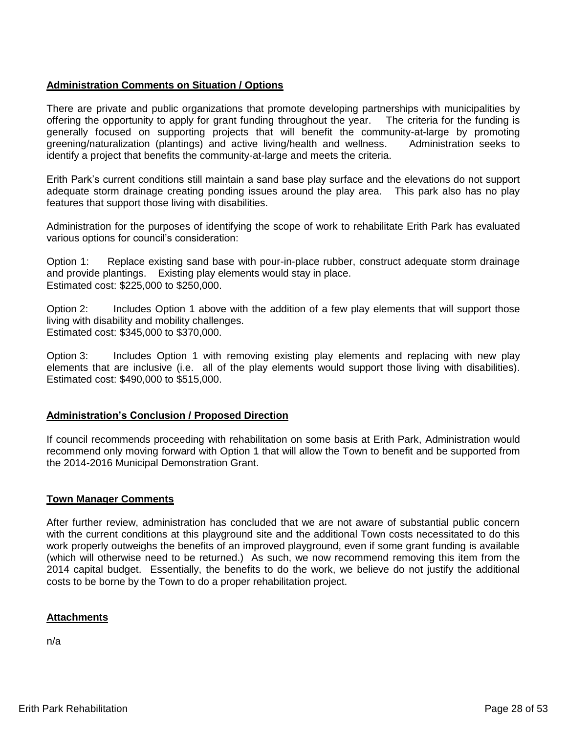## Administration Comments on Situation / Options

There are private and public organizations that promote developing partnerships with municipalities by offering the opportunity to apply for grant funding throughout the year. The criteria for the funding is generally focused on supporting projects that will benefit the community-at-large by promoting greening/naturalization (plantings) and active living/health and wellness. Administration seeks to identify a project that benefits the community-at-large and meets the criteria.

Erith Park's current conditions still maintain a sand base play surface and the elevations do not support adequate storm drainage creating ponding issues around the play area. This park also has no play features that support those living with disabilities.

Administration for the purposes of identifying the scope of work to rehabilitate Erith Park has evaluated various options for council's consideration:

Option 1: Replace existing sand base with pour-in-place rubber, construct adequate storm drainage and provide plantings. Existing play elements would stay in place.
Estimated cost: $225,000 to $250,000.

Option 2: Includes Option 1 above with the addition of a few play elements that will support those living with disability and mobility challenges.
Estimated cost: $345,000 to $370,000.

Option 3: Includes Option 1 with removing existing play elements and replacing with new play elements that are inclusive (i.e. all of the play elements would support those living with disabilities).
Estimated cost: $490,000 to $515,000.

## Administration's Conclusion / Proposed Direction

If council recommends proceeding with rehabilitation on some basis at Erith Park, Administration would recommend only moving forward with Option 1 that will allow the Town to benefit and be supported from the 2014-2016 Municipal Demonstration Grant.

## Town Manager Comments

After further review, administration has concluded that we are not aware of substantial public concern with the current conditions at this playground site and the additional Town costs necessitated to do this work properly outweighs the benefits of an improved playground, even if some grant funding is available (which will otherwise need to be returned.) As such, we now recommend removing this item from the 2014 capital budget. Essentially, the benefits to do the work, we believe do not justify the additional costs to be borne by the Town to do a proper rehabilitation project.

## Attachments

n/a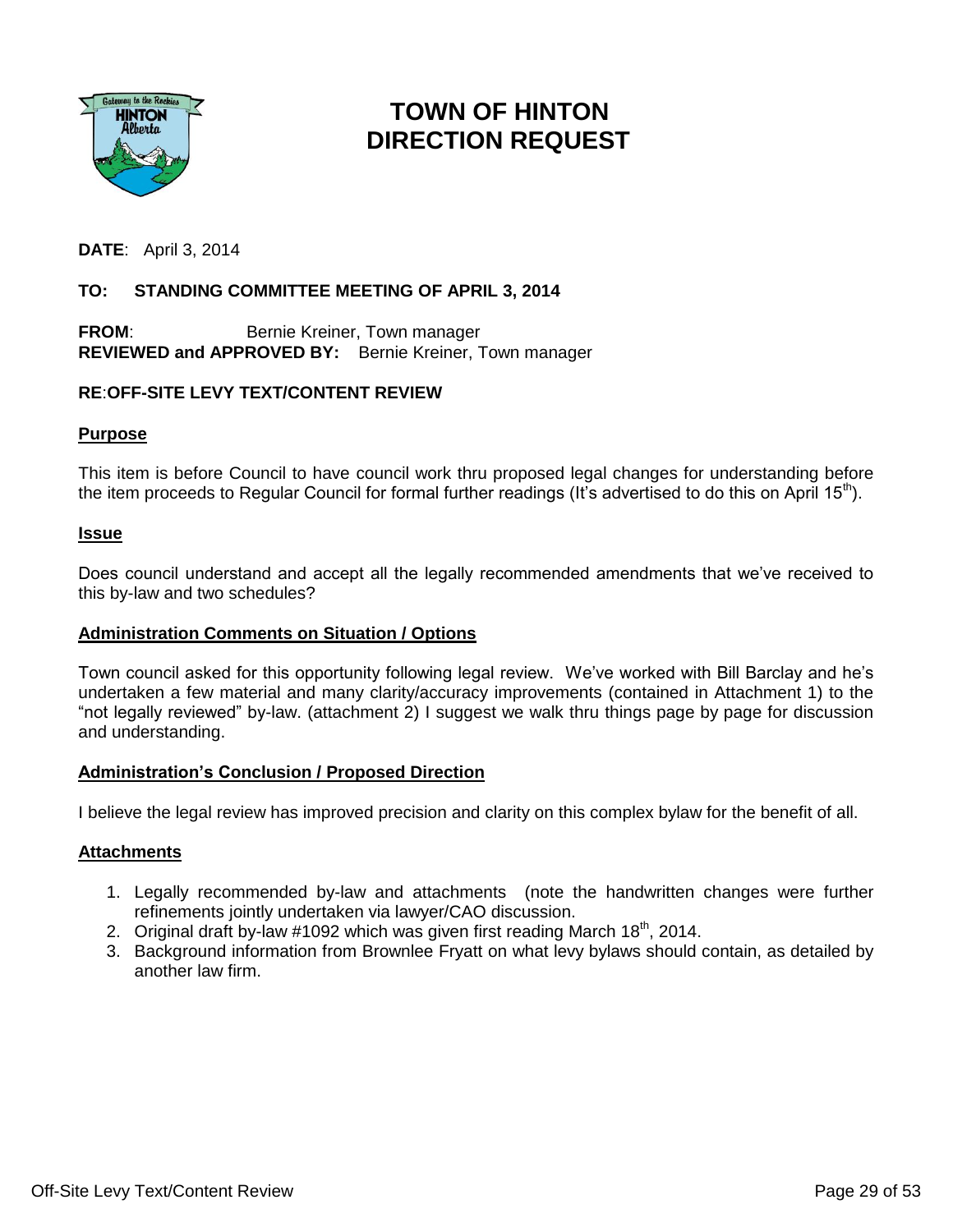# TOWN OF HINTON
# DIRECTION REQUEST

**DATE**: April 3, 2014

**TO: STANDING COMMITTEE MEETING OF APRIL 3, 2014**

**FROM**: Bernie Kreiner, Town manager
**REVIEWED and APPROVED BY:** Bernie Kreiner, Town manager

**RE**:**OFF-SITE LEVY TEXT/CONTENT REVIEW**

## Purpose

This item is before Council to have council work thru proposed legal changes for understanding before the item proceeds to Regular Council for formal further readings (It's advertised to do this on April 15th).

## Issue

Does council understand and accept all the legally recommended amendments that we've received to this by-law and two schedules?

## Administration Comments on Situation / Options

Town council asked for this opportunity following legal review. We've worked with Bill Barclay and he's undertaken a few material and many clarity/accuracy improvements (contained in Attachment 1) to the "not legally reviewed" by-law. (attachment 2) I suggest we walk thru things page by page for discussion and understanding.

## Administration's Conclusion / Proposed Direction

I believe the legal review has improved precision and clarity on this complex bylaw for the benefit of all.

## Attachments

1. Legally recommended by-law and attachments (note the handwritten changes were further refinements jointly undertaken via lawyer/CAO discussion.
2. Original draft by-law #1092 which was given first reading March 18th, 2014.
3. Background information from Brownlee Fryatt on what levy bylaws should contain, as detailed by another law firm.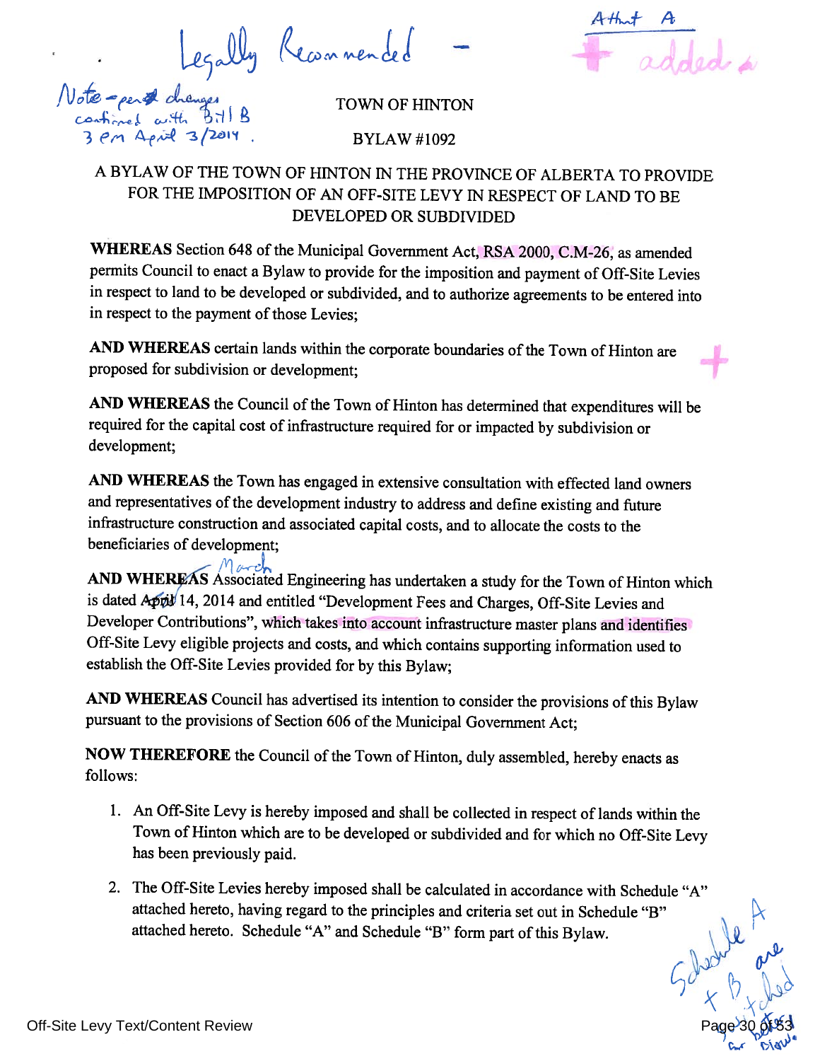Legally Recommended -

Note - per changes confirmed with Bill B 3 pm April 3/2014.

Attmt A + added

TOWN OF HINTON

BYLAW #1092

A BYLAW OF THE TOWN OF HINTON IN THE PROVINCE OF ALBERTA TO PROVIDE FOR THE IMPOSITION OF AN OFF-SITE LEVY IN RESPECT OF LAND TO BE DEVELOPED OR SUBDIVIDED

**WHEREAS** Section 648 of the Municipal Government Act, RSA 2000, C.M-26, as amended permits Council to enact a Bylaw to provide for the imposition and payment of Off-Site Levies in respect to land to be developed or subdivided, and to authorize agreements to be entered into in respect to the payment of those Levies;

**AND WHEREAS** certain lands within the corporate boundaries of the Town of Hinton are proposed for subdivision or development;

**AND WHEREAS** the Council of the Town of Hinton has determined that expenditures will be required for the capital cost of infrastructure required for or impacted by subdivision or development;

**AND WHEREAS** the Town has engaged in extensive consultation with effected land owners and representatives of the development industry to address and define existing and future infrastructure construction and associated capital costs, and to allocate the costs to the beneficiaries of development;

**AND WHEREAS** Associated Engineering has undertaken a study for the Town of Hinton which is dated ~~April~~ March 14, 2014 and entitled "Development Fees and Charges, Off-Site Levies and Developer Contributions", which takes into account infrastructure master plans and identifies Off-Site Levy eligible projects and costs, and which contains supporting information used to establish the Off-Site Levies provided for by this Bylaw;

**AND WHEREAS** Council has advertised its intention to consider the provisions of this Bylaw pursuant to the provisions of Section 606 of the Municipal Government Act;

**NOW THEREFORE** the Council of the Town of Hinton, duly assembled, hereby enacts as follows:

1. An Off-Site Levy is hereby imposed and shall be collected in respect of lands within the Town of Hinton which are to be developed or subdivided and for which no Off-Site Levy has been previously paid.
2. The Off-Site Levies hereby imposed shall be calculated in accordance with Schedule "A" attached hereto, having regard to the principles and criteria set out in Schedule "B" attached hereto. Schedule "A" and Schedule "B" form part of this Bylaw.

Schedule A + B are attached for better viewing

Off-Site Levy Text/Content Review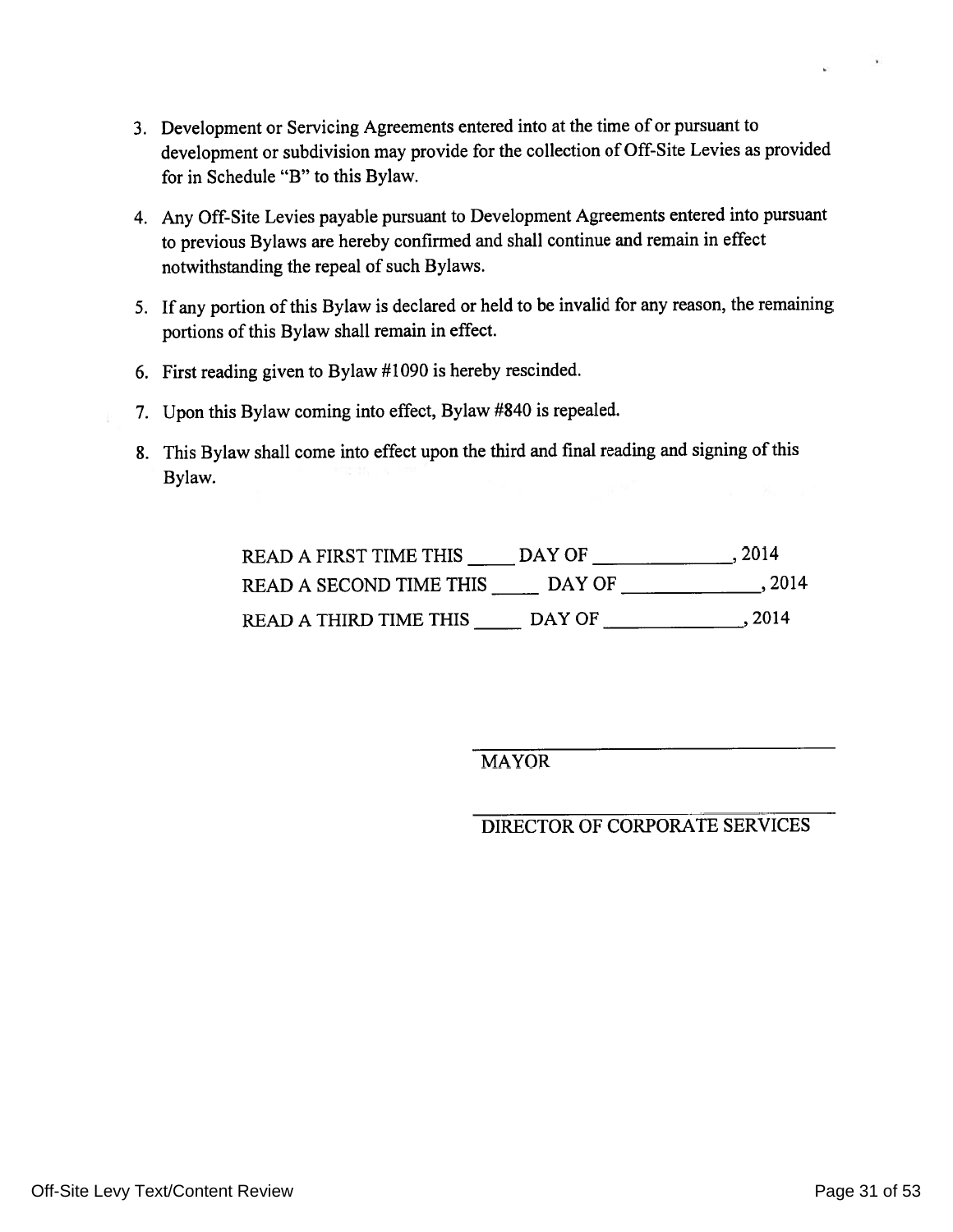3. Development or Servicing Agreements entered into at the time of or pursuant to development or subdivision may provide for the collection of Off-Site Levies as provided for in Schedule "B" to this Bylaw.

4. Any Off-Site Levies payable pursuant to Development Agreements entered into pursuant to previous Bylaws are hereby confirmed and shall continue and remain in effect notwithstanding the repeal of such Bylaws.

5. If any portion of this Bylaw is declared or held to be invalid for any reason, the remaining portions of this Bylaw shall remain in effect.

6. First reading given to Bylaw #1090 is hereby rescinded.

7. Upon this Bylaw coming into effect, Bylaw #840 is repealed.

8. This Bylaw shall come into effect upon the third and final reading and signing of this Bylaw.

READ A FIRST TIME THIS _____ DAY OF ______________, 2014

READ A SECOND TIME THIS _____ DAY OF ______________, 2014

READ A THIRD TIME THIS _____ DAY OF ______________, 2014

\_\_\_\_\_\_\_\_\_\_\_\_\_\_\_\_\_\_\_\_\_\_\_\_\_\_\_\_\_\_\_\_\_\_\_\_

MAYOR

\_\_\_\_\_\_\_\_\_\_\_\_\_\_\_\_\_\_\_\_\_\_\_\_\_\_\_\_\_\_\_\_\_\_\_\_

DIRECTOR OF CORPORATE SERVICES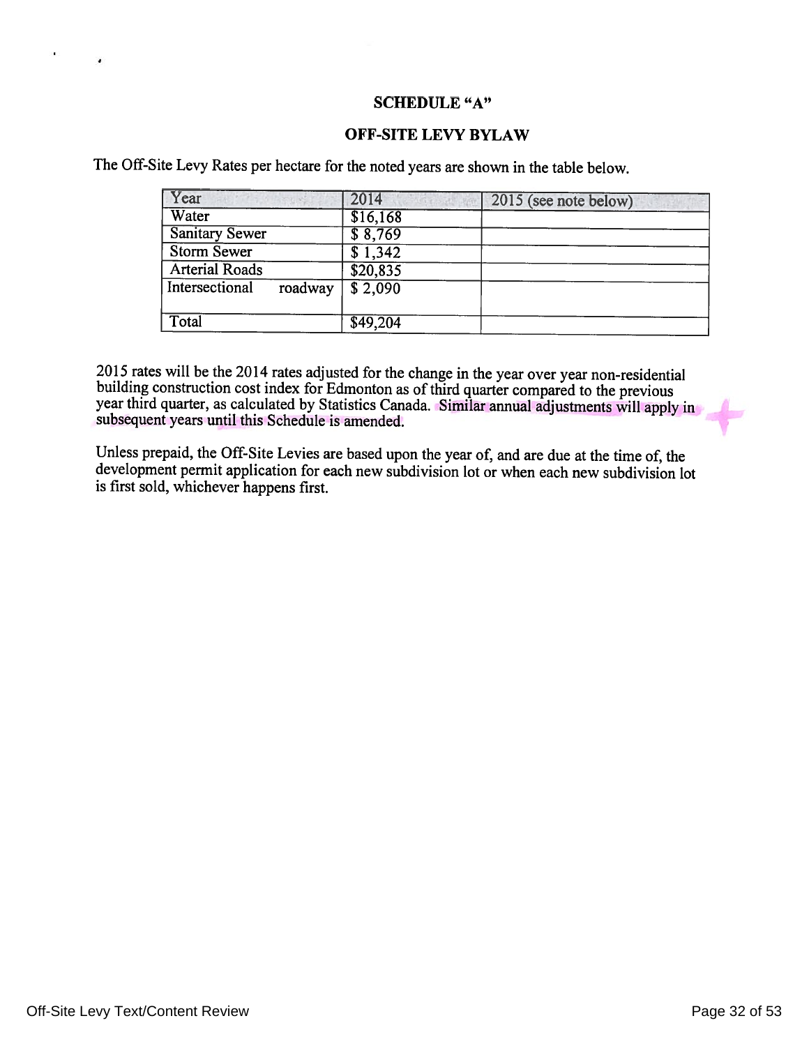# SCHEDULE "A"

## OFF-SITE LEVY BYLAW

The Off-Site Levy Rates per hectare for the noted years are shown in the table below.

| Year | 2014 | 2015 (see note below) |
|---|---|---|
| Water | $16,168 | |
| Sanitary Sewer | $ 8,769 | |
| Storm Sewer | $ 1,342 | |
| Arterial Roads | $20,835 | |
| Intersectional roadway | $ 2,090 | |
| Total | $49,204 | |

2015 rates will be the 2014 rates adjusted for the change in the year over year non-residential building construction cost index for Edmonton as of third quarter compared to the previous year third quarter, as calculated by Statistics Canada. Similar annual adjustments will apply in subsequent years until this Schedule is amended.

Unless prepaid, the Off-Site Levies are based upon the year of, and are due at the time of, the development permit application for each new subdivision lot or when each new subdivision lot is first sold, whichever happens first.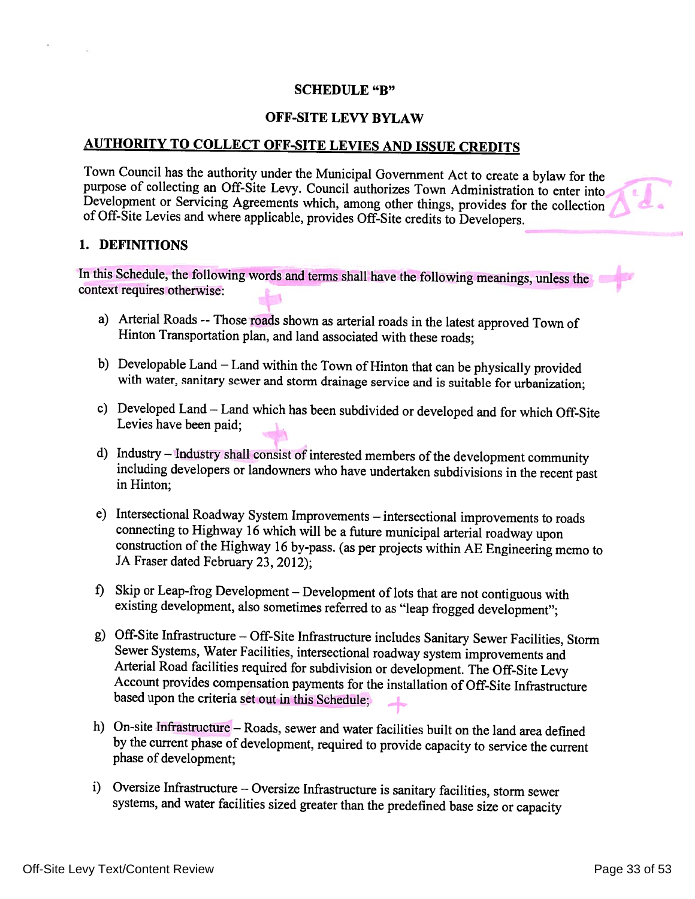## SCHEDULE "B"

## OFF-SITE LEVY BYLAW

### AUTHORITY TO COLLECT OFF-SITE LEVIES AND ISSUE CREDITS

Town Council has the authority under the Municipal Government Act to create a bylaw for the purpose of collecting an Off-Site Levy. Council authorizes Town Administration to enter into Development or Servicing Agreements which, among other things, provides for the collection of Off-Site Levies and where applicable, provides Off-Site credits to Developers.

### 1. DEFINITIONS

In this Schedule, the following words and terms shall have the following meanings, unless the context requires otherwise:

a) Arterial Roads -- Those roads shown as arterial roads in the latest approved Town of Hinton Transportation plan, and land associated with these roads;

b) Developable Land – Land within the Town of Hinton that can be physically provided with water, sanitary sewer and storm drainage service and is suitable for urbanization;

c) Developed Land – Land which has been subdivided or developed and for which Off-Site Levies have been paid;

d) Industry – Industry shall consist of interested members of the development community including developers or landowners who have undertaken subdivisions in the recent past in Hinton;

e) Intersectional Roadway System Improvements – intersectional improvements to roads connecting to Highway 16 which will be a future municipal arterial roadway upon construction of the Highway 16 by-pass. (as per projects within AE Engineering memo to JA Fraser dated February 23, 2012);

f) Skip or Leap-frog Development – Development of lots that are not contiguous with existing development, also sometimes referred to as "leap frogged development";

g) Off-Site Infrastructure – Off-Site Infrastructure includes Sanitary Sewer Facilities, Storm Sewer Systems, Water Facilities, intersectional roadway system improvements and Arterial Road facilities required for subdivision or development. The Off-Site Levy Account provides compensation payments for the installation of Off-Site Infrastructure based upon the criteria set out in this Schedule;

h) On-site Infrastructure – Roads, sewer and water facilities built on the land area defined by the current phase of development, required to provide capacity to service the current phase of development;

i) Oversize Infrastructure – Oversize Infrastructure is sanitary facilities, storm sewer systems, and water facilities sized greater than the predefined base size or capacity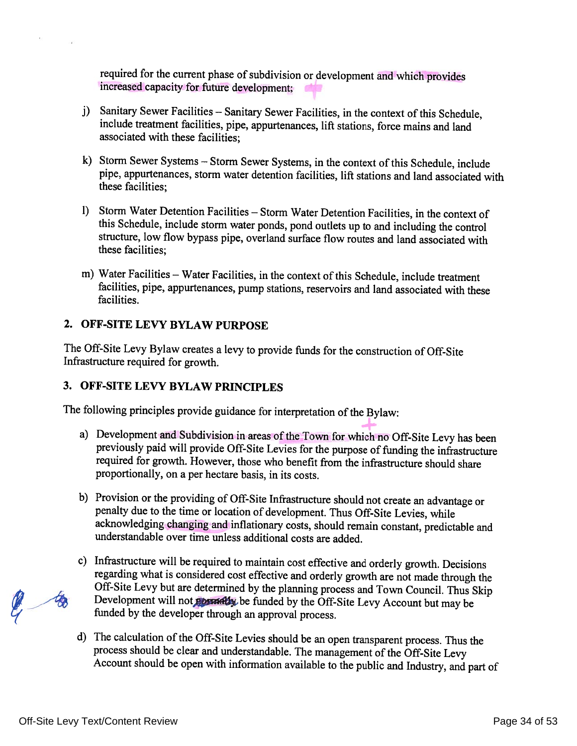required for the current phase of subdivision or development and which provides increased capacity for future development;

j) Sanitary Sewer Facilities – Sanitary Sewer Facilities, in the context of this Schedule, include treatment facilities, pipe, appurtenances, lift stations, force mains and land associated with these facilities;

k) Storm Sewer Systems – Storm Sewer Systems, in the context of this Schedule, include pipe, appurtenances, storm water detention facilities, lift stations and land associated with these facilities;

l) Storm Water Detention Facilities – Storm Water Detention Facilities, in the context of this Schedule, include storm water ponds, pond outlets up to and including the control structure, low flow bypass pipe, overland surface flow routes and land associated with these facilities;

m) Water Facilities – Water Facilities, in the context of this Schedule, include treatment facilities, pipe, appurtenances, pump stations, reservoirs and land associated with these facilities.

## 2. OFF-SITE LEVY BYLAW PURPOSE

The Off-Site Levy Bylaw creates a levy to provide funds for the construction of Off-Site Infrastructure required for growth.

## 3. OFF-SITE LEVY BYLAW PRINCIPLES

The following principles provide guidance for interpretation of the Bylaw:

a) Development and Subdivision in areas of the Town for which no Off-Site Levy has been previously paid will provide Off-Site Levies for the purpose of funding the infrastructure required for growth. However, those who benefit from the infrastructure should share proportionally, on a per hectare basis, in its costs.

b) Provision or the providing of Off-Site Infrastructure should not create an advantage or penalty due to the time or location of development. Thus Off-Site Levies, while acknowledging changing and inflationary costs, should remain constant, predictable and understandable over time unless additional costs are added.

c) Infrastructure will be required to maintain cost effective and orderly growth. Decisions regarding what is considered cost effective and orderly growth are not made through the Off-Site Levy but are determined by the planning process and Town Council. Thus Skip Development will not ~~normally~~ be funded by the Off-Site Levy Account but may be funded by the developer through an approval process.

d) The calculation of the Off-Site Levies should be an open transparent process. Thus the process should be clear and understandable. The management of the Off-Site Levy Account should be open with information available to the public and Industry, and part of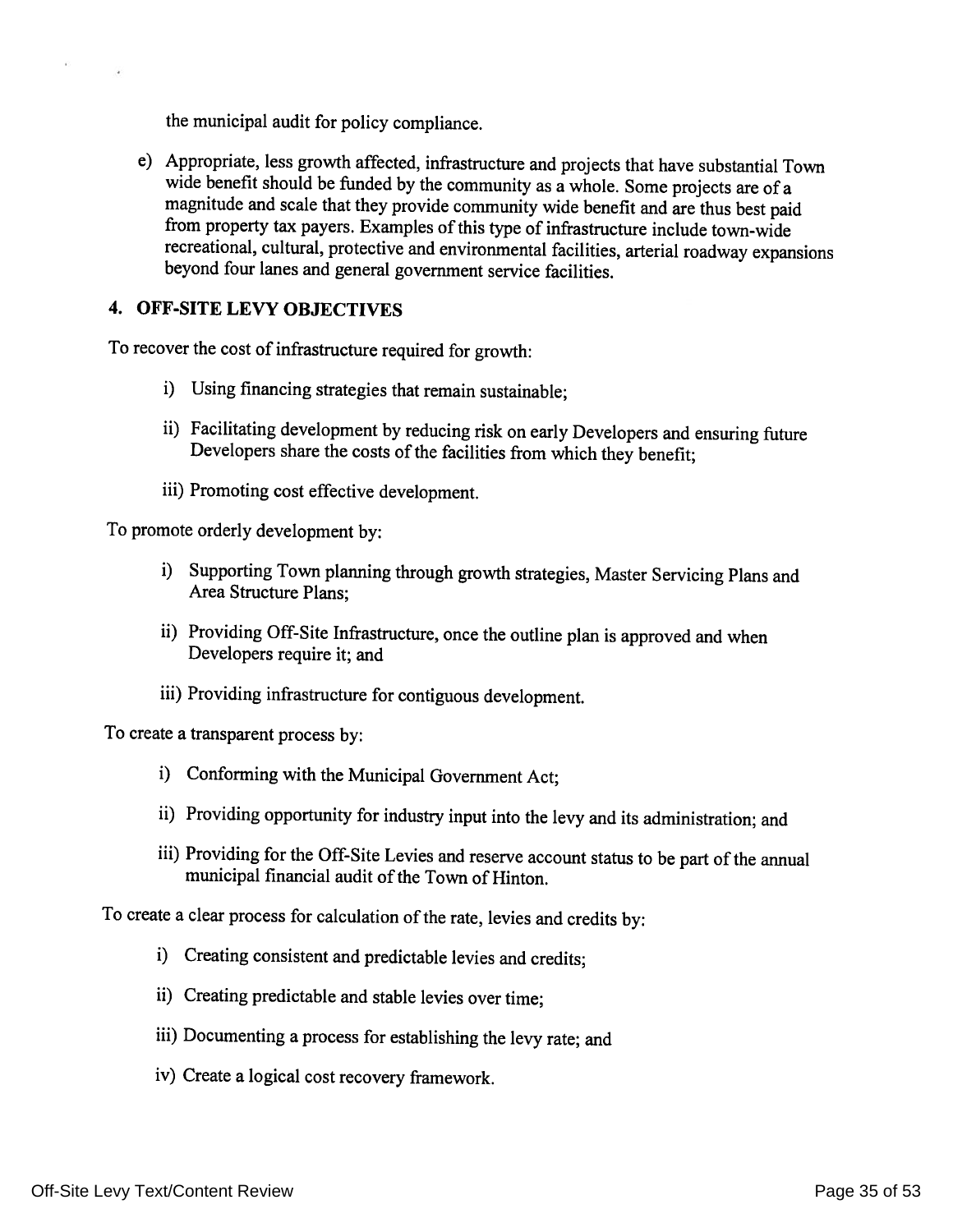the municipal audit for policy compliance.

e) Appropriate, less growth affected, infrastructure and projects that have substantial Town wide benefit should be funded by the community as a whole. Some projects are of a magnitude and scale that they provide community wide benefit and are thus best paid from property tax payers. Examples of this type of infrastructure include town-wide recreational, cultural, protective and environmental facilities, arterial roadway expansions beyond four lanes and general government service facilities.

## 4. OFF-SITE LEVY OBJECTIVES

To recover the cost of infrastructure required for growth:

i) Using financing strategies that remain sustainable;

ii) Facilitating development by reducing risk on early Developers and ensuring future Developers share the costs of the facilities from which they benefit;

iii) Promoting cost effective development.

To promote orderly development by:

i) Supporting Town planning through growth strategies, Master Servicing Plans and Area Structure Plans;

ii) Providing Off-Site Infrastructure, once the outline plan is approved and when Developers require it; and

iii) Providing infrastructure for contiguous development.

To create a transparent process by:

i) Conforming with the Municipal Government Act;

ii) Providing opportunity for industry input into the levy and its administration; and

iii) Providing for the Off-Site Levies and reserve account status to be part of the annual municipal financial audit of the Town of Hinton.

To create a clear process for calculation of the rate, levies and credits by:

i) Creating consistent and predictable levies and credits;

ii) Creating predictable and stable levies over time;

iii) Documenting a process for establishing the levy rate; and

iv) Create a logical cost recovery framework.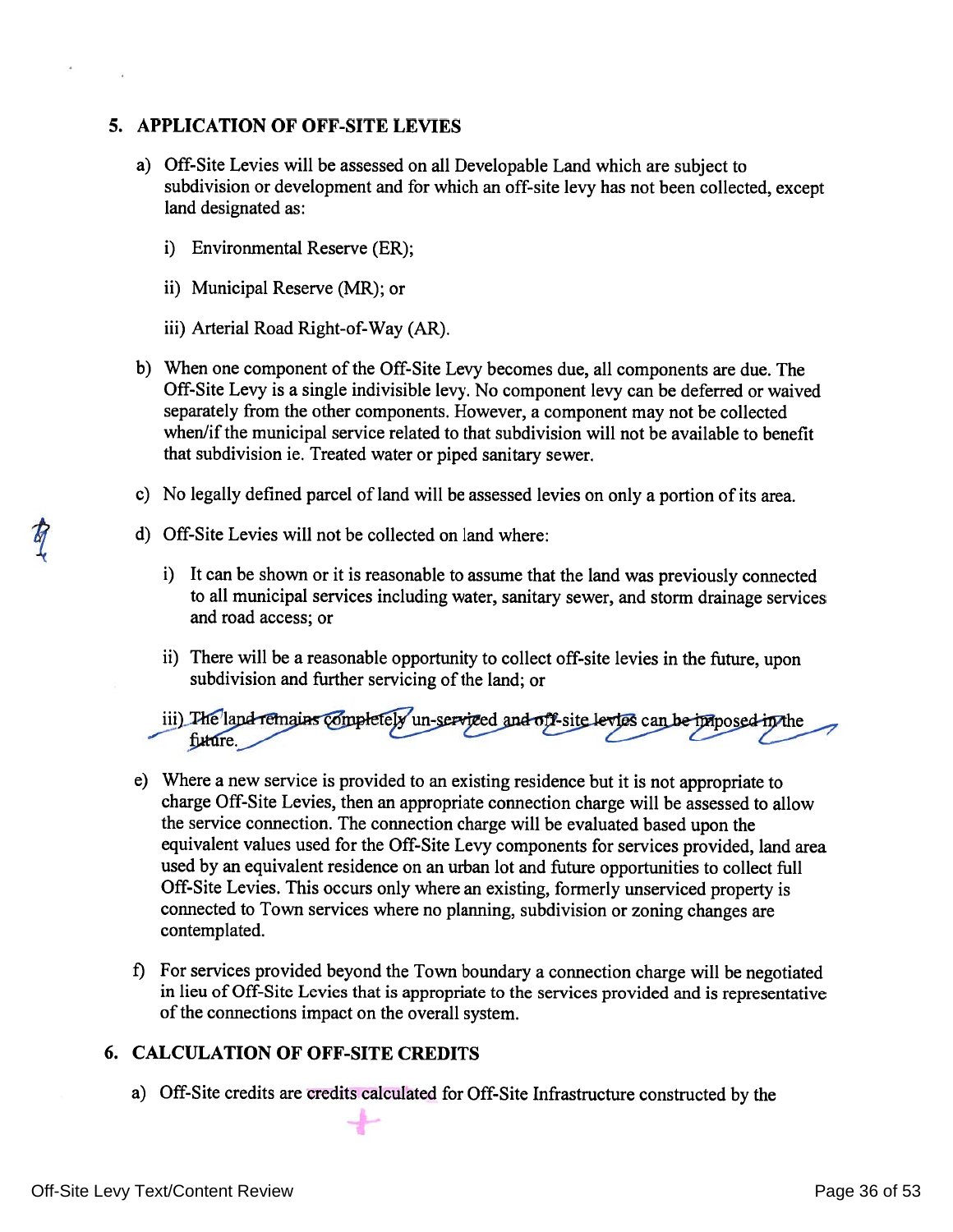## 5. APPLICATION OF OFF-SITE LEVIES

a) Off-Site Levies will be assessed on all Developable Land which are subject to subdivision or development and for which an off-site levy has not been collected, except land designated as:

   i) Environmental Reserve (ER);

   ii) Municipal Reserve (MR); or

   iii) Arterial Road Right-of-Way (AR).

b) When one component of the Off-Site Levy becomes due, all components are due. The Off-Site Levy is a single indivisible levy. No component levy can be deferred or waived separately from the other components. However, a component may not be collected when/if the municipal service related to that subdivision will not be available to benefit that subdivision ie. Treated water or piped sanitary sewer.

c) No legally defined parcel of land will be assessed levies on only a portion of its area.

d) Off-Site Levies will not be collected on land where:

   i) It can be shown or it is reasonable to assume that the land was previously connected to all municipal services including water, sanitary sewer, and storm drainage services and road access; or

   ii) There will be a reasonable opportunity to collect off-site levies in the future, upon subdivision and further servicing of the land; or

   iii) ~~The land remains completely un-serviced and off-site levies can be imposed in the future.~~

e) Where a new service is provided to an existing residence but it is not appropriate to charge Off-Site Levies, then an appropriate connection charge will be assessed to allow the service connection. The connection charge will be evaluated based upon the equivalent values used for the Off-Site Levy components for services provided, land area used by an equivalent residence on an urban lot and future opportunities to collect full Off-Site Levies. This occurs only where an existing, formerly unserviced property is connected to Town services where no planning, subdivision or zoning changes are contemplated.

f) For services provided beyond the Town boundary a connection charge will be negotiated in lieu of Off-Site Levies that is appropriate to the services provided and is representative of the connections impact on the overall system.

## 6. CALCULATION OF OFF-SITE CREDITS

a) Off-Site credits are credits calculated for Off-Site Infrastructure constructed by the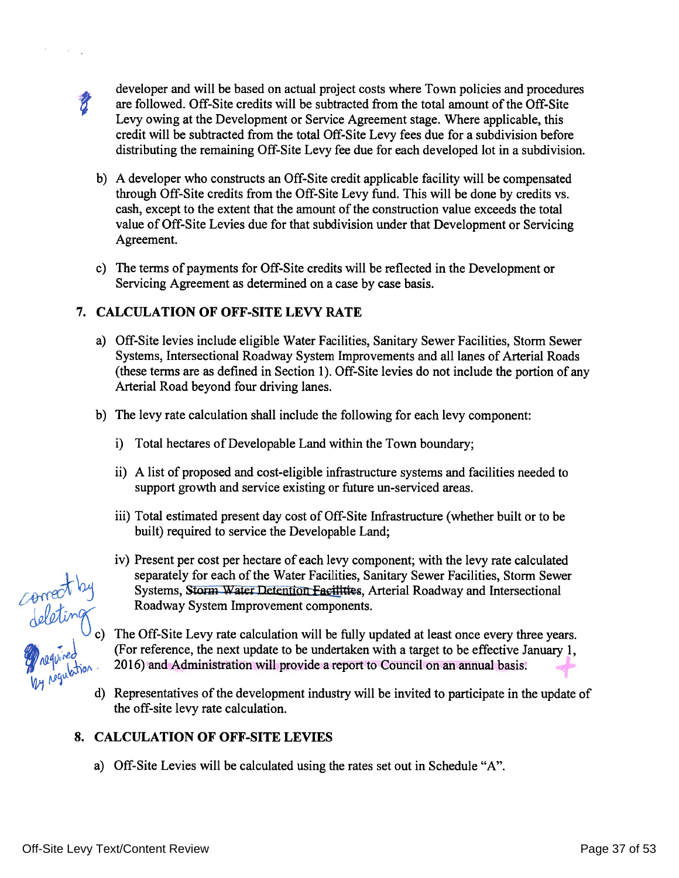developer and will be based on actual project costs where Town policies and procedures are followed. Off-Site credits will be subtracted from the total amount of the Off-Site Levy owing at the Development or Service Agreement stage. Where applicable, this credit will be subtracted from the total Off-Site Levy fees due for a subdivision before distributing the remaining Off-Site Levy fee due for each developed lot in a subdivision.

b) A developer who constructs an Off-Site credit applicable facility will be compensated through Off-Site credits from the Off-Site Levy fund. This will be done by credits vs. cash, except to the extent that the amount of the construction value exceeds the total value of Off-Site Levies due for that subdivision under that Development or Servicing Agreement.

c) The terms of payments for Off-Site credits will be reflected in the Development or Servicing Agreement as determined on a case by case basis.

## 7. CALCULATION OF OFF-SITE LEVY RATE

a) Off-Site levies include eligible Water Facilities, Sanitary Sewer Facilities, Storm Sewer Systems, Intersectional Roadway System Improvements and all lanes of Arterial Roads (these terms are as defined in Section 1). Off-Site levies do not include the portion of any Arterial Road beyond four driving lanes.

b) The levy rate calculation shall include the following for each levy component:

   i) Total hectares of Developable Land within the Town boundary;

   ii) A list of proposed and cost-eligible infrastructure systems and facilities needed to support growth and service existing or future un-serviced areas.

   iii) Total estimated present day cost of Off-Site Infrastructure (whether built or to be built) required to service the Developable Land;

   iv) Present per cost per hectare of each levy component; with the levy rate calculated separately for each of the Water Facilities, Sanitary Sewer Facilities, Storm Sewer Systems, ~~Storm Water Detention Facilities~~, Arterial Roadway and Intersectional Roadway System Improvement components.

c) The Off-Site Levy rate calculation will be fully updated at least once every three years. (For reference, the next update to be undertaken with a target to be effective January 1, 2016) and Administration will provide a report to Council on an annual basis.

d) Representatives of the development industry will be invited to participate in the update of the off-site levy rate calculation.

## 8. CALCULATION OF OFF-SITE LEVIES

a) Off-Site Levies will be calculated using the rates set out in Schedule "A".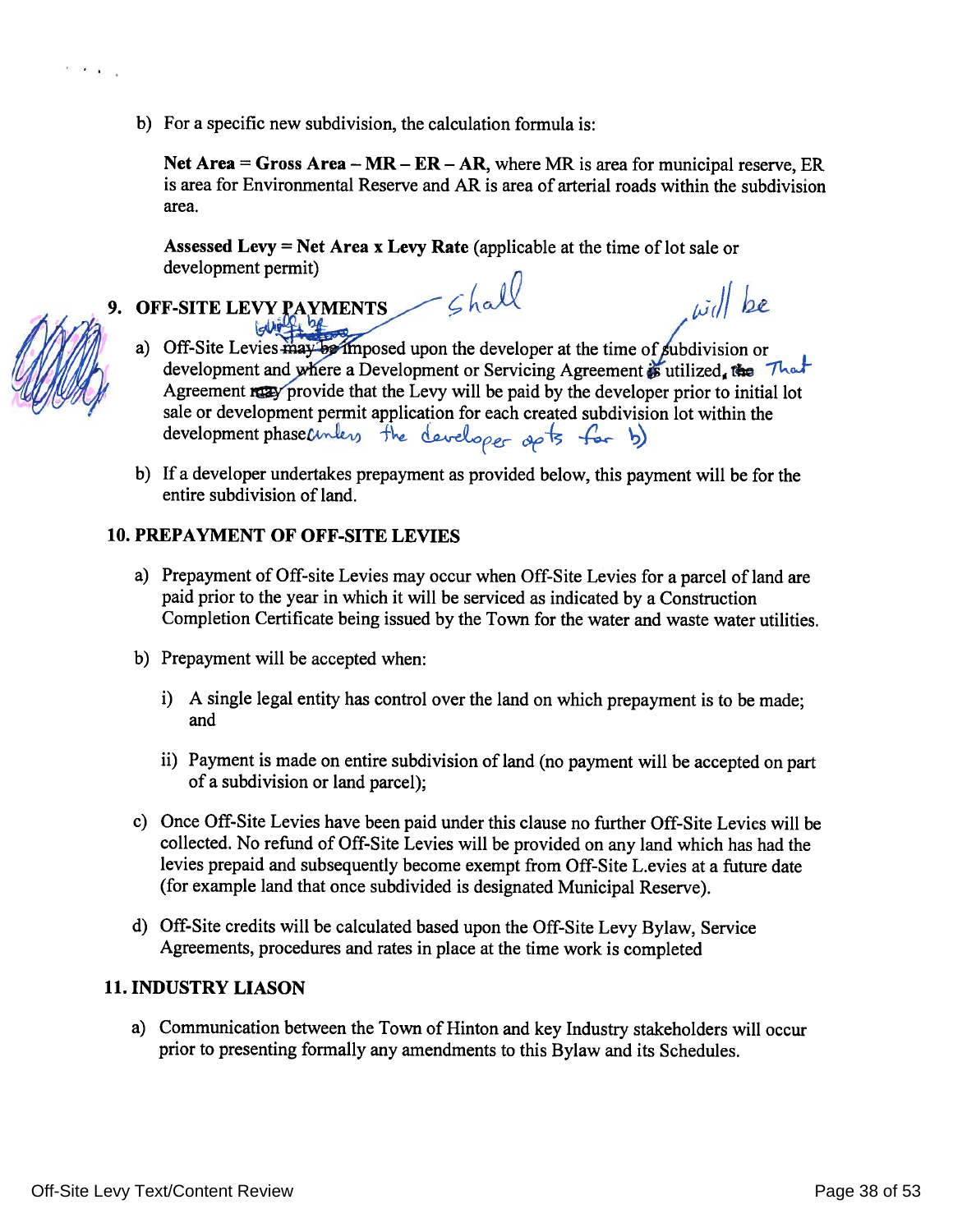b) For a specific new subdivision, the calculation formula is:

**Net Area = Gross Area – MR – ER – AR**, where MR is area for municipal reserve, ER is area for Environmental Reserve and AR is area of arterial roads within the subdivision area.

**Assessed Levy = Net Area x Levy Rate** (applicable at the time of lot sale or development permit)

## 9. OFF-SITE LEVY PAYMENTS

a) Off-Site Levies ~~may be~~ *shall be* imposed upon the developer at the time of subdivision or development and where a Development or Servicing Agreement is utilized, the *That* Agreement ~~may~~ *will be* provide that the Levy will be paid by the developer prior to initial lot sale or development permit application for each created subdivision lot within the development phase *unless the developer opts for b)*

b) If a developer undertakes prepayment as provided below, this payment will be for the entire subdivision of land.

## 10. PREPAYMENT OF OFF-SITE LEVIES

a) Prepayment of Off-site Levies may occur when Off-Site Levies for a parcel of land are paid prior to the year in which it will be serviced as indicated by a Construction Completion Certificate being issued by the Town for the water and waste water utilities.

b) Prepayment will be accepted when:

   i) A single legal entity has control over the land on which prepayment is to be made; and

   ii) Payment is made on entire subdivision of land (no payment will be accepted on part of a subdivision or land parcel);

c) Once Off-Site Levies have been paid under this clause no further Off-Site Levies will be collected. No refund of Off-Site Levies will be provided on any land which has had the levies prepaid and subsequently become exempt from Off-Site L.evies at a future date (for example land that once subdivided is designated Municipal Reserve).

d) Off-Site credits will be calculated based upon the Off-Site Levy Bylaw, Service Agreements, procedures and rates in place at the time work is completed

## 11. INDUSTRY LIASON

a) Communication between the Town of Hinton and key Industry stakeholders will occur prior to presenting formally any amendments to this Bylaw and its Schedules.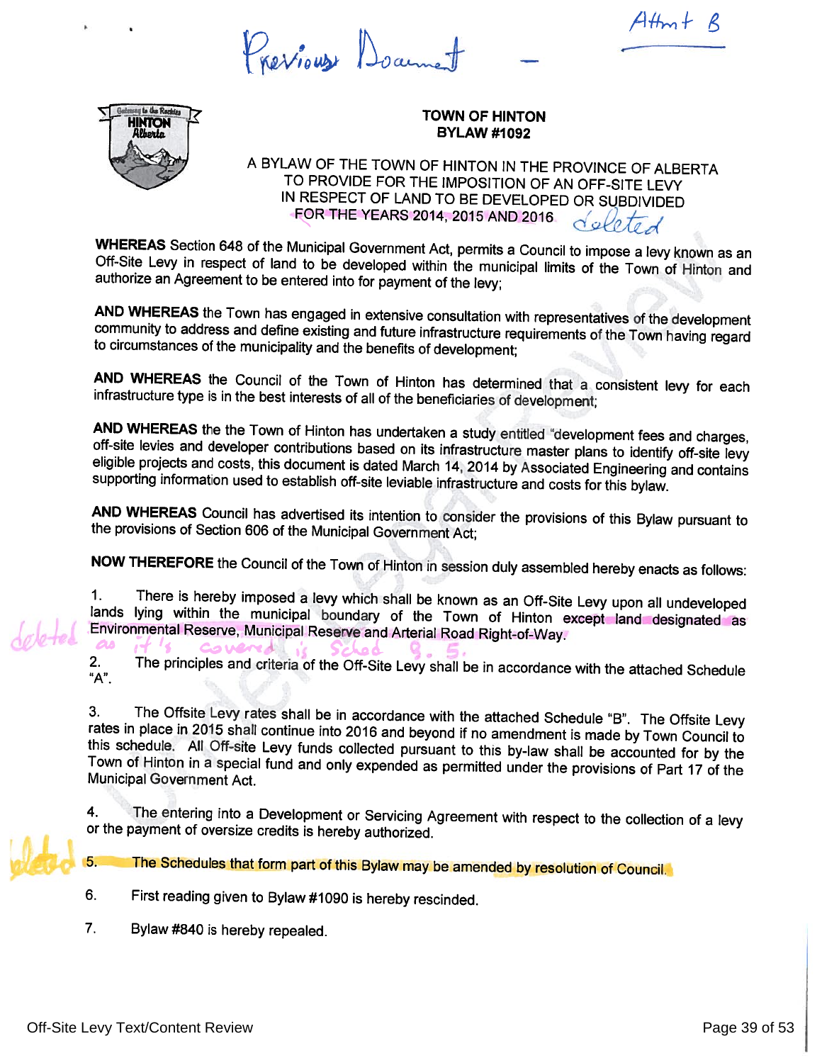Attmt B

Previous Document –

**TOWN OF HINTON**
**BYLAW #1092**

A BYLAW OF THE TOWN OF HINTON IN THE PROVINCE OF ALBERTA TO PROVIDE FOR THE IMPOSITION OF AN OFF-SITE LEVY IN RESPECT OF LAND TO BE DEVELOPED OR SUBDIVIDED FOR THE YEARS 2014, 2015 AND 2016 *deleted*

**WHEREAS** Section 648 of the Municipal Government Act, permits a Council to impose a levy known as an Off-Site Levy in respect of land to be developed within the municipal limits of the Town of Hinton and authorize an Agreement to be entered into for payment of the levy;

**AND WHEREAS** the Town has engaged in extensive consultation with representatives of the development community to address and define existing and future infrastructure requirements of the Town having regard to circumstances of the municipality and the benefits of development;

**AND WHEREAS** the Council of the Town of Hinton has determined that a consistent levy for each infrastructure type is in the best interests of all of the beneficiaries of development;

**AND WHEREAS** the the Town of Hinton has undertaken a study entitled "development fees and charges, off-site levies and developer contributions based on its infrastructure master plans to identify off-site levy eligible projects and costs, this document is dated March 14, 2014 by Associated Engineering and contains supporting information used to establish off-site leviable infrastructure and costs for this bylaw.

**AND WHEREAS** Council has advertised its intention to consider the provisions of this Bylaw pursuant to the provisions of Section 606 of the Municipal Government Act;

**NOW THEREFORE** the Council of the Town of Hinton in session duly assembled hereby enacts as follows:

1. There is hereby imposed a levy which shall be known as an Off-Site Levy upon all undeveloped lands lying within the municipal boundary of the Town of Hinton except land designated as Environmental Reserve, Municipal Reserve and Arterial Road Right-of-Way. *deleted as it's covered is Sched 9.5.*

2. The principles and criteria of the Off-Site Levy shall be in accordance with the attached Schedule "A".

3. The Offsite Levy rates shall be in accordance with the attached Schedule "B". The Offsite Levy rates in place in 2015 shall continue into 2016 and beyond if no amendment is made by Town Council to this schedule. All Off-site Levy funds collected pursuant to this by-law shall be accounted for by the Town of Hinton in a special fund and only expended as permitted under the provisions of Part 17 of the Municipal Government Act.

4. The entering into a Development or Servicing Agreement with respect to the collection of a levy or the payment of oversize credits is hereby authorized.

5. The Schedules that form part of this Bylaw may be amended by resolution of Council. *deleted*

6. First reading given to Bylaw #1090 is hereby rescinded.

7. Bylaw #840 is hereby repealed.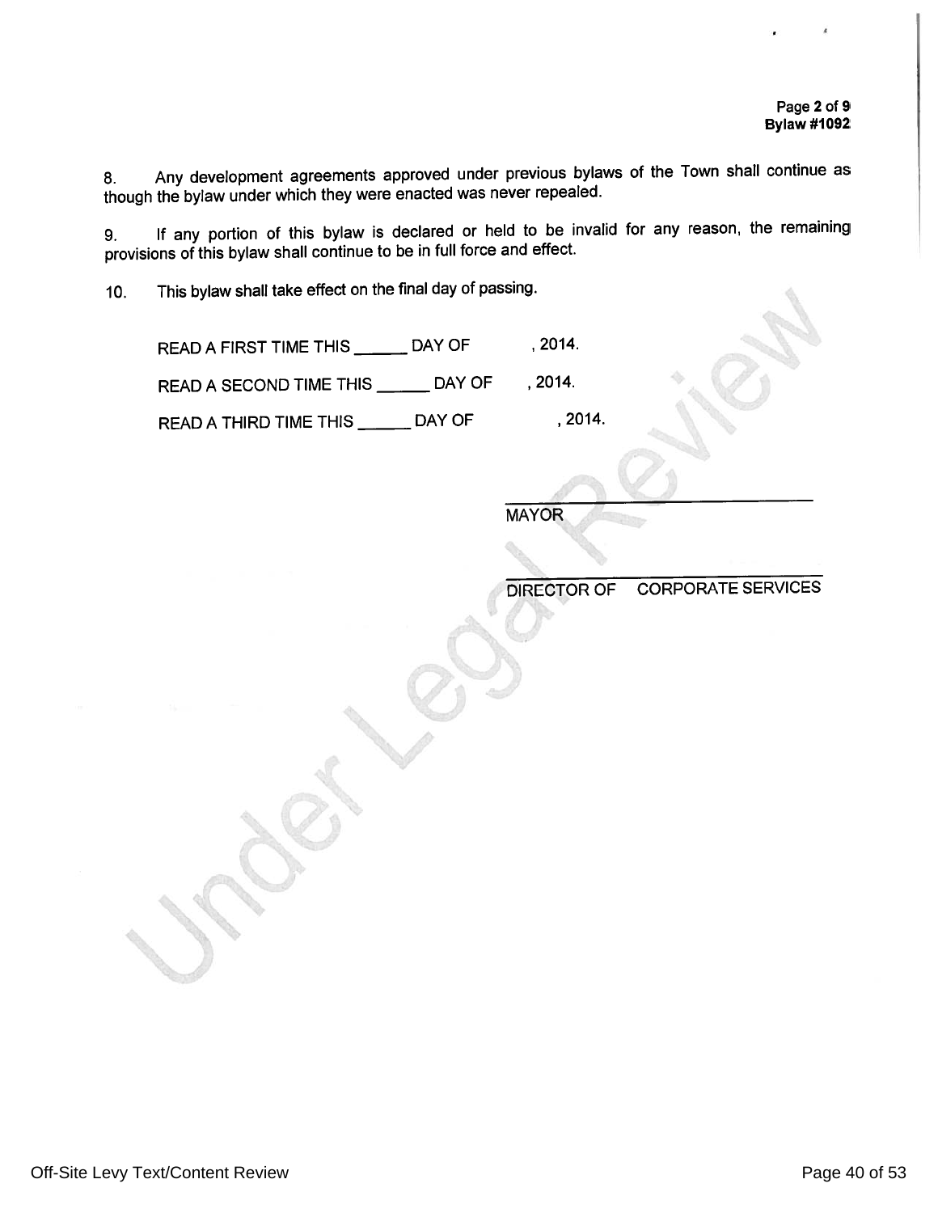8. Any development agreements approved under previous bylaws of the Town shall continue as though the bylaw under which they were enacted was never repealed.

9. If any portion of this bylaw is declared or held to be invalid for any reason, the remaining provisions of this bylaw shall continue to be in full force and effect.

10. This bylaw shall take effect on the final day of passing.

READ A FIRST TIME THIS ______ DAY OF , 2014.

READ A SECOND TIME THIS ______ DAY OF , 2014.

READ A THIRD TIME THIS ______ DAY OF , 2014.

______________________________
MAYOR

______________________________
DIRECTOR OF CORPORATE SERVICES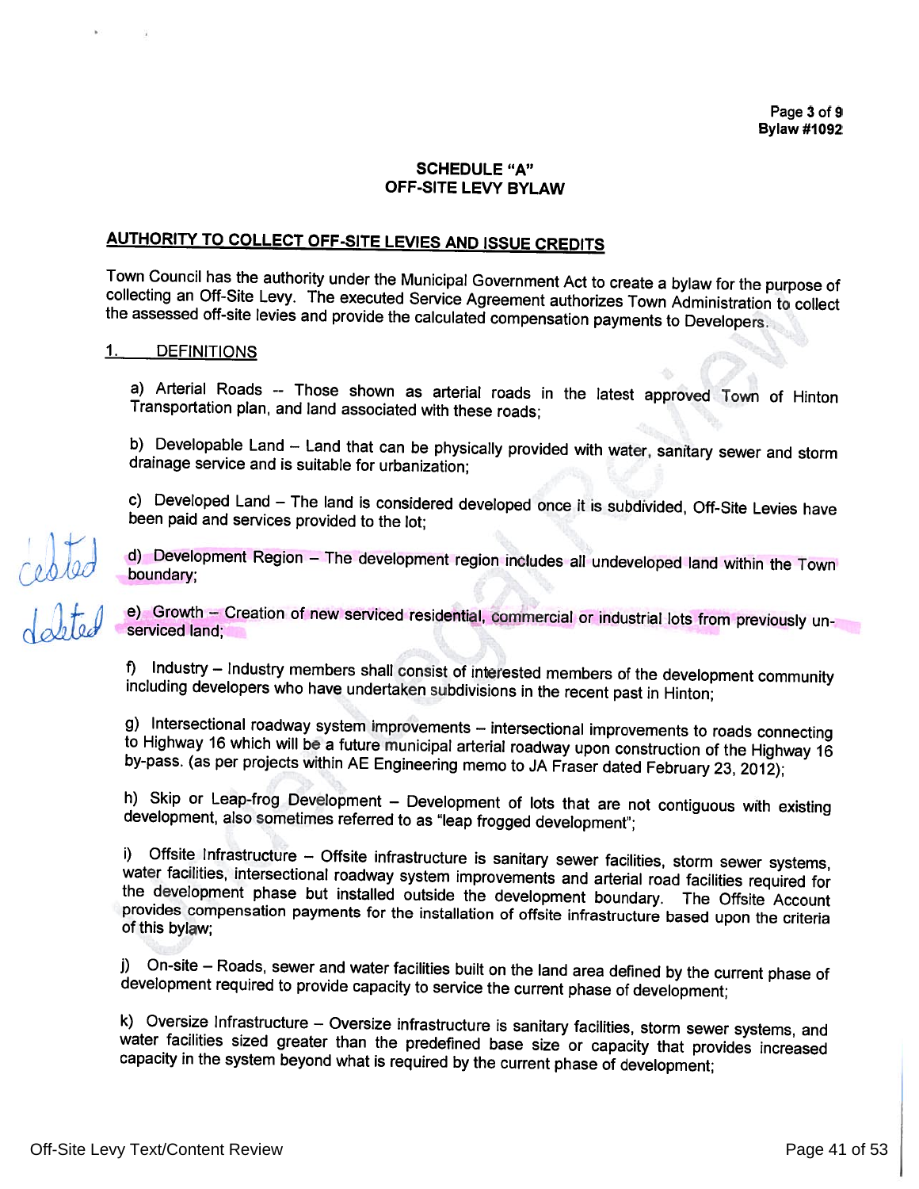## SCHEDULE "A"
## OFF-SITE LEVY BYLAW

### AUTHORITY TO COLLECT OFF-SITE LEVIES AND ISSUE CREDITS

Town Council has the authority under the Municipal Government Act to create a bylaw for the purpose of collecting an Off-Site Levy. The executed Service Agreement authorizes Town Administration to collect the assessed off-site levies and provide the calculated compensation payments to Developers.

### 1. DEFINITIONS

a) Arterial Roads -- Those shown as arterial roads in the latest approved Town of Hinton Transportation plan, and land associated with these roads;

b) Developable Land – Land that can be physically provided with water, sanitary sewer and storm drainage service and is suitable for urbanization;

c) Developed Land – The land is considered developed once it is subdivided, Off-Site Levies have been paid and services provided to the lot;

deleted d) Development Region – The development region includes all undeveloped land within the Town boundary;

deleted e) Growth – Creation of new serviced residential, commercial or industrial lots from previously un-serviced land;

f) Industry – Industry members shall consist of interested members of the development community including developers who have undertaken subdivisions in the recent past in Hinton;

g) Intersectional roadway system improvements – intersectional improvements to roads connecting to Highway 16 which will be a future municipal arterial roadway upon construction of the Highway 16 by-pass. (as per projects within AE Engineering memo to JA Fraser dated February 23, 2012);

h) Skip or Leap-frog Development – Development of lots that are not contiguous with existing development, also sometimes referred to as "leap frogged development";

i) Offsite Infrastructure – Offsite infrastructure is sanitary sewer facilities, storm sewer systems, water facilities, intersectional roadway system improvements and arterial road facilities required for the development phase but installed outside the development boundary. The Offsite Account provides compensation payments for the installation of offsite infrastructure based upon the criteria of this bylaw;

j) On-site – Roads, sewer and water facilities built on the land area defined by the current phase of development required to provide capacity to service the current phase of development;

k) Oversize Infrastructure – Oversize infrastructure is sanitary facilities, storm sewer systems, and water facilities sized greater than the predefined base size or capacity that provides increased capacity in the system beyond what is required by the current phase of development;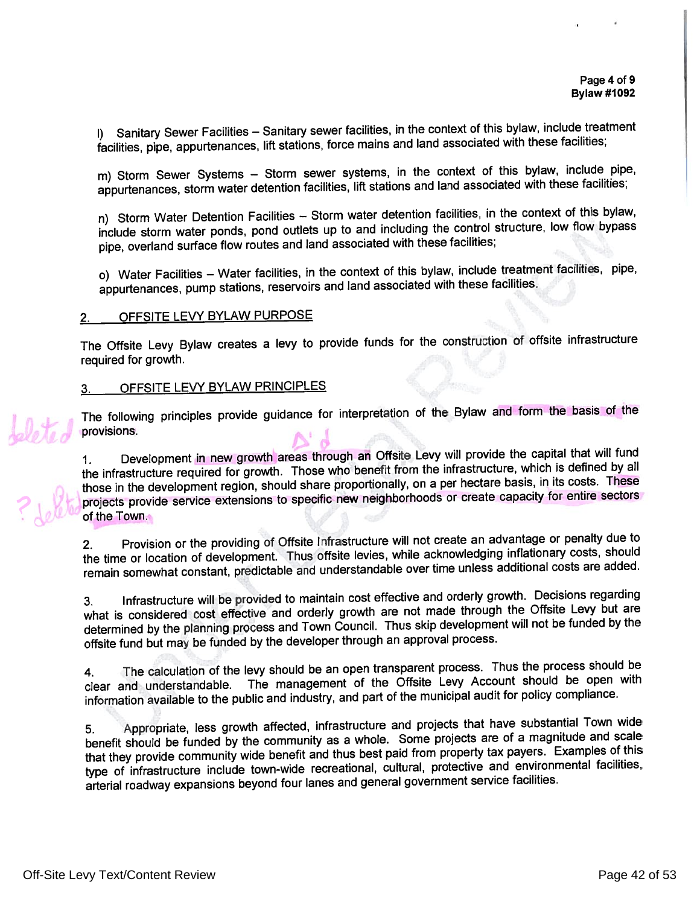l) Sanitary Sewer Facilities – Sanitary sewer facilities, in the context of this bylaw, include treatment facilities, pipe, appurtenances, lift stations, force mains and land associated with these facilities;

m) Storm Sewer Systems – Storm sewer systems, in the context of this bylaw, include pipe, appurtenances, storm water detention facilities, lift stations and land associated with these facilities;

n) Storm Water Detention Facilities – Storm water detention facilities, in the context of this bylaw, include storm water ponds, pond outlets up to and including the control structure, low flow bypass pipe, overland surface flow routes and land associated with these facilities;

o) Water Facilities – Water facilities, in the context of this bylaw, include treatment facilities, pipe, appurtenances, pump stations, reservoirs and land associated with these facilities.

## 2. OFFSITE LEVY BYLAW PURPOSE

The Offsite Levy Bylaw creates a levy to provide funds for the construction of offsite infrastructure required for growth.

## 3. OFFSITE LEVY BYLAW PRINCIPLES

The following principles provide guidance for interpretation of the Bylaw and form the basis of the provisions.

1. Development in new growth areas through an Offsite Levy will provide the capital that will fund the infrastructure required for growth. Those who benefit from the infrastructure, which is defined by all those in the development region, should share proportionally, on a per hectare basis, in its costs. These projects provide service extensions to specific new neighborhoods or create capacity for entire sectors of the Town.

2. Provision or the providing of Offsite Infrastructure will not create an advantage or penalty due to the time or location of development. Thus offsite levies, while acknowledging inflationary costs, should remain somewhat constant, predictable and understandable over time unless additional costs are added.

3. Infrastructure will be provided to maintain cost effective and orderly growth. Decisions regarding what is considered cost effective and orderly growth are not made through the Offsite Levy but are determined by the planning process and Town Council. Thus skip development will not be funded by the offsite fund but may be funded by the developer through an approval process.

4. The calculation of the levy should be an open transparent process. Thus the process should be clear and understandable. The management of the Offsite Levy Account should be open with information available to the public and industry, and part of the municipal audit for policy compliance.

5. Appropriate, less growth affected, infrastructure and projects that have substantial Town wide benefit should be funded by the community as a whole. Some projects are of a magnitude and scale that they provide community wide benefit and thus best paid from property tax payers. Examples of this type of infrastructure include town-wide recreational, cultural, protective and environmental facilities, arterial roadway expansions beyond four lanes and general government service facilities.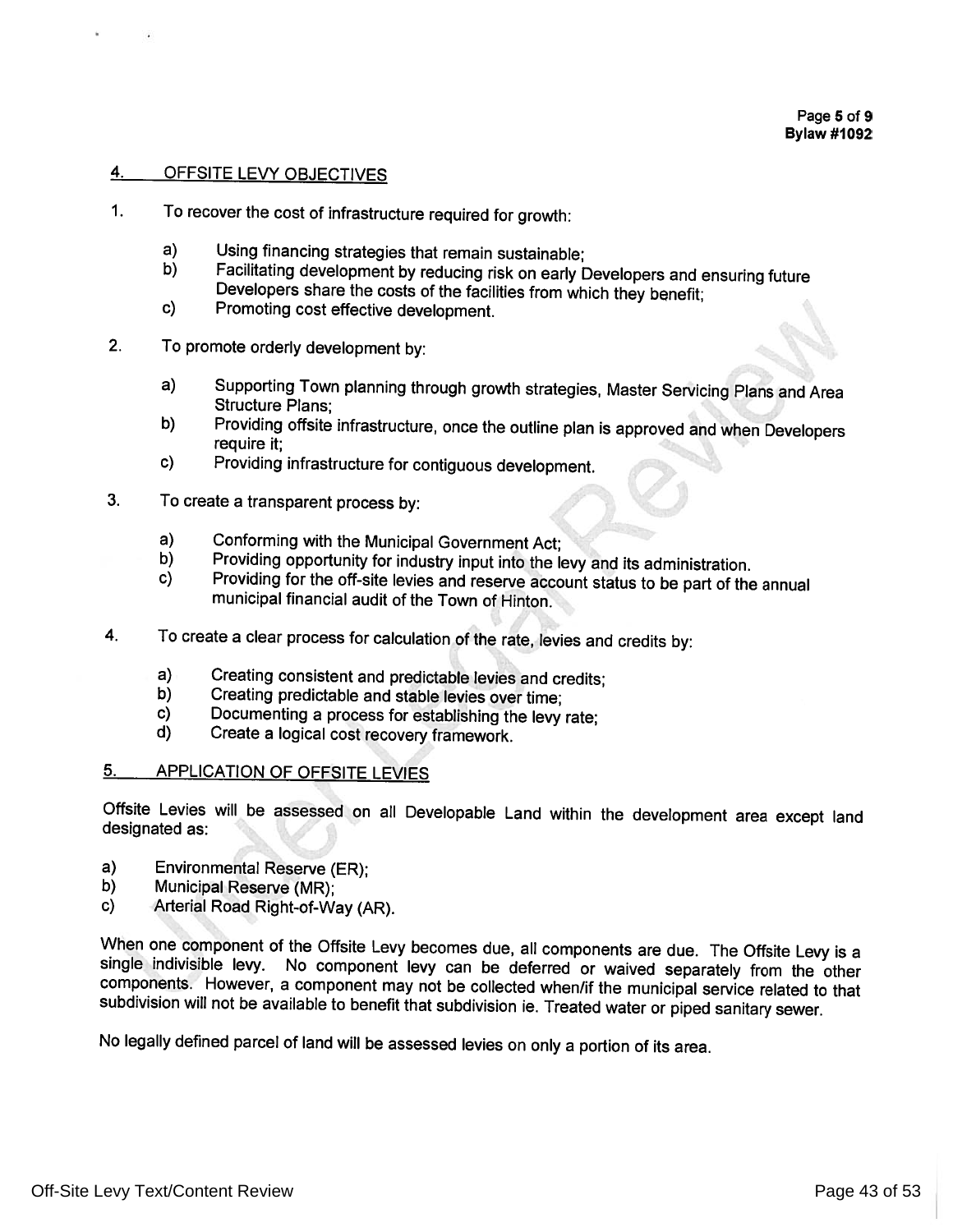## 4. OFFSITE LEVY OBJECTIVES

1. To recover the cost of infrastructure required for growth:

   a) Using financing strategies that remain sustainable;
   b) Facilitating development by reducing risk on early Developers and ensuring future Developers share the costs of the facilities from which they benefit;
   c) Promoting cost effective development.

2. To promote orderly development by:

   a) Supporting Town planning through growth strategies, Master Servicing Plans and Area Structure Plans;
   b) Providing offsite infrastructure, once the outline plan is approved and when Developers require it;
   c) Providing infrastructure for contiguous development.

3. To create a transparent process by:

   a) Conforming with the Municipal Government Act;
   b) Providing opportunity for industry input into the levy and its administration.
   c) Providing for the off-site levies and reserve account status to be part of the annual municipal financial audit of the Town of Hinton.

4. To create a clear process for calculation of the rate, levies and credits by:

   a) Creating consistent and predictable levies and credits;
   b) Creating predictable and stable levies over time;
   c) Documenting a process for establishing the levy rate;
   d) Create a logical cost recovery framework.

## 5. APPLICATION OF OFFSITE LEVIES

Offsite Levies will be assessed on all Developable Land within the development area except land designated as:

a) Environmental Reserve (ER);
b) Municipal Reserve (MR);
c) Arterial Road Right-of-Way (AR).

When one component of the Offsite Levy becomes due, all components are due. The Offsite Levy is a single indivisible levy. No component levy can be deferred or waived separately from the other components. However, a component may not be collected when/if the municipal service related to that subdivision will not be available to benefit that subdivision ie. Treated water or piped sanitary sewer.

No legally defined parcel of land will be assessed levies on only a portion of its area.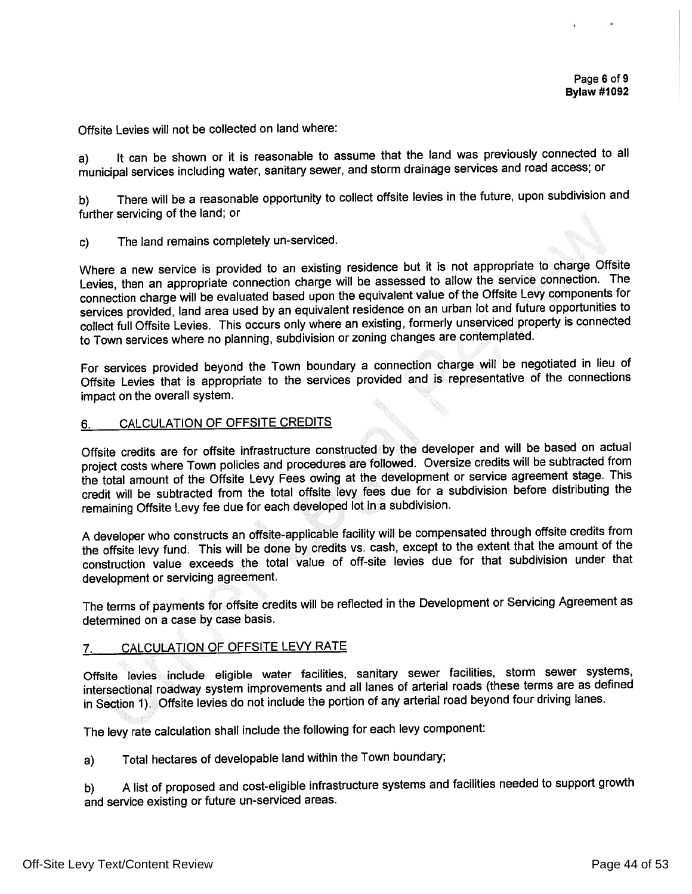Offsite Levies will not be collected on land where:

a) It can be shown or it is reasonable to assume that the land was previously connected to all municipal services including water, sanitary sewer, and storm drainage services and road access; or

b) There will be a reasonable opportunity to collect offsite levies in the future, upon subdivision and further servicing of the land; or

c) The land remains completely un-serviced.

Where a new service is provided to an existing residence but it is not appropriate to charge Offsite Levies, then an appropriate connection charge will be assessed to allow the service connection. The connection charge will be evaluated based upon the equivalent value of the Offsite Levy components for services provided, land area used by an equivalent residence on an urban lot and future opportunities to collect full Offsite Levies. This occurs only where an existing, formerly unserviced property is connected to Town services where no planning, subdivision or zoning changes are contemplated.

For services provided beyond the Town boundary a connection charge will be negotiated in lieu of Offsite Levies that is appropriate to the services provided and is representative of the connections impact on the overall system.

## 6. CALCULATION OF OFFSITE CREDITS

Offsite credits are for offsite infrastructure constructed by the developer and will be based on actual project costs where Town policies and procedures are followed. Oversize credits will be subtracted from the total amount of the Offsite Levy Fees owing at the development or service agreement stage. This credit will be subtracted from the total offsite levy fees due for a subdivision before distributing the remaining Offsite Levy fee due for each developed lot in a subdivision.

A developer who constructs an offsite-applicable facility will be compensated through offsite credits from the offsite levy fund. This will be done by credits vs. cash, except to the extent that the amount of the construction value exceeds the total value of off-site levies due for that subdivision under that development or servicing agreement.

The terms of payments for offsite credits will be reflected in the Development or Servicing Agreement as determined on a case by case basis.

## 7. CALCULATION OF OFFSITE LEVY RATE

Offsite levies include eligible water facilities, sanitary sewer facilities, storm sewer systems, intersectional roadway system improvements and all lanes of arterial roads (these terms are as defined in Section 1). Offsite levies do not include the portion of any arterial road beyond four driving lanes.

The levy rate calculation shall include the following for each levy component:

a) Total hectares of developable land within the Town boundary;

b) A list of proposed and cost-eligible infrastructure systems and facilities needed to support growth and service existing or future un-serviced areas.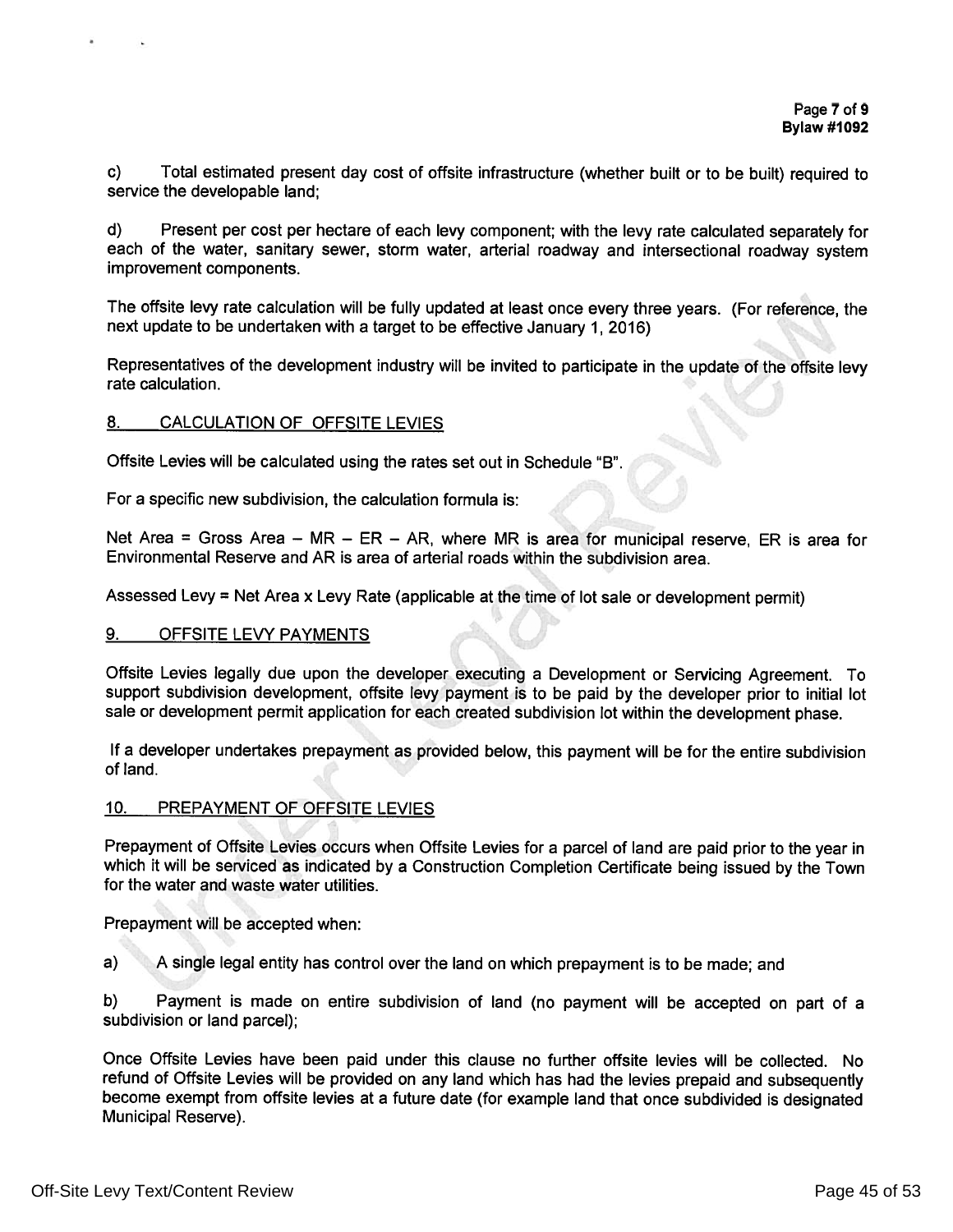c) Total estimated present day cost of offsite infrastructure (whether built or to be built) required to service the developable land;

d) Present per cost per hectare of each levy component; with the levy rate calculated separately for each of the water, sanitary sewer, storm water, arterial roadway and intersectional roadway system improvement components.

The offsite levy rate calculation will be fully updated at least once every three years. (For reference, the next update to be undertaken with a target to be effective January 1, 2016)

Representatives of the development industry will be invited to participate in the update of the offsite levy rate calculation.

## 8. CALCULATION OF OFFSITE LEVIES

Offsite Levies will be calculated using the rates set out in Schedule "B".

For a specific new subdivision, the calculation formula is:

Net Area = Gross Area – MR – ER – AR, where MR is area for municipal reserve, ER is area for Environmental Reserve and AR is area of arterial roads within the subdivision area.

Assessed Levy = Net Area x Levy Rate (applicable at the time of lot sale or development permit)

## 9. OFFSITE LEVY PAYMENTS

Offsite Levies legally due upon the developer executing a Development or Servicing Agreement. To support subdivision development, offsite levy payment is to be paid by the developer prior to initial lot sale or development permit application for each created subdivision lot within the development phase.

If a developer undertakes prepayment as provided below, this payment will be for the entire subdivision of land.

## 10. PREPAYMENT OF OFFSITE LEVIES

Prepayment of Offsite Levies occurs when Offsite Levies for a parcel of land are paid prior to the year in which it will be serviced as indicated by a Construction Completion Certificate being issued by the Town for the water and waste water utilities.

Prepayment will be accepted when:

a) A single legal entity has control over the land on which prepayment is to be made; and

b) Payment is made on entire subdivision of land (no payment will be accepted on part of a subdivision or land parcel);

Once Offsite Levies have been paid under this clause no further offsite levies will be collected. No refund of Offsite Levies will be provided on any land which has had the levies prepaid and subsequently become exempt from offsite levies at a future date (for example land that once subdivided is designated Municipal Reserve).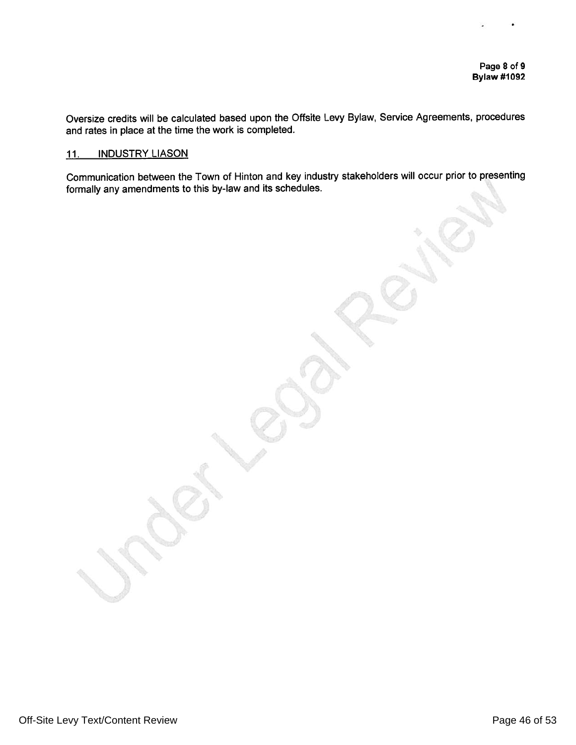Oversize credits will be calculated based upon the Offsite Levy Bylaw, Service Agreements, procedures and rates in place at the time the work is completed.

## 11. INDUSTRY LIASON

Communication between the Town of Hinton and key industry stakeholders will occur prior to presenting formally any amendments to this by-law and its schedules.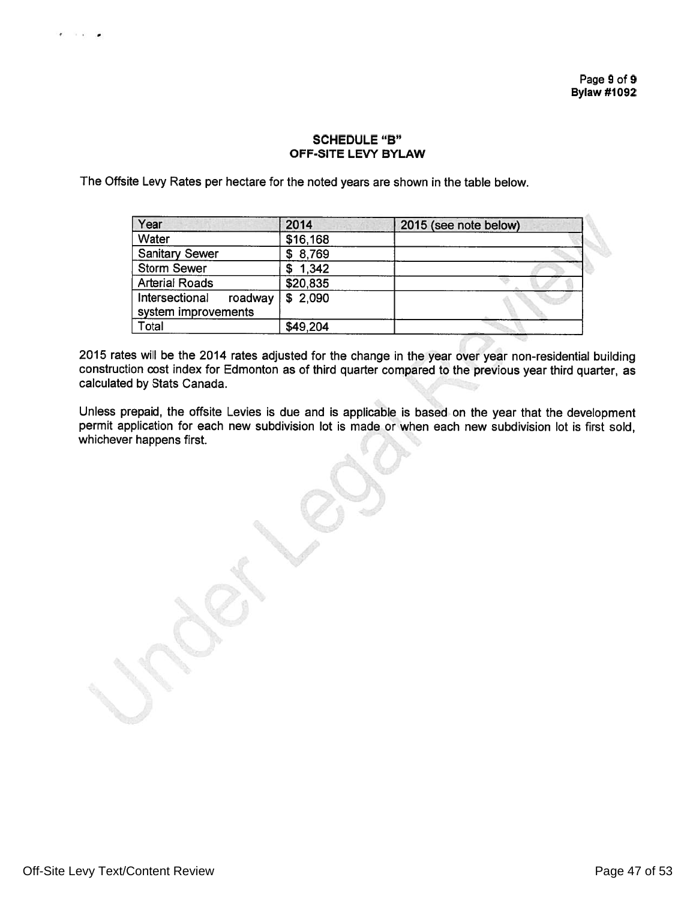# SCHEDULE "B"
## OFF-SITE LEVY BYLAW

The Offsite Levy Rates per hectare for the noted years are shown in the table below.

| Year | 2014 | 2015 (see note below) |
|---|---|---|
| Water | $16,168 | |
| Sanitary Sewer | $ 8,769 | |
| Storm Sewer | $ 1,342 | |
| Arterial Roads | $20,835 | |
| Intersectional roadway system improvements | $ 2,090 | |
| Total | $49,204 | |

2015 rates will be the 2014 rates adjusted for the change in the year over year non-residential building construction cost index for Edmonton as of third quarter compared to the previous year third quarter, as calculated by Stats Canada.

Unless prepaid, the offsite Levies is due and is applicable is based on the year that the development permit application for each new subdivision lot is made or when each new subdivision lot is first sold, whichever happens first.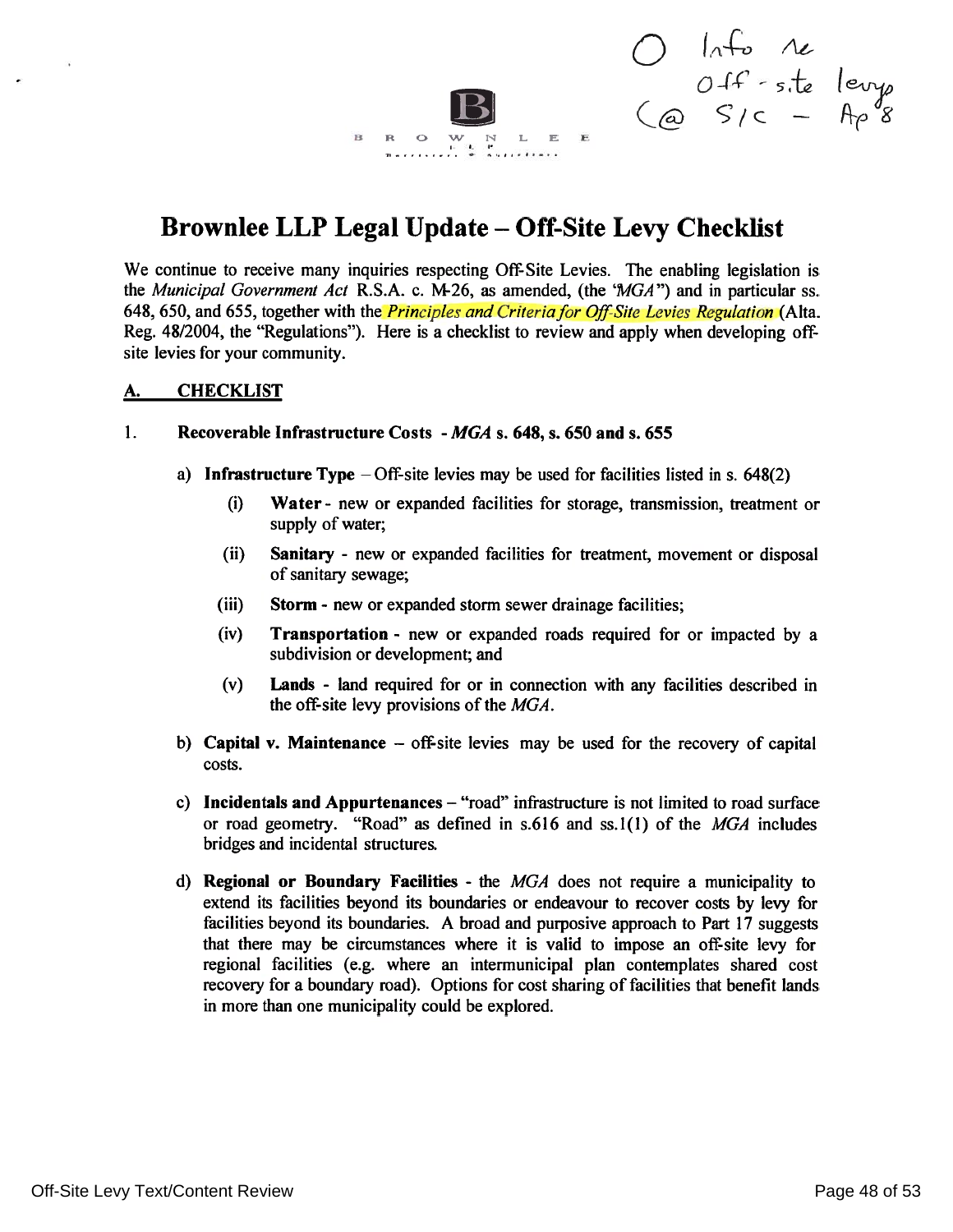# Brownlee LLP Legal Update – Off-Site Levy Checklist

We continue to receive many inquiries respecting Off-Site Levies. The enabling legislation is the *Municipal Government Act* R.S.A. c. M-26, as amended, (the "*MGA*") and in particular ss. 648, 650, and 655, together with the *Principles and Criteria for Off-Site Levies Regulation* (Alta. Reg. 48/2004, the "Regulations"). Here is a checklist to review and apply when developing off-site levies for your community.

## A. CHECKLIST

1. **Recoverable Infrastructure Costs - *MGA* s. 648, s. 650 and s. 655**

   a) **Infrastructure Type** – Off-site levies may be used for facilities listed in s. 648(2)

      (i) **Water** - new or expanded facilities for storage, transmission, treatment or supply of water;

      (ii) **Sanitary** - new or expanded facilities for treatment, movement or disposal of sanitary sewage;

      (iii) **Storm** - new or expanded storm sewer drainage facilities;

      (iv) **Transportation** - new or expanded roads required for or impacted by a subdivision or development; and

      (v) **Lands** - land required for or in connection with any facilities described in the off-site levy provisions of the *MGA*.

   b) **Capital v. Maintenance** – off-site levies may be used for the recovery of capital costs.

   c) **Incidentals and Appurtenances** – "road" infrastructure is not limited to road surface or road geometry. "Road" as defined in s.616 and ss.1(1) of the *MGA* includes bridges and incidental structures.

   d) **Regional or Boundary Facilities** - the *MGA* does not require a municipality to extend its facilities beyond its boundaries or endeavour to recover costs by levy for facilities beyond its boundaries. A broad and purposive approach to Part 17 suggests that there may be circumstances where it is valid to impose an off-site levy for regional facilities (e.g. where an intermunicipal plan contemplates shared cost recovery for a boundary road). Options for cost sharing of facilities that benefit lands in more than one municipality could be explored.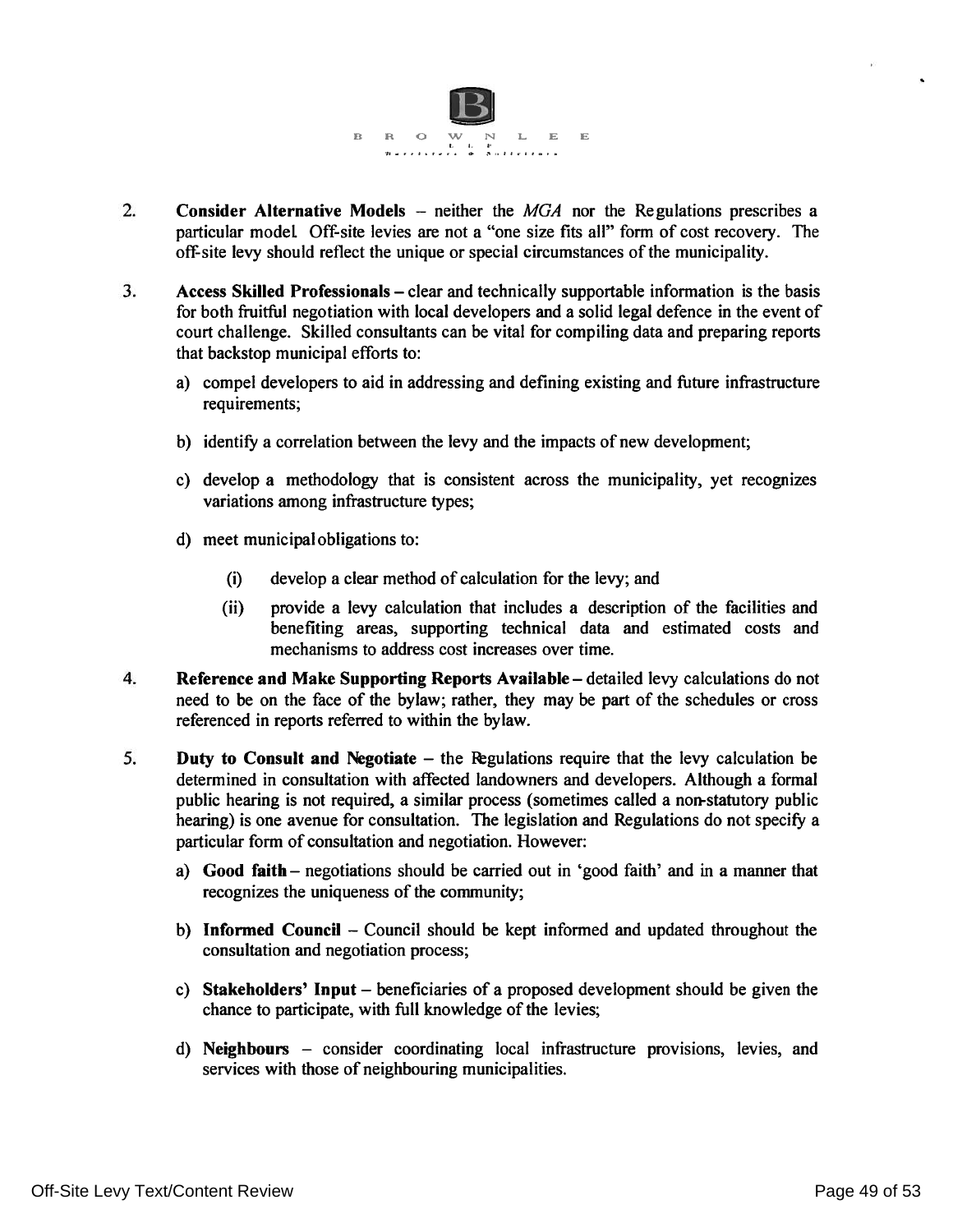2. **Consider Alternative Models** – neither the *MGA* nor the Regulations prescribes a particular model. Off-site levies are not a "one size fits all" form of cost recovery. The off-site levy should reflect the unique or special circumstances of the municipality.

3. **Access Skilled Professionals** – clear and technically supportable information is the basis for both fruitful negotiation with local developers and a solid legal defence in the event of court challenge. Skilled consultants can be vital for compiling data and preparing reports that backstop municipal efforts to:

   a) compel developers to aid in addressing and defining existing and future infrastructure requirements;

   b) identify a correlation between the levy and the impacts of new development;

   c) develop a methodology that is consistent across the municipality, yet recognizes variations among infrastructure types;

   d) meet municipal obligations to:

      (i) develop a clear method of calculation for the levy; and

      (ii) provide a levy calculation that includes a description of the facilities and benefiting areas, supporting technical data and estimated costs and mechanisms to address cost increases over time.

4. **Reference and Make Supporting Reports Available** – detailed levy calculations do not need to be on the face of the bylaw; rather, they may be part of the schedules or cross referenced in reports referred to within the bylaw.

5. **Duty to Consult and Negotiate** – the Regulations require that the levy calculation be determined in consultation with affected landowners and developers. Although a formal public hearing is not required, a similar process (sometimes called a non-statutory public hearing) is one avenue for consultation. The legislation and Regulations do not specify a particular form of consultation and negotiation. However:

   a) **Good faith** – negotiations should be carried out in 'good faith' and in a manner that recognizes the uniqueness of the community;

   b) **Informed Council** – Council should be kept informed and updated throughout the consultation and negotiation process;

   c) **Stakeholders' Input** – beneficiaries of a proposed development should be given the chance to participate, with full knowledge of the levies;

   d) **Neighbours** – consider coordinating local infrastructure provisions, levies, and services with those of neighbouring municipalities.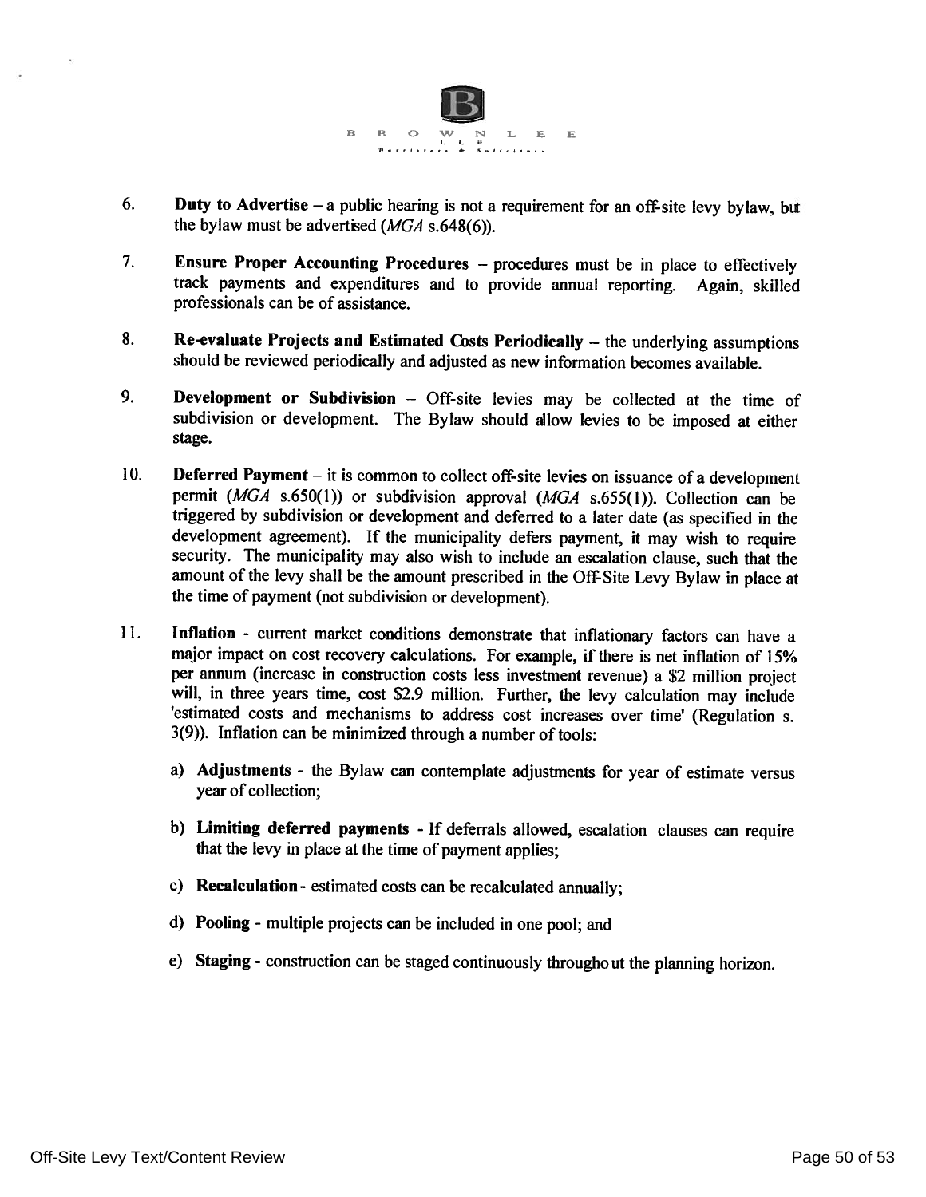6. **Duty to Advertise** – a public hearing is not a requirement for an off-site levy bylaw, but the bylaw must be advertised (*MGA* s.648(6)).

7. **Ensure Proper Accounting Procedures** – procedures must be in place to effectively track payments and expenditures and to provide annual reporting. Again, skilled professionals can be of assistance.

8. **Re-evaluate Projects and Estimated Costs Periodically** – the underlying assumptions should be reviewed periodically and adjusted as new information becomes available.

9. **Development or Subdivision** – Off-site levies may be collected at the time of subdivision or development. The Bylaw should allow levies to be imposed at either stage.

10. **Deferred Payment** – it is common to collect off-site levies on issuance of a development permit (*MGA* s.650(1)) or subdivision approval (*MGA* s.655(1)). Collection can be triggered by subdivision or development and deferred to a later date (as specified in the development agreement). If the municipality defers payment, it may wish to require security. The municipality may also wish to include an escalation clause, such that the amount of the levy shall be the amount prescribed in the Off-Site Levy Bylaw in place at the time of payment (not subdivision or development).

11. **Inflation** - current market conditions demonstrate that inflationary factors can have a major impact on cost recovery calculations. For example, if there is net inflation of 15% per annum (increase in construction costs less investment revenue) a $2 million project will, in three years time, cost $2.9 million. Further, the levy calculation may include 'estimated costs and mechanisms to address cost increases over time' (Regulation s. 3(9)). Inflation can be minimized through a number of tools:

    a) **Adjustments** - the Bylaw can contemplate adjustments for year of estimate versus year of collection;

    b) **Limiting deferred payments** - If deferrals allowed, escalation clauses can require that the levy in place at the time of payment applies;

    c) **Recalculation** - estimated costs can be recalculated annually;

    d) **Pooling** - multiple projects can be included in one pool; and

    e) **Staging** - construction can be staged continuously throughout the planning horizon.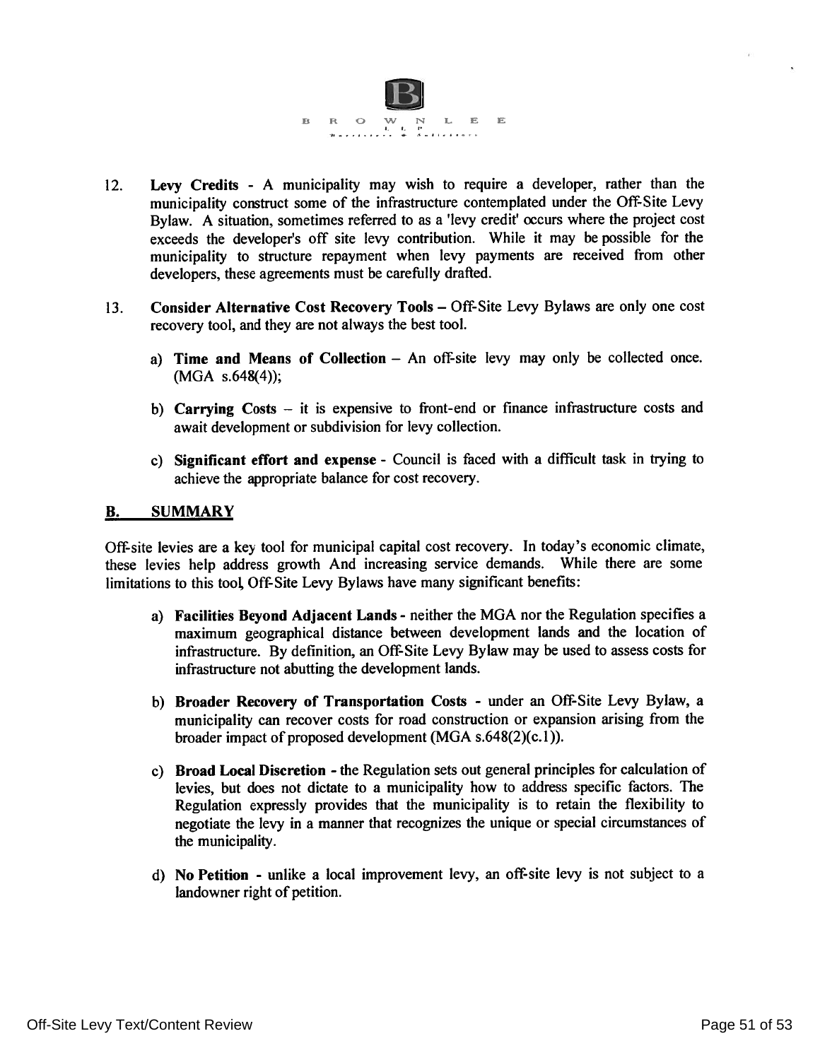12. **Levy Credits** - A municipality may wish to require a developer, rather than the municipality construct some of the infrastructure contemplated under the Off-Site Levy Bylaw. A situation, sometimes referred to as a 'levy credit' occurs where the project cost exceeds the developer's off site levy contribution. While it may be possible for the municipality to structure repayment when levy payments are received from other developers, these agreements must be carefully drafted.

13. **Consider Alternative Cost Recovery Tools** – Off-Site Levy Bylaws are only one cost recovery tool, and they are not always the best tool.

    a) **Time and Means of Collection** – An off-site levy may only be collected once. (MGA s.648(4));

    b) **Carrying Costs** – it is expensive to front-end or finance infrastructure costs and await development or subdivision for levy collection.

    c) **Significant effort and expense** - Council is faced with a difficult task in trying to achieve the appropriate balance for cost recovery.

## B. SUMMARY

Off-site levies are a key tool for municipal capital cost recovery. In today's economic climate, these levies help address growth And increasing service demands. While there are some limitations to this tool, Off-Site Levy Bylaws have many significant benefits:

a) **Facilities Beyond Adjacent Lands** - neither the MGA nor the Regulation specifies a maximum geographical distance between development lands and the location of infrastructure. By definition, an Off-Site Levy Bylaw may be used to assess costs for infrastructure not abutting the development lands.

b) **Broader Recovery of Transportation Costs** - under an Off-Site Levy Bylaw, a municipality can recover costs for road construction or expansion arising from the broader impact of proposed development (MGA s.648(2)(c.1)).

c) **Broad Local Discretion** - the Regulation sets out general principles for calculation of levies, but does not dictate to a municipality how to address specific factors. The Regulation expressly provides that the municipality is to retain the flexibility to negotiate the levy in a manner that recognizes the unique or special circumstances of the municipality.

d) **No Petition** - unlike a local improvement levy, an off-site levy is not subject to a landowner right of petition.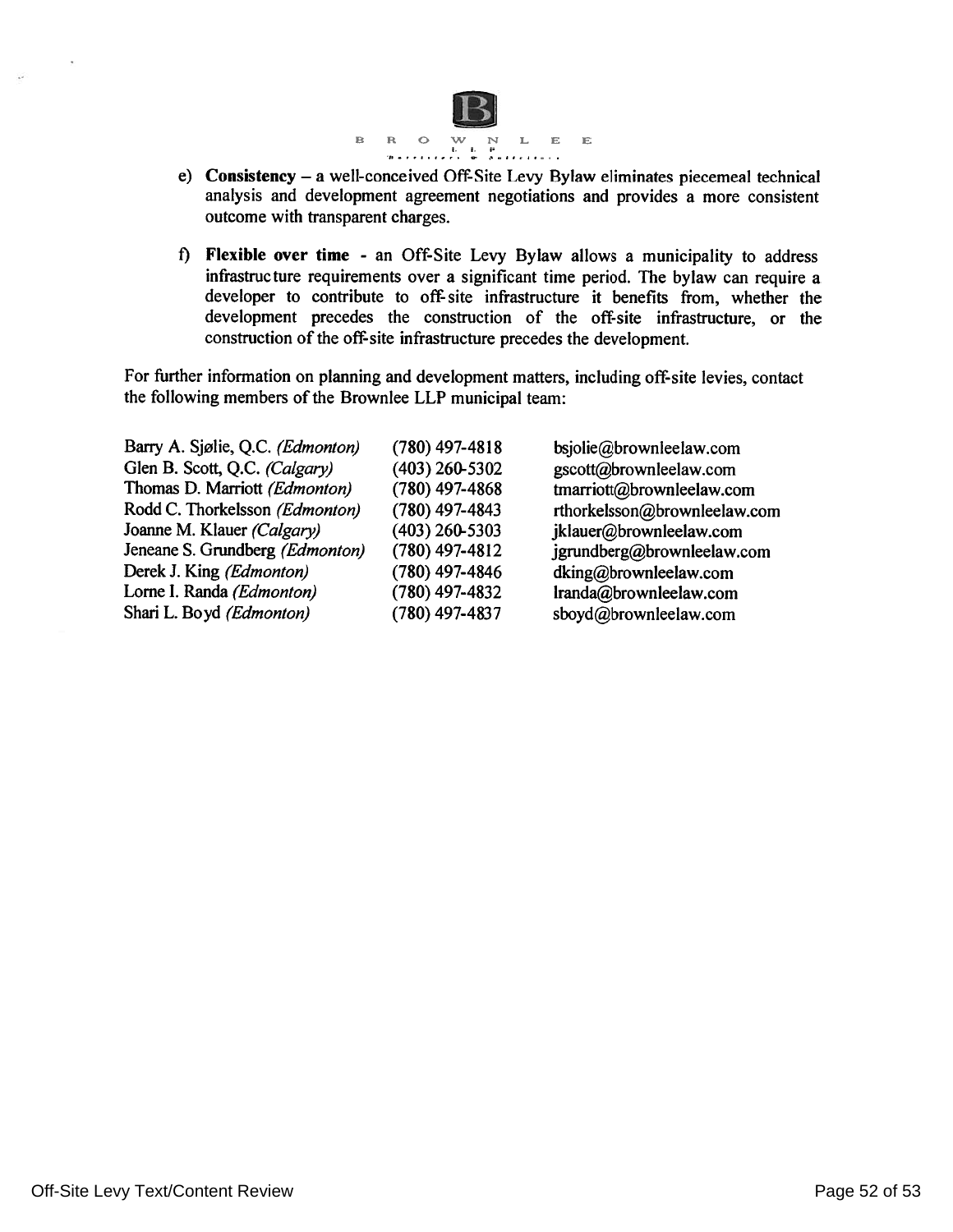B R O W N L E E
LLP
Barristers & Solicitors

e) **Consistency** – a well-conceived Off-Site Levy Bylaw eliminates piecemeal technical analysis and development agreement negotiations and provides a more consistent outcome with transparent charges.

f) **Flexible over time** - an Off-Site Levy Bylaw allows a municipality to address infrastructure requirements over a significant time period. The bylaw can require a developer to contribute to off-site infrastructure it benefits from, whether the development precedes the construction of the off-site infrastructure, or the construction of the off-site infrastructure precedes the development.

For further information on planning and development matters, including off-site levies, contact the following members of the Brownlee LLP municipal team:

| | | |
|---|---|---|
| Barry A. Sjølie, Q.C. *(Edmonton)* | (780) 497-4818 | bsjolie@brownleelaw.com |
| Glen B. Scott, Q.C. *(Calgary)* | (403) 260-5302 | gscott@brownleelaw.com |
| Thomas D. Marriott *(Edmonton)* | (780) 497-4868 | tmarriott@brownleelaw.com |
| Rodd C. Thorkelsson *(Edmonton)* | (780) 497-4843 | rthorkelsson@brownleelaw.com |
| Joanne M. Klauer *(Calgary)* | (403) 260-5303 | jklauer@brownleelaw.com |
| Jeneane S. Grundberg *(Edmonton)* | (780) 497-4812 | jgrundberg@brownleelaw.com |
| Derek J. King *(Edmonton)* | (780) 497-4846 | dking@brownleelaw.com |
| Lorne I. Randa *(Edmonton)* | (780) 497-4832 | lranda@brownleelaw.com |
| Shari L. Boyd *(Edmonton)* | (780) 497-4837 | sboyd@brownleelaw.com |